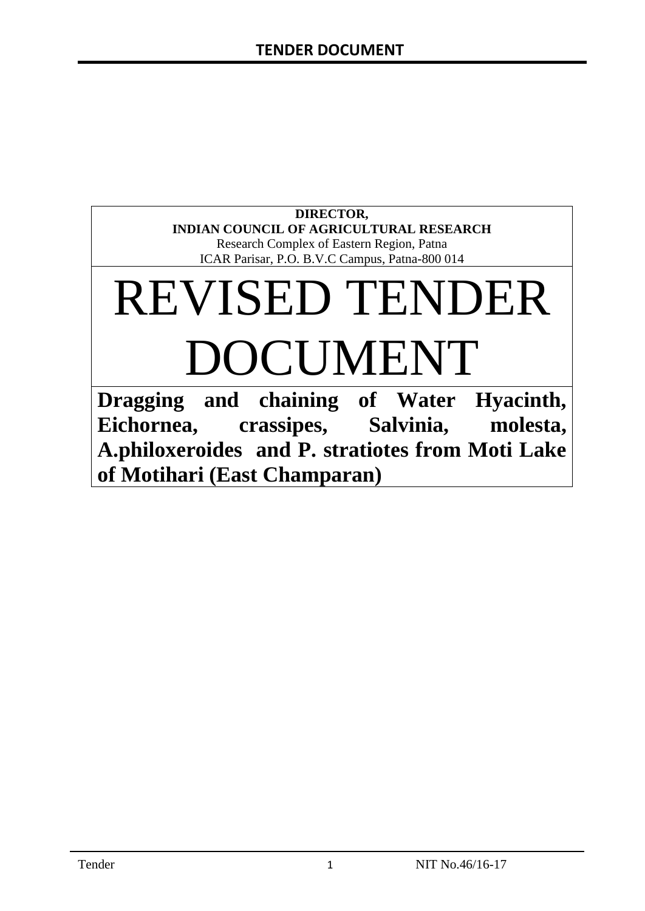# TENDER DOCUMENT

**DIRECTOR,**
**INDIAN COUNCIL OF AGRICULTURAL RESEARCH**
Research Complex of Eastern Region, Patna
ICAR Parisar, P.O. B.V.C Campus, Patna-800 014

# REVISED TENDER DOCUMENT

**Dragging and chaining of Water Hyacinth, Eichornea, crassipes, Salvinia, molesta, A.philoxeroides and P. stratiotes from Moti Lake of Motihari (East Champaran)**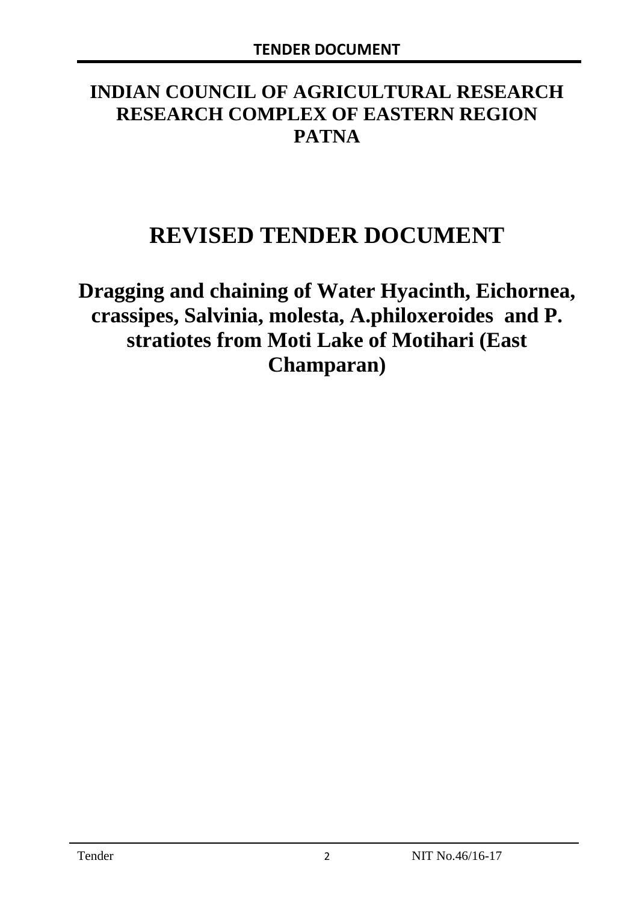# INDIAN COUNCIL OF AGRICULTURAL RESEARCH RESEARCH COMPLEX OF EASTERN REGION PATNA

# REVISED TENDER DOCUMENT

## Dragging and chaining of Water Hyacinth, Eichornea, crassipes, Salvinia, molesta, A.philoxeroides and P. stratiotes from Moti Lake of Motihari (East Champaran)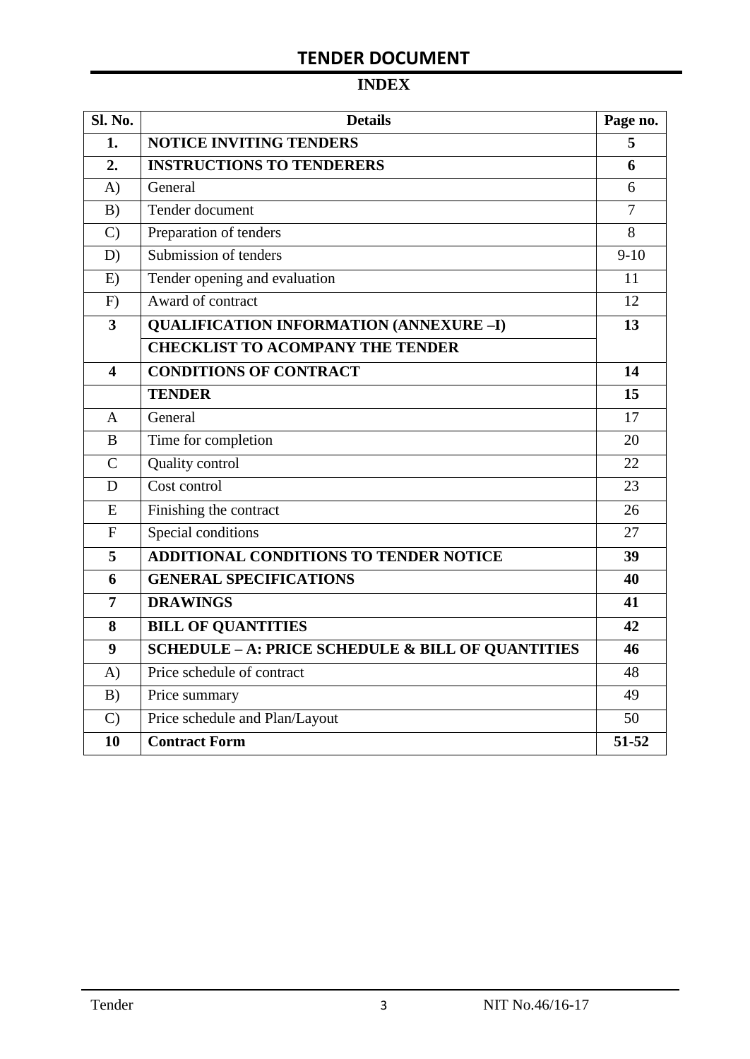# TENDER DOCUMENT

## INDEX

| Sl. No. | Details | Page no. |
|---|---|---|
| **1.** | **NOTICE INVITING TENDERS** | **5** |
| **2.** | **INSTRUCTIONS TO TENDERERS** | **6** |
| A) | General | 6 |
| B) | Tender document | 7 |
| C) | Preparation of tenders | 8 |
| D) | Submission of tenders | 9-10 |
| E) | Tender opening and evaluation | 11 |
| F) | Award of contract | 12 |
| **3** | **QUALIFICATION INFORMATION (ANNEXURE –I)** | **13** |
| | **CHECKLIST TO ACOMPANY THE TENDER** | |
| **4** | **CONDITIONS OF CONTRACT** | **14** |
| | **TENDER** | **15** |
| A | General | 17 |
| B | Time for completion | 20 |
| C | Quality control | 22 |
| D | Cost control | 23 |
| E | Finishing the contract | 26 |
| F | Special conditions | 27 |
| **5** | **ADDITIONAL CONDITIONS TO TENDER NOTICE** | **39** |
| **6** | **GENERAL SPECIFICATIONS** | **40** |
| **7** | **DRAWINGS** | **41** |
| **8** | **BILL OF QUANTITIES** | **42** |
| **9** | **SCHEDULE – A: PRICE SCHEDULE & BILL OF QUANTITIES** | **46** |
| A) | Price schedule of contract | 48 |
| B) | Price summary | 49 |
| C) | Price schedule and Plan/Layout | 50 |
| **10** | **Contract Form** | **51-52** |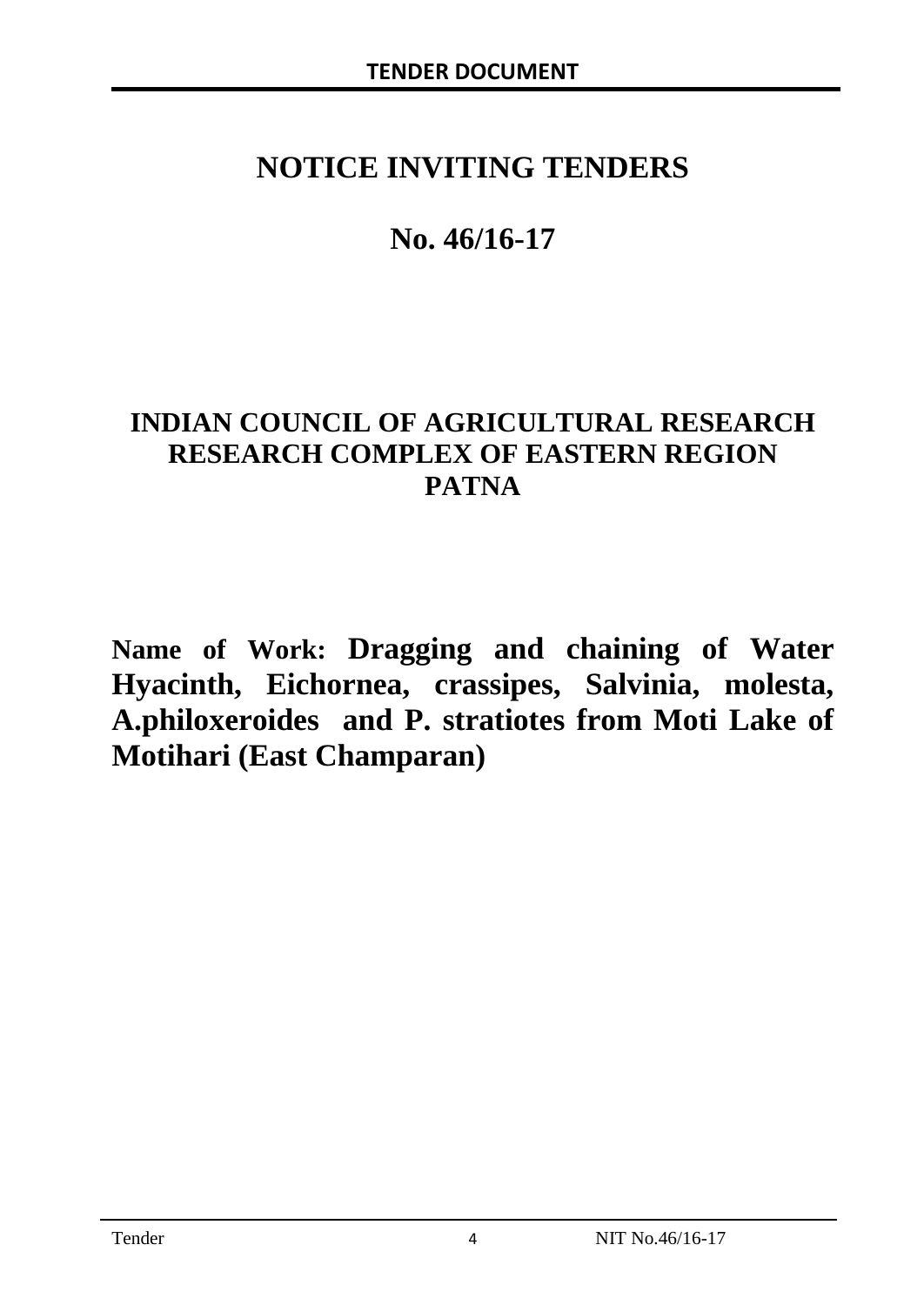# NOTICE INVITING TENDERS

# No. 46/16-17

## INDIAN COUNCIL OF AGRICULTURAL RESEARCH RESEARCH COMPLEX OF EASTERN REGION PATNA

**Name of Work: Dragging and chaining of Water Hyacinth, Eichornea, crassipes, Salvinia, molesta, A.philoxeroides and P. stratiotes from Moti Lake of Motihari (East Champaran)**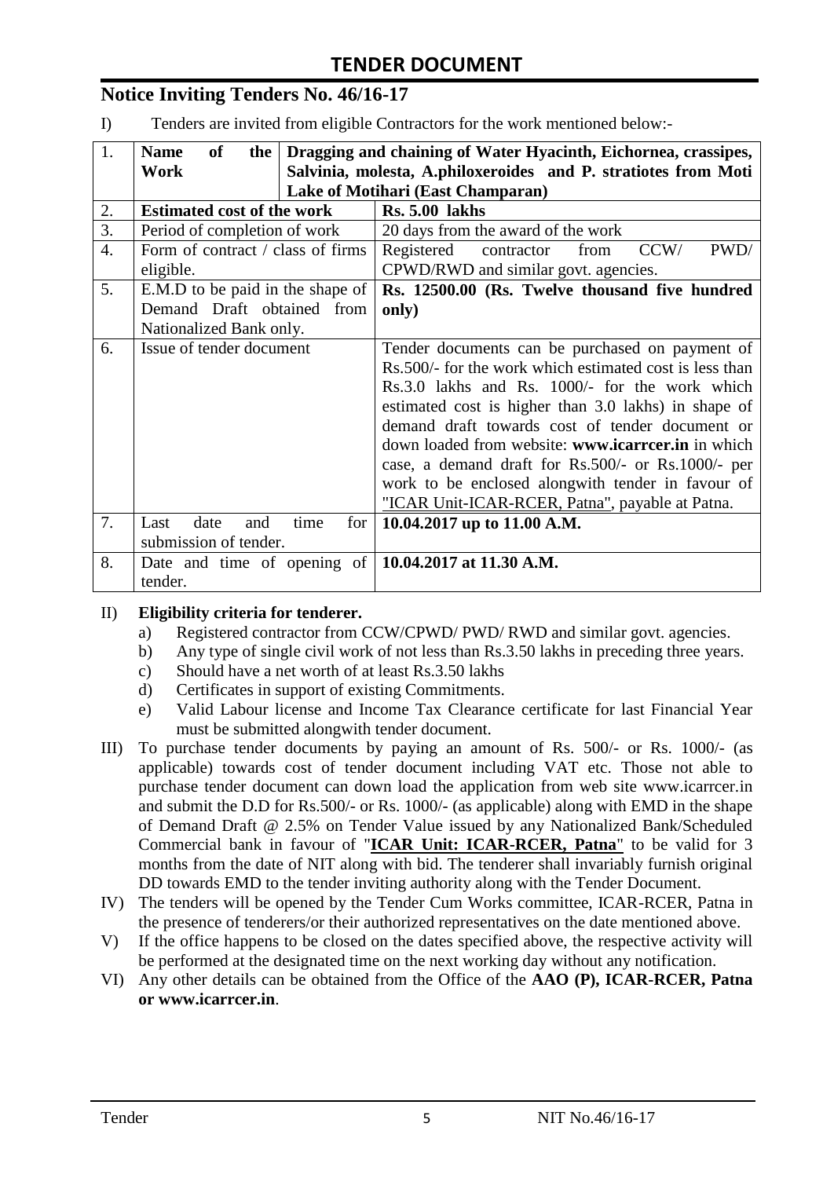# TENDER DOCUMENT

## Notice Inviting Tenders No. 46/16-17

I) Tenders are invited from eligible Contractors for the work mentioned below:-

| | | |
|---|---|---|
| 1. | **Name of the Work** | **Dragging and chaining of Water Hyacinth, Eichornea, crassipes, Salvinia, molesta, A.philoxeroides and P. stratiotes from Moti Lake of Motihari (East Champaran)** |
| 2. | **Estimated cost of the work** | **Rs. 5.00 lakhs** |
| 3. | Period of completion of work | 20 days from the award of the work |
| 4. | Form of contract / class of firms eligible. | Registered contractor from CCW/ PWD/ CPWD/RWD and similar govt. agencies. |
| 5. | E.M.D to be paid in the shape of Demand Draft obtained from Nationalized Bank only. | **Rs. 12500.00 (Rs. Twelve thousand five hundred only)** |
| 6. | Issue of tender document | Tender documents can be purchased on payment of Rs.500/- for the work which estimated cost is less than Rs.3.0 lakhs and Rs. 1000/- for the work which estimated cost is higher than 3.0 lakhs) in shape of demand draft towards cost of tender document or down loaded from website: **www.icarrcer.in** in which case, a demand draft for Rs.500/- or Rs.1000/- per work to be enclosed alongwith tender in favour of "ICAR Unit-ICAR-RCER, Patna", payable at Patna. |
| 7. | Last date and time for submission of tender. | **10.04.2017 up to 11.00 A.M.** |
| 8. | Date and time of opening of tender. | **10.04.2017 at 11.30 A.M.** |

II) **Eligibility criteria for tenderer.**

a) Registered contractor from CCW/CPWD/ PWD/ RWD and similar govt. agencies.
b) Any type of single civil work of not less than Rs.3.50 lakhs in preceding three years.
c) Should have a net worth of at least Rs.3.50 lakhs
d) Certificates in support of existing Commitments.
e) Valid Labour license and Income Tax Clearance certificate for last Financial Year must be submitted alongwith tender document.

III) To purchase tender documents by paying an amount of Rs. 500/- or Rs. 1000/- (as applicable) towards cost of tender document including VAT etc. Those not able to purchase tender document can down load the application from web site www.icarrcer.in and submit the D.D for Rs.500/- or Rs. 1000/- (as applicable) along with EMD in the shape of Demand Draft @ 2.5% on Tender Value issued by any Nationalized Bank/Scheduled Commercial bank in favour of "**ICAR Unit: ICAR-RCER, Patna**" to be valid for 3 months from the date of NIT along with bid. The tenderer shall invariably furnish original DD towards EMD to the tender inviting authority along with the Tender Document.

IV) The tenders will be opened by the Tender Cum Works committee, ICAR-RCER, Patna in the presence of tenderers/or their authorized representatives on the date mentioned above.

V) If the office happens to be closed on the dates specified above, the respective activity will be performed at the designated time on the next working day without any notification.

VI) Any other details can be obtained from the Office of the **AAO (P), ICAR-RCER, Patna or www.icarrcer.in**.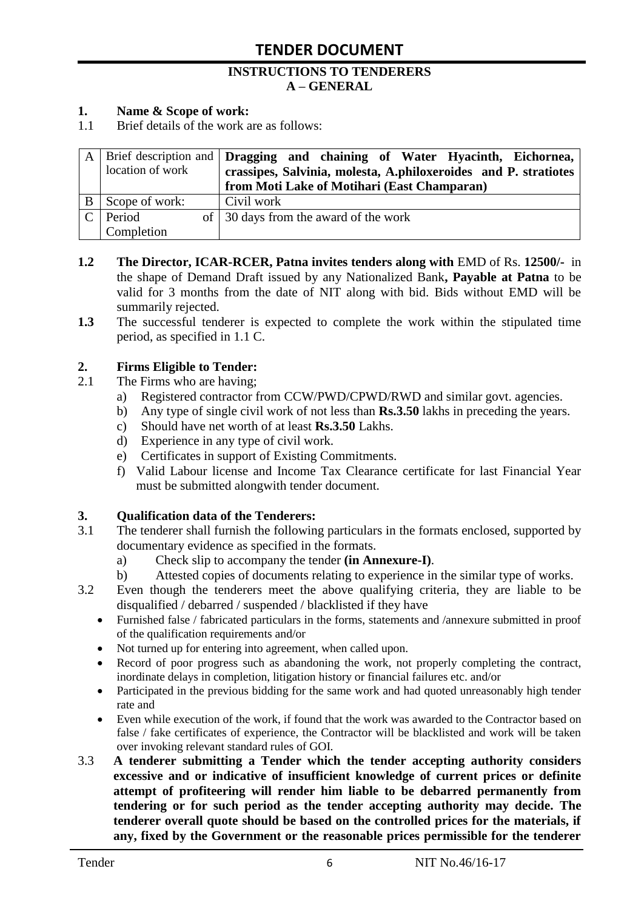# TENDER DOCUMENT

## INSTRUCTIONS TO TENDERERS
## A – GENERAL

**1. Name & Scope of work:**

1.1 Brief details of the work are as follows:

| | | |
|---|---|---|
| A | Brief description and location of work | **Dragging and chaining of Water Hyacinth, Eichornea, crassipes, Salvinia, molesta, A.philoxeroides and P. stratiotes from Moti Lake of Motihari (East Champaran)** |
| B | Scope of work: | Civil work |
| C | Period of Completion | 30 days from the award of the work |

**1.2** **The Director, ICAR-RCER, Patna invites tenders along with** EMD of Rs. **12500/-** in the shape of Demand Draft issued by any Nationalized Bank**, Payable at Patna** to be valid for 3 months from the date of NIT along with bid. Bids without EMD will be summarily rejected.

**1.3** The successful tenderer is expected to complete the work within the stipulated time period, as specified in 1.1 C.

**2. Firms Eligible to Tender:**

2.1 The Firms who are having;

a) Registered contractor from CCW/PWD/CPWD/RWD and similar govt. agencies.
b) Any type of single civil work of not less than **Rs.3.50** lakhs in preceding the years.
c) Should have net worth of at least **Rs.3.50** Lakhs.
d) Experience in any type of civil work.
e) Certificates in support of Existing Commitments.
f) Valid Labour license and Income Tax Clearance certificate for last Financial Year must be submitted alongwith tender document.

**3. Qualification data of the Tenderers:**

3.1 The tenderer shall furnish the following particulars in the formats enclosed, supported by documentary evidence as specified in the formats.

a) Check slip to accompany the tender **(in Annexure-I)**.
b) Attested copies of documents relating to experience in the similar type of works.

3.2 Even though the tenderers meet the above qualifying criteria, they are liable to be disqualified / debarred / suspended / blacklisted if they have

- Furnished false / fabricated particulars in the forms, statements and /annexure submitted in proof of the qualification requirements and/or
- Not turned up for entering into agreement, when called upon.
- Record of poor progress such as abandoning the work, not properly completing the contract, inordinate delays in completion, litigation history or financial failures etc. and/or
- Participated in the previous bidding for the same work and had quoted unreasonably high tender rate and
- Even while execution of the work, if found that the work was awarded to the Contractor based on false / fake certificates of experience, the Contractor will be blacklisted and work will be taken over invoking relevant standard rules of GOI.

3.3 **A tenderer submitting a Tender which the tender accepting authority considers excessive and or indicative of insufficient knowledge of current prices or definite attempt of profiteering will render him liable to be debarred permanently from tendering or for such period as the tender accepting authority may decide. The tenderer overall quote should be based on the controlled prices for the materials, if any, fixed by the Government or the reasonable prices permissible for the tenderer**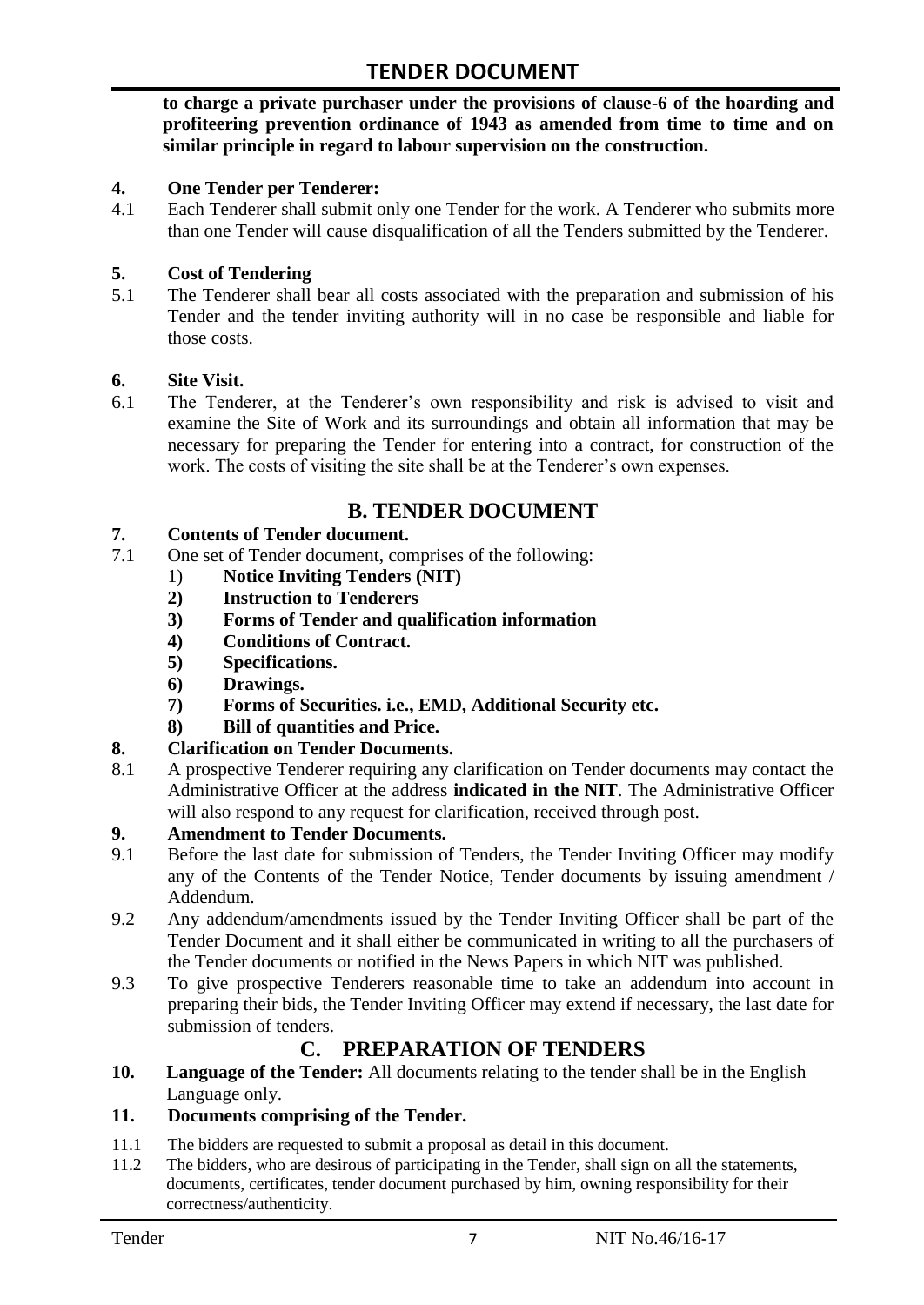**to charge a private purchaser under the provisions of clause-6 of the hoarding and profiteering prevention ordinance of 1943 as amended from time to time and on similar principle in regard to labour supervision on the construction.**

**4. One Tender per Tenderer:**

4.1 Each Tenderer shall submit only one Tender for the work. A Tenderer who submits more than one Tender will cause disqualification of all the Tenders submitted by the Tenderer.

**5. Cost of Tendering**

5.1 The Tenderer shall bear all costs associated with the preparation and submission of his Tender and the tender inviting authority will in no case be responsible and liable for those costs.

**6. Site Visit.**

6.1 The Tenderer, at the Tenderer's own responsibility and risk is advised to visit and examine the Site of Work and its surroundings and obtain all information that may be necessary for preparing the Tender for entering into a contract, for construction of the work. The costs of visiting the site shall be at the Tenderer's own expenses.

## B. TENDER DOCUMENT

**7. Contents of Tender document.**

7.1 One set of Tender document, comprises of the following:

1) **Notice Inviting Tenders (NIT)**
2) **Instruction to Tenderers**
3) **Forms of Tender and qualification information**
4) **Conditions of Contract.**
5) **Specifications.**
6) **Drawings.**
7) **Forms of Securities. i.e., EMD, Additional Security etc.**
8) **Bill of quantities and Price.**

**8. Clarification on Tender Documents.**

8.1 A prospective Tenderer requiring any clarification on Tender documents may contact the Administrative Officer at the address **indicated in the NIT**. The Administrative Officer will also respond to any request for clarification, received through post.

**9. Amendment to Tender Documents.**

9.1 Before the last date for submission of Tenders, the Tender Inviting Officer may modify any of the Contents of the Tender Notice, Tender documents by issuing amendment / Addendum.

9.2 Any addendum/amendments issued by the Tender Inviting Officer shall be part of the Tender Document and it shall either be communicated in writing to all the purchasers of the Tender documents or notified in the News Papers in which NIT was published.

9.3 To give prospective Tenderers reasonable time to take an addendum into account in preparing their bids, the Tender Inviting Officer may extend if necessary, the last date for submission of tenders.

## C. PREPARATION OF TENDERS

**10. Language of the Tender:** All documents relating to the tender shall be in the English Language only.

**11. Documents comprising of the Tender.**

11.1 The bidders are requested to submit a proposal as detail in this document.

11.2 The bidders, who are desirous of participating in the Tender, shall sign on all the statements, documents, certificates, tender document purchased by him, owning responsibility for their correctness/authenticity.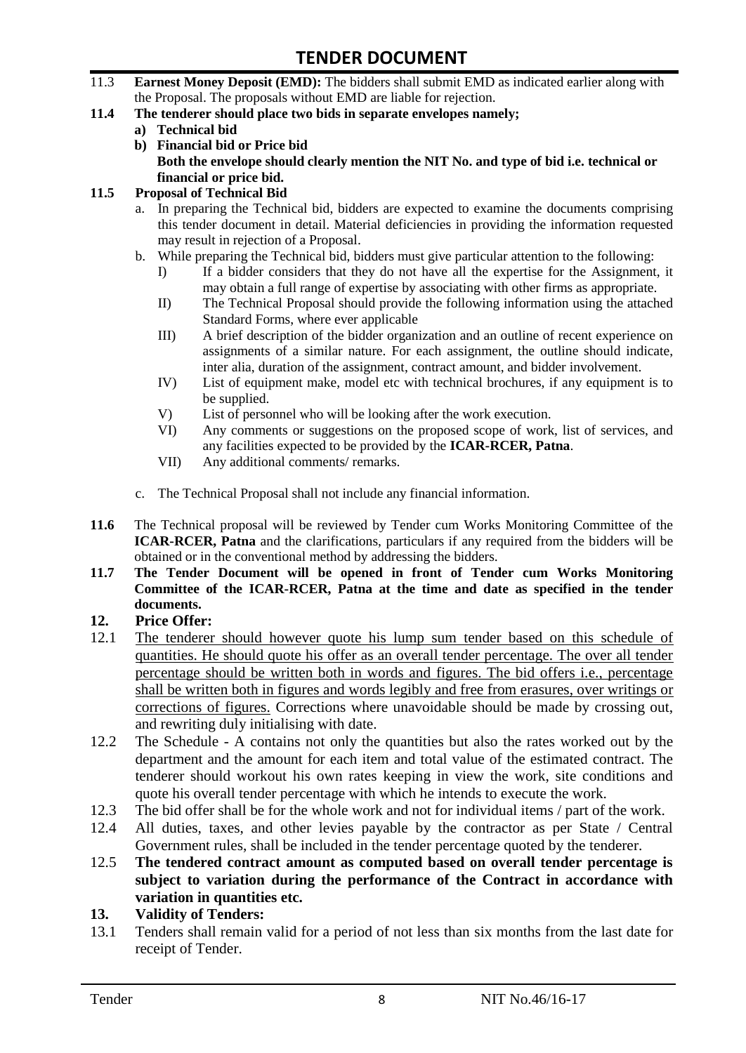11.3 **Earnest Money Deposit (EMD):** The bidders shall submit EMD as indicated earlier along with the Proposal. The proposals without EMD are liable for rejection.

**11.4 The tenderer should place two bids in separate envelopes namely;**

**a) Technical bid**

**b) Financial bid or Price bid**

**Both the envelope should clearly mention the NIT No. and type of bid i.e. technical or financial or price bid.**

**11.5 Proposal of Technical Bid**

a. In preparing the Technical bid, bidders are expected to examine the documents comprising this tender document in detail. Material deficiencies in providing the information requested may result in rejection of a Proposal.

b. While preparing the Technical bid, bidders must give particular attention to the following:

I) If a bidder considers that they do not have all the expertise for the Assignment, it may obtain a full range of expertise by associating with other firms as appropriate.

II) The Technical Proposal should provide the following information using the attached Standard Forms, where ever applicable

III) A brief description of the bidder organization and an outline of recent experience on assignments of a similar nature. For each assignment, the outline should indicate, inter alia, duration of the assignment, contract amount, and bidder involvement.

IV) List of equipment make, model etc with technical brochures, if any equipment is to be supplied.

V) List of personnel who will be looking after the work execution.

VI) Any comments or suggestions on the proposed scope of work, list of services, and any facilities expected to be provided by the **ICAR-RCER, Patna**.

VII) Any additional comments/ remarks.

c. The Technical Proposal shall not include any financial information.

**11.6** The Technical proposal will be reviewed by Tender cum Works Monitoring Committee of the **ICAR-RCER, Patna** and the clarifications, particulars if any required from the bidders will be obtained or in the conventional method by addressing the bidders.

**11.7 The Tender Document will be opened in front of Tender cum Works Monitoring Committee of the ICAR-RCER, Patna at the time and date as specified in the tender documents.**

## 12. Price Offer:

12.1 The tenderer should however quote his lump sum tender based on this schedule of quantities. He should quote his offer as an overall tender percentage. The over all tender percentage should be written both in words and figures. The bid offers i.e., percentage shall be written both in figures and words legibly and free from erasures, over writings or corrections of figures. Corrections where unavoidable should be made by crossing out, and rewriting duly initialising with date.

12.2 The Schedule - A contains not only the quantities but also the rates worked out by the department and the amount for each item and total value of the estimated contract. The tenderer should workout his own rates keeping in view the work, site conditions and quote his overall tender percentage with which he intends to execute the work.

12.3 The bid offer shall be for the whole work and not for individual items / part of the work.

12.4 All duties, taxes, and other levies payable by the contractor as per State / Central Government rules, shall be included in the tender percentage quoted by the tenderer.

12.5 **The tendered contract amount as computed based on overall tender percentage is subject to variation during the performance of the Contract in accordance with variation in quantities etc.**

## 13. Validity of Tenders:

13.1 Tenders shall remain valid for a period of not less than six months from the last date for receipt of Tender.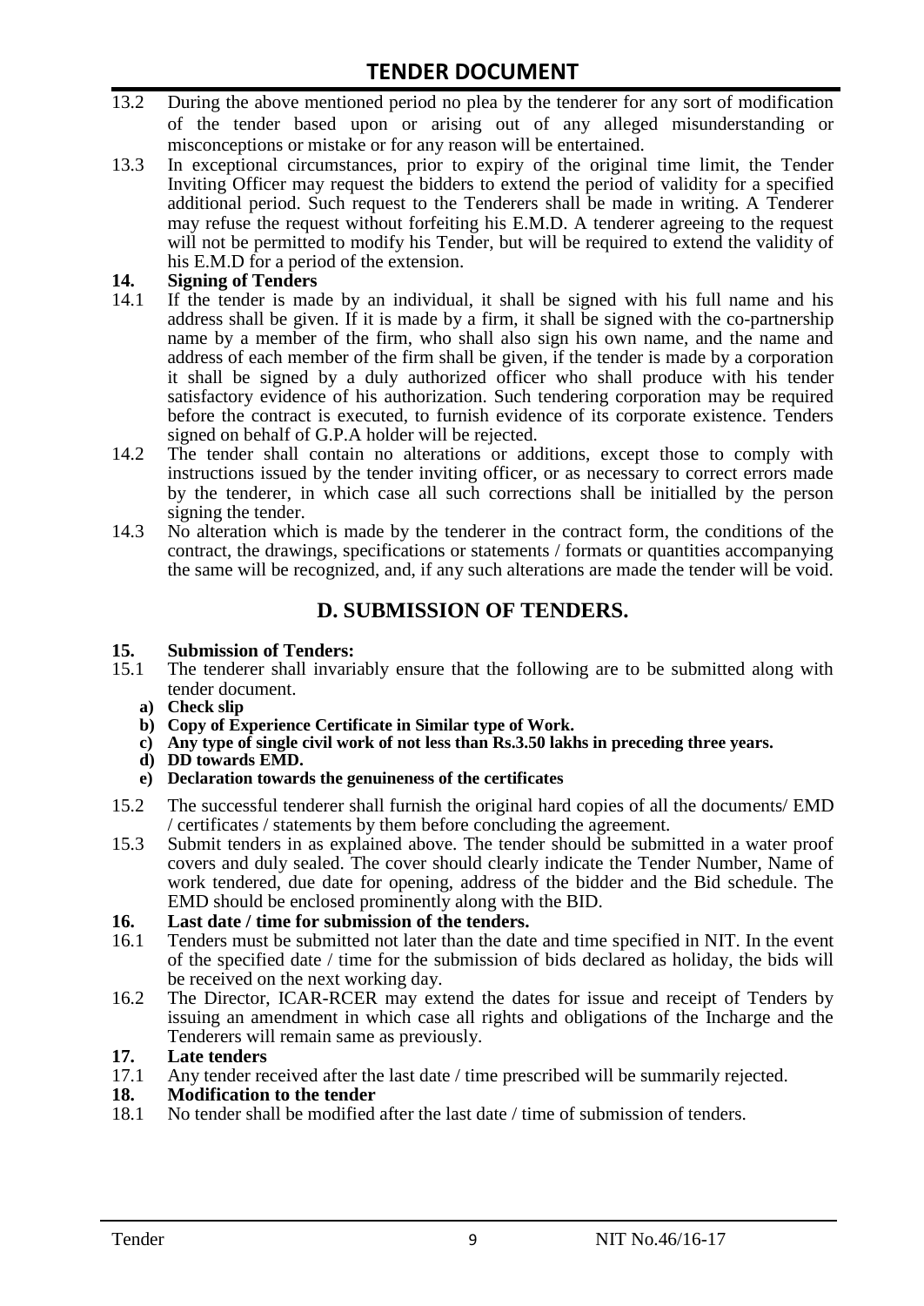13.2 During the above mentioned period no plea by the tenderer for any sort of modification of the tender based upon or arising out of any alleged misunderstanding or misconceptions or mistake or for any reason will be entertained.

13.3 In exceptional circumstances, prior to expiry of the original time limit, the Tender Inviting Officer may request the bidders to extend the period of validity for a specified additional period. Such request to the Tenderers shall be made in writing. A Tenderer may refuse the request without forfeiting his E.M.D. A tenderer agreeing to the request will not be permitted to modify his Tender, but will be required to extend the validity of his E.M.D for a period of the extension.

**14. Signing of Tenders**

14.1 If the tender is made by an individual, it shall be signed with his full name and his address shall be given. If it is made by a firm, it shall be signed with the co-partnership name by a member of the firm, who shall also sign his own name, and the name and address of each member of the firm shall be given, if the tender is made by a corporation it shall be signed by a duly authorized officer who shall produce with his tender satisfactory evidence of his authorization. Such tendering corporation may be required before the contract is executed, to furnish evidence of its corporate existence. Tenders signed on behalf of G.P.A holder will be rejected.

14.2 The tender shall contain no alterations or additions, except those to comply with instructions issued by the tender inviting officer, or as necessary to correct errors made by the tenderer, in which case all such corrections shall be initialled by the person signing the tender.

14.3 No alteration which is made by the tenderer in the contract form, the conditions of the contract, the drawings, specifications or statements / formats or quantities accompanying the same will be recognized, and, if any such alterations are made the tender will be void.

## D. SUBMISSION OF TENDERS.

**15. Submission of Tenders:**

15.1 The tenderer shall invariably ensure that the following are to be submitted along with tender document.

- **a) Check slip**
- **b) Copy of Experience Certificate in Similar type of Work.**
- **c) Any type of single civil work of not less than Rs.3.50 lakhs in preceding three years.**
- **d) DD towards EMD.**
- **e) Declaration towards the genuineness of the certificates**

15.2 The successful tenderer shall furnish the original hard copies of all the documents/ EMD / certificates / statements by them before concluding the agreement.

15.3 Submit tenders in as explained above. The tender should be submitted in a water proof covers and duly sealed. The cover should clearly indicate the Tender Number, Name of work tendered, due date for opening, address of the bidder and the Bid schedule. The EMD should be enclosed prominently along with the BID.

**16. Last date / time for submission of the tenders.**

16.1 Tenders must be submitted not later than the date and time specified in NIT. In the event of the specified date / time for the submission of bids declared as holiday, the bids will be received on the next working day.

16.2 The Director, ICAR-RCER may extend the dates for issue and receipt of Tenders by issuing an amendment in which case all rights and obligations of the Incharge and the Tenderers will remain same as previously.

**17. Late tenders**

17.1 Any tender received after the last date / time prescribed will be summarily rejected.

**18. Modification to the tender**

18.1 No tender shall be modified after the last date / time of submission of tenders.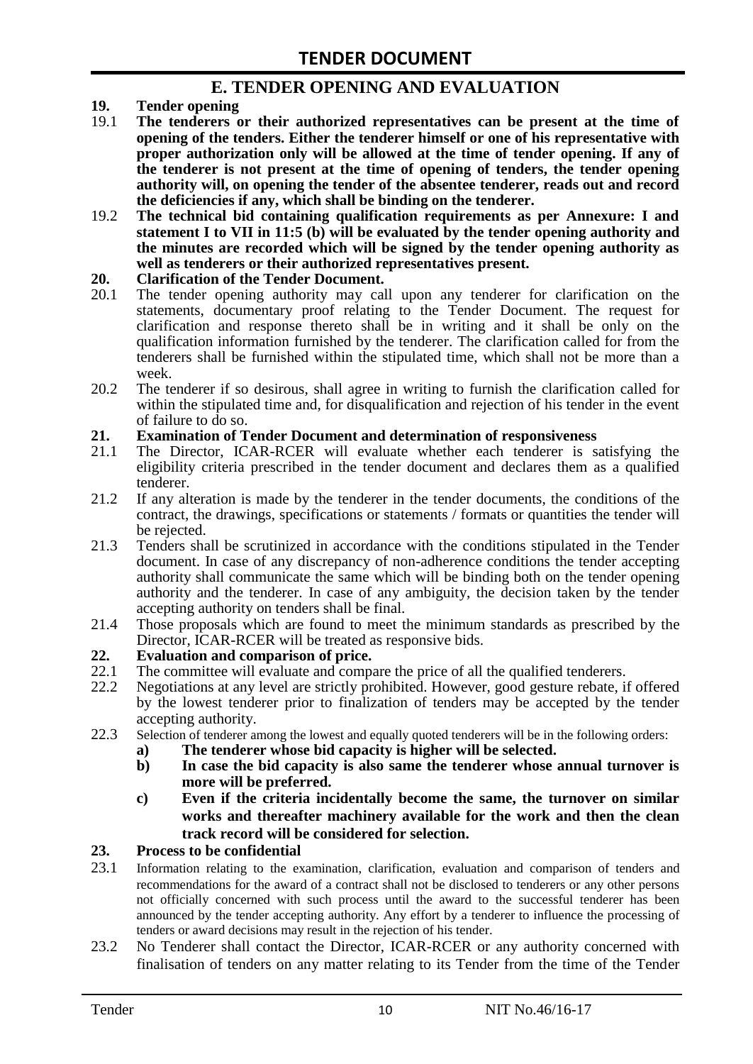## E. TENDER OPENING AND EVALUATION

**19. Tender opening**

19.1 **The tenderers or their authorized representatives can be present at the time of opening of the tenders. Either the tenderer himself or one of his representative with proper authorization only will be allowed at the time of tender opening. If any of the tenderer is not present at the time of opening of tenders, the tender opening authority will, on opening the tender of the absentee tenderer, reads out and record the deficiencies if any, which shall be binding on the tenderer.**

19.2 **The technical bid containing qualification requirements as per Annexure: I and statement I to VII in 11:5 (b) will be evaluated by the tender opening authority and the minutes are recorded which will be signed by the tender opening authority as well as tenderers or their authorized representatives present.**

**20. Clarification of the Tender Document.**

20.1 The tender opening authority may call upon any tenderer for clarification on the statements, documentary proof relating to the Tender Document. The request for clarification and response thereto shall be in writing and it shall be only on the qualification information furnished by the tenderer. The clarification called for from the tenderers shall be furnished within the stipulated time, which shall not be more than a week.

20.2 The tenderer if so desirous, shall agree in writing to furnish the clarification called for within the stipulated time and, for disqualification and rejection of his tender in the event of failure to do so.

**21. Examination of Tender Document and determination of responsiveness**

21.1 The Director, ICAR-RCER will evaluate whether each tenderer is satisfying the eligibility criteria prescribed in the tender document and declares them as a qualified tenderer.

21.2 If any alteration is made by the tenderer in the tender documents, the conditions of the contract, the drawings, specifications or statements / formats or quantities the tender will be rejected.

21.3 Tenders shall be scrutinized in accordance with the conditions stipulated in the Tender document. In case of any discrepancy of non-adherence conditions the tender accepting authority shall communicate the same which will be binding both on the tender opening authority and the tenderer. In case of any ambiguity, the decision taken by the tender accepting authority on tenders shall be final.

21.4 Those proposals which are found to meet the minimum standards as prescribed by the Director, ICAR-RCER will be treated as responsive bids.

**22. Evaluation and comparison of price.**

22.1 The committee will evaluate and compare the price of all the qualified tenderers.

22.2 Negotiations at any level are strictly prohibited. However, good gesture rebate, if offered by the lowest tenderer prior to finalization of tenders may be accepted by the tender accepting authority.

22.3 Selection of tenderer among the lowest and equally quoted tenderers will be in the following orders:

**a) The tenderer whose bid capacity is higher will be selected.**

**b) In case the bid capacity is also same the tenderer whose annual turnover is more will be preferred.**

**c) Even if the criteria incidentally become the same, the turnover on similar works and thereafter machinery available for the work and then the clean track record will be considered for selection.**

**23. Process to be confidential**

23.1 Information relating to the examination, clarification, evaluation and comparison of tenders and recommendations for the award of a contract shall not be disclosed to tenderers or any other persons not officially concerned with such process until the award to the successful tenderer has been announced by the tender accepting authority. Any effort by a tenderer to influence the processing of tenders or award decisions may result in the rejection of his tender.

23.2 No Tenderer shall contact the Director, ICAR-RCER or any authority concerned with finalisation of tenders on any matter relating to its Tender from the time of the Tender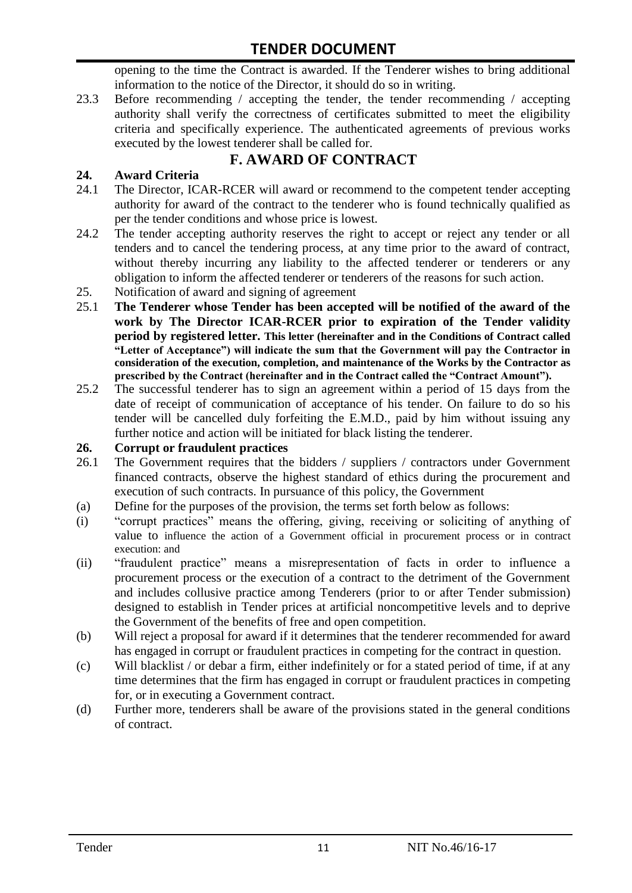opening to the time the Contract is awarded. If the Tenderer wishes to bring additional information to the notice of the Director, it should do so in writing.

23.3 Before recommending / accepting the tender, the tender recommending / accepting authority shall verify the correctness of certificates submitted to meet the eligibility criteria and specifically experience. The authenticated agreements of previous works executed by the lowest tenderer shall be called for.

## F. AWARD OF CONTRACT

### 24. Award Criteria

24.1 The Director, ICAR-RCER will award or recommend to the competent tender accepting authority for award of the contract to the tenderer who is found technically qualified as per the tender conditions and whose price is lowest.

24.2 The tender accepting authority reserves the right to accept or reject any tender or all tenders and to cancel the tendering process, at any time prior to the award of contract, without thereby incurring any liability to the affected tenderer or tenderers or any obligation to inform the affected tenderer or tenderers of the reasons for such action.

25. Notification of award and signing of agreement

25.1 **The Tenderer whose Tender has been accepted will be notified of the award of the work by The Director ICAR-RCER prior to expiration of the Tender validity period by registered letter. This letter (hereinafter and in the Conditions of Contract called "Letter of Acceptance") will indicate the sum that the Government will pay the Contractor in consideration of the execution, completion, and maintenance of the Works by the Contractor as prescribed by the Contract (hereinafter and in the Contract called the "Contract Amount").**

25.2 The successful tenderer has to sign an agreement within a period of 15 days from the date of receipt of communication of acceptance of his tender. On failure to do so his tender will be cancelled duly forfeiting the E.M.D., paid by him without issuing any further notice and action will be initiated for black listing the tenderer.

### 26. Corrupt or fraudulent practices

26.1 The Government requires that the bidders / suppliers / contractors under Government financed contracts, observe the highest standard of ethics during the procurement and execution of such contracts. In pursuance of this policy, the Government

(a) Define for the purposes of the provision, the terms set forth below as follows:

(i) "corrupt practices" means the offering, giving, receiving or soliciting of anything of value to influence the action of a Government official in procurement process or in contract execution: and

(ii) "fraudulent practice" means a misrepresentation of facts in order to influence a procurement process or the execution of a contract to the detriment of the Government and includes collusive practice among Tenderers (prior to or after Tender submission) designed to establish in Tender prices at artificial noncompetitive levels and to deprive the Government of the benefits of free and open competition.

(b) Will reject a proposal for award if it determines that the tenderer recommended for award has engaged in corrupt or fraudulent practices in competing for the contract in question.

(c) Will blacklist / or debar a firm, either indefinitely or for a stated period of time, if at any time determines that the firm has engaged in corrupt or fraudulent practices in competing for, or in executing a Government contract.

(d) Further more, tenderers shall be aware of the provisions stated in the general conditions of contract.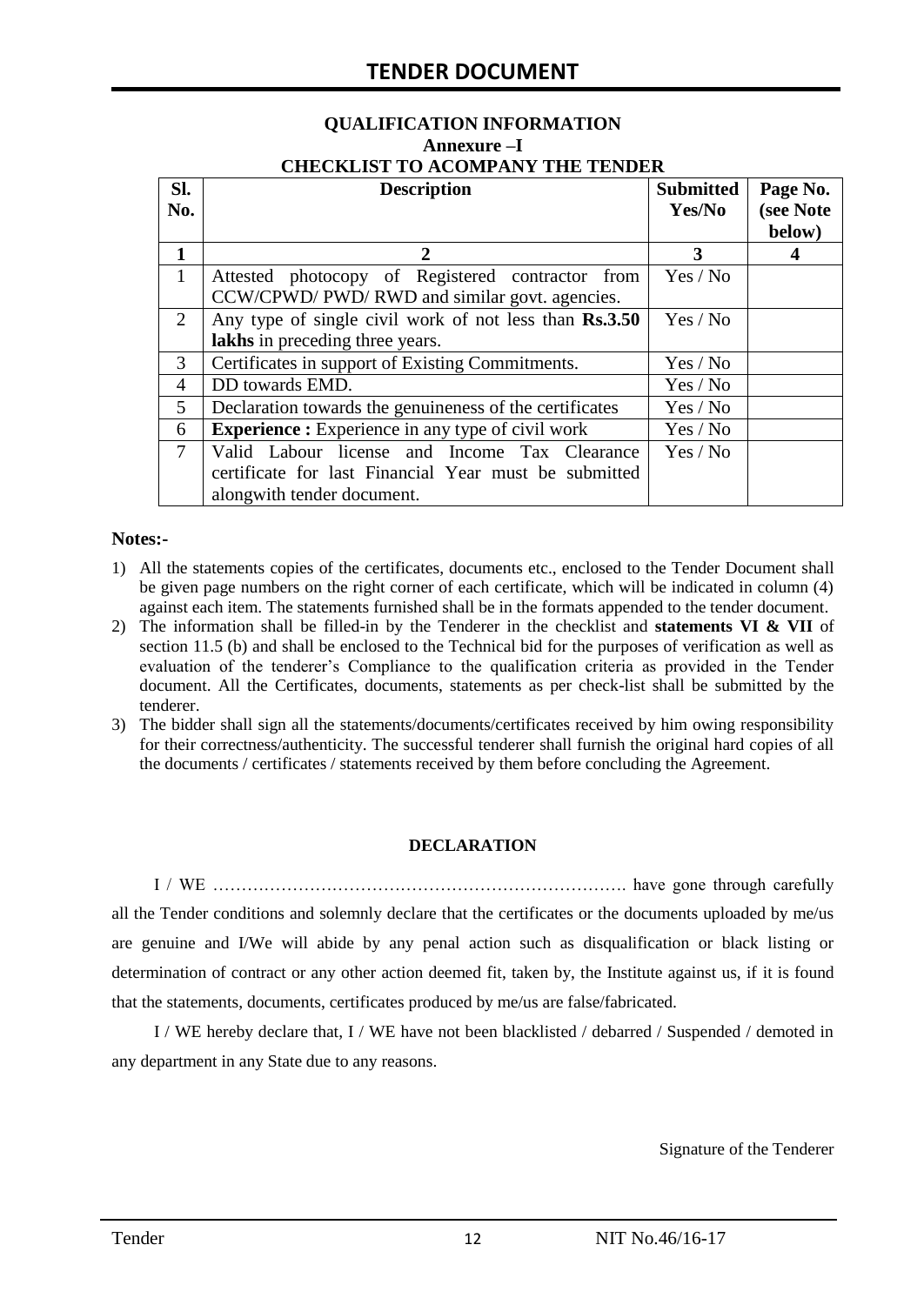**QUALIFICATION INFORMATION**

**Annexure –I**

**CHECKLIST TO ACOMPANY THE TENDER**

| Sl. No. | Description | Submitted Yes/No | Page No. (see Note below) |
|---|---|---|---|
| **1** | **2** | **3** | **4** |
| 1 | Attested photocopy of Registered contractor from CCW/CPWD/ PWD/ RWD and similar govt. agencies. | Yes / No | |
| 2 | Any type of single civil work of not less than **Rs.3.50 lakhs** in preceding three years. | Yes / No | |
| 3 | Certificates in support of Existing Commitments. | Yes / No | |
| 4 | DD towards EMD. | Yes / No | |
| 5 | Declaration towards the genuineness of the certificates | Yes / No | |
| 6 | **Experience :** Experience in any type of civil work | Yes / No | |
| 7 | Valid Labour license and Income Tax Clearance certificate for last Financial Year must be submitted alongwith tender document. | Yes / No | |

**Notes:-**

1) All the statements copies of the certificates, documents etc., enclosed to the Tender Document shall be given page numbers on the right corner of each certificate, which will be indicated in column (4) against each item. The statements furnished shall be in the formats appended to the tender document.
2) The information shall be filled-in by the Tenderer in the checklist and **statements VI & VII** of section 11.5 (b) and shall be enclosed to the Technical bid for the purposes of verification as well as evaluation of the tenderer's Compliance to the qualification criteria as provided in the Tender document. All the Certificates, documents, statements as per check-list shall be submitted by the tenderer.
3) The bidder shall sign all the statements/documents/certificates received by him owing responsibility for their correctness/authenticity. The successful tenderer shall furnish the original hard copies of all the documents / certificates / statements received by them before concluding the Agreement.

**DECLARATION**

I / WE ………………………………………………………………. have gone through carefully all the Tender conditions and solemnly declare that the certificates or the documents uploaded by me/us are genuine and I/We will abide by any penal action such as disqualification or black listing or determination of contract or any other action deemed fit, taken by, the Institute against us, if it is found that the statements, documents, certificates produced by me/us are false/fabricated.

I / WE hereby declare that, I / WE have not been blacklisted / debarred / Suspended / demoted in any department in any State due to any reasons.

Signature of the Tenderer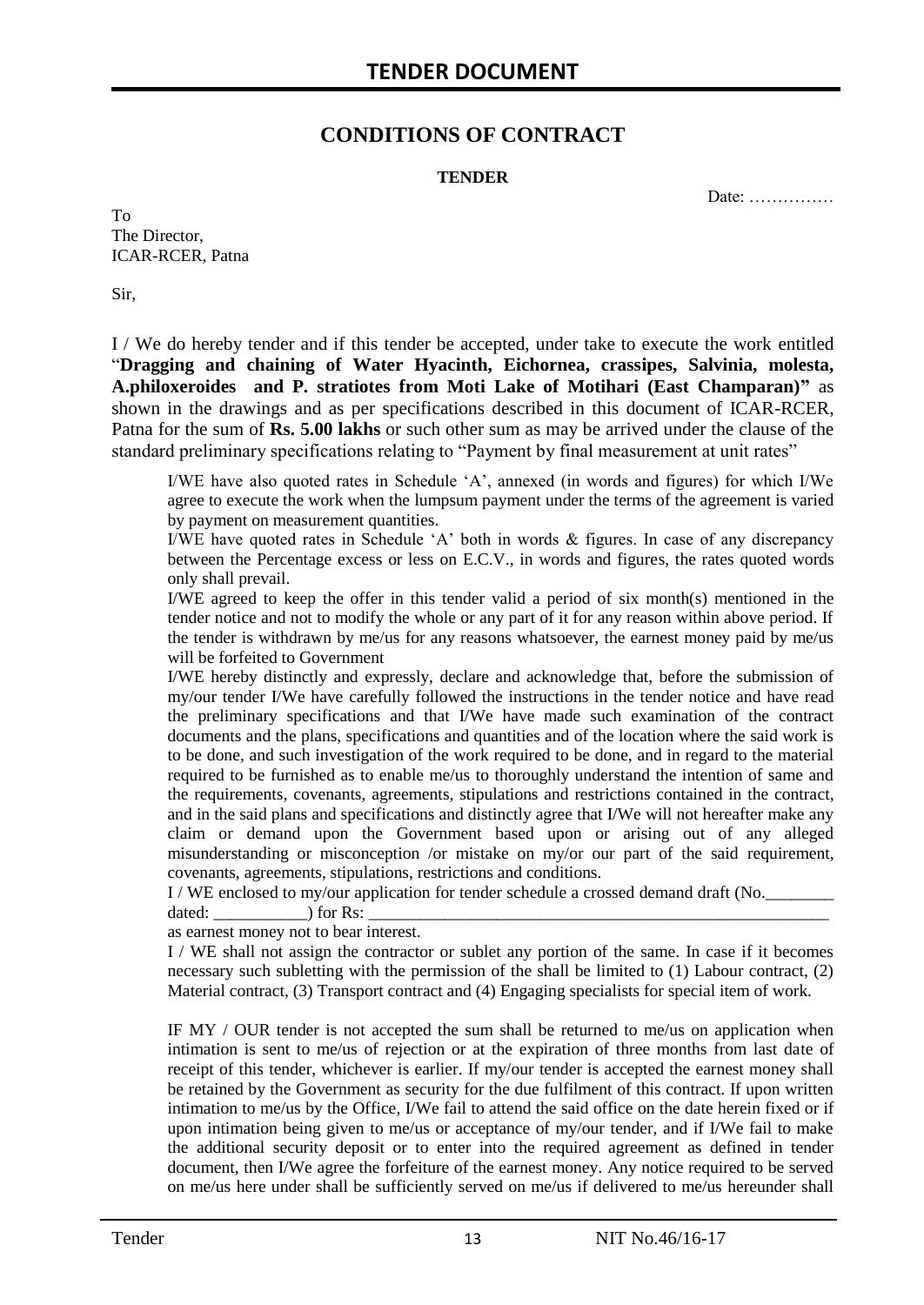# TENDER DOCUMENT

## CONDITIONS OF CONTRACT

**TENDER**

Date: ……………

To
The Director,
ICAR-RCER, Patna

Sir,

I / We do hereby tender and if this tender be accepted, under take to execute the work entitled "**Dragging and chaining of Water Hyacinth, Eichornea, crassipes, Salvinia, molesta, A.philoxeroides and P. stratiotes from Moti Lake of Motihari (East Champaran)"** as shown in the drawings and as per specifications described in this document of ICAR-RCER, Patna for the sum of **Rs. 5.00 lakhs** or such other sum as may be arrived under the clause of the standard preliminary specifications relating to "Payment by final measurement at unit rates"

I/WE have also quoted rates in Schedule 'A', annexed (in words and figures) for which I/We agree to execute the work when the lumpsum payment under the terms of the agreement is varied by payment on measurement quantities.

I/WE have quoted rates in Schedule 'A' both in words & figures. In case of any discrepancy between the Percentage excess or less on E.C.V., in words and figures, the rates quoted words only shall prevail.

I/WE agreed to keep the offer in this tender valid a period of six month(s) mentioned in the tender notice and not to modify the whole or any part of it for any reason within above period. If the tender is withdrawn by me/us for any reasons whatsoever, the earnest money paid by me/us will be forfeited to Government

I/WE hereby distinctly and expressly, declare and acknowledge that, before the submission of my/our tender I/We have carefully followed the instructions in the tender notice and have read the preliminary specifications and that I/We have made such examination of the contract documents and the plans, specifications and quantities and of the location where the said work is to be done, and such investigation of the work required to be done, and in regard to the material required to be furnished as to enable me/us to thoroughly understand the intention of same and the requirements, covenants, agreements, stipulations and restrictions contained in the contract, and in the said plans and specifications and distinctly agree that I/We will not hereafter make any claim or demand upon the Government based upon or arising out of any alleged misunderstanding or misconception /or mistake on my/or our part of the said requirement, covenants, agreements, stipulations, restrictions and conditions.

I / WE enclosed to my/our application for tender schedule a crossed demand draft (No.________ dated: ___________) for Rs: ___________________________________________________________ as earnest money not to bear interest.

I / WE shall not assign the contractor or sublet any portion of the same. In case if it becomes necessary such subletting with the permission of the shall be limited to (1) Labour contract, (2) Material contract, (3) Transport contract and (4) Engaging specialists for special item of work.

IF MY / OUR tender is not accepted the sum shall be returned to me/us on application when intimation is sent to me/us of rejection or at the expiration of three months from last date of receipt of this tender, whichever is earlier. If my/our tender is accepted the earnest money shall be retained by the Government as security for the due fulfilment of this contract. If upon written intimation to me/us by the Office, I/We fail to attend the said office on the date herein fixed or if upon intimation being given to me/us or acceptance of my/our tender, and if I/We fail to make the additional security deposit or to enter into the required agreement as defined in tender document, then I/We agree the forfeiture of the earnest money. Any notice required to be served on me/us here under shall be sufficiently served on me/us if delivered to me/us hereunder shall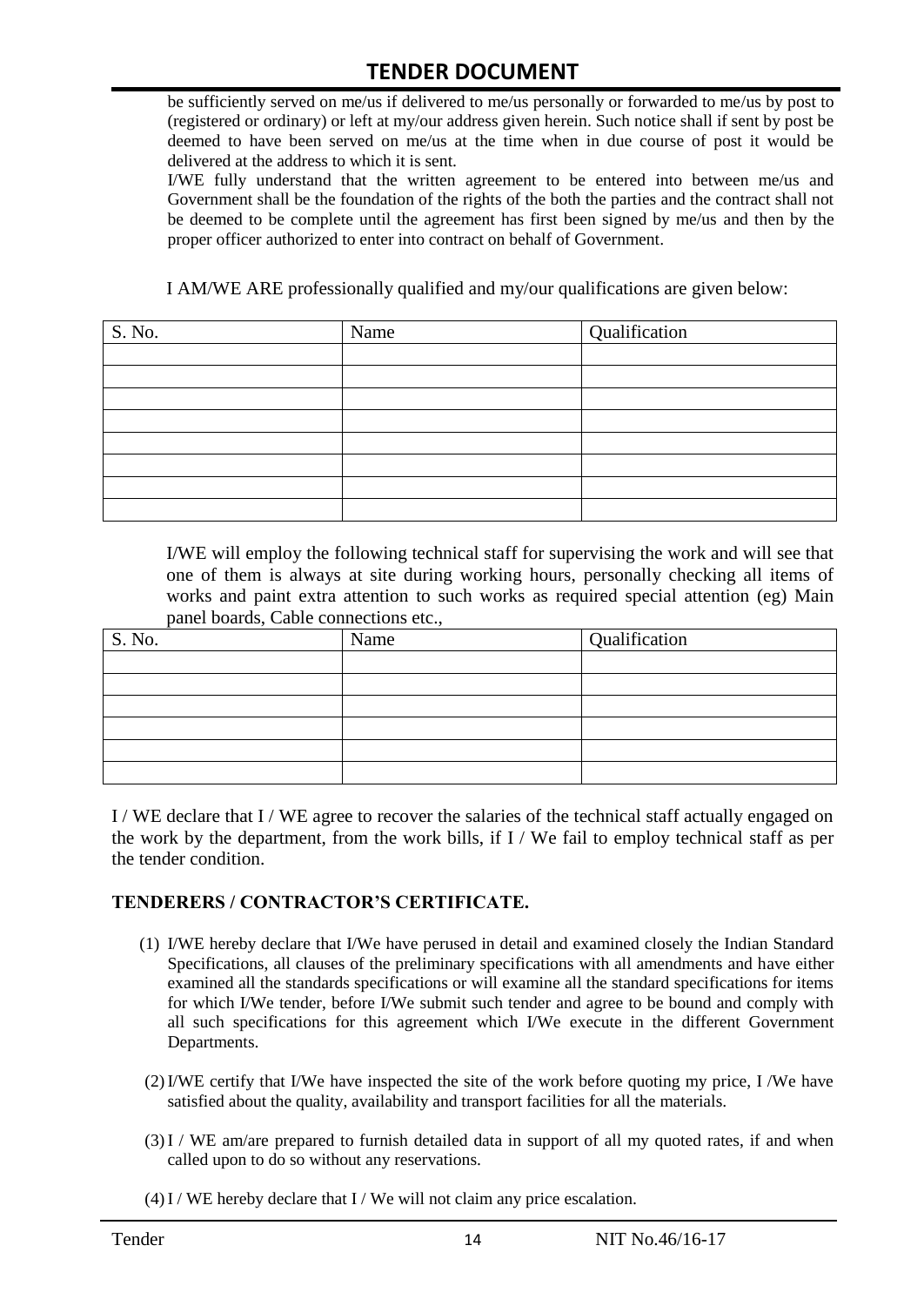be sufficiently served on me/us if delivered to me/us personally or forwarded to me/us by post to (registered or ordinary) or left at my/our address given herein. Such notice shall if sent by post be deemed to have been served on me/us at the time when in due course of post it would be delivered at the address to which it is sent.

I/WE fully understand that the written agreement to be entered into between me/us and Government shall be the foundation of the rights of the both the parties and the contract shall not be deemed to be complete until the agreement has first been signed by me/us and then by the proper officer authorized to enter into contract on behalf of Government.

I AM/WE ARE professionally qualified and my/our qualifications are given below:

| S. No. | Name | Qualification |
|---|---|---|
| | | |
| | | |
| | | |
| | | |
| | | |
| | | |
| | | |
| | | |

I/WE will employ the following technical staff for supervising the work and will see that one of them is always at site during working hours, personally checking all items of works and paint extra attention to such works as required special attention (eg) Main panel boards, Cable connections etc.,

| S. No. | Name | Qualification |
|---|---|---|
| | | |
| | | |
| | | |
| | | |
| | | |
| | | |

I / WE declare that I / WE agree to recover the salaries of the technical staff actually engaged on the work by the department, from the work bills, if I / We fail to employ technical staff as per the tender condition.

### TENDERERS / CONTRACTOR'S CERTIFICATE.

(1) I/WE hereby declare that I/We have perused in detail and examined closely the Indian Standard Specifications, all clauses of the preliminary specifications with all amendments and have either examined all the standards specifications or will examine all the standard specifications for items for which I/We tender, before I/We submit such tender and agree to be bound and comply with all such specifications for this agreement which I/We execute in the different Government Departments.

(2) I/WE certify that I/We have inspected the site of the work before quoting my price, I /We have satisfied about the quality, availability and transport facilities for all the materials.

(3) I / WE am/are prepared to furnish detailed data in support of all my quoted rates, if and when called upon to do so without any reservations.

(4) I / WE hereby declare that I / We will not claim any price escalation.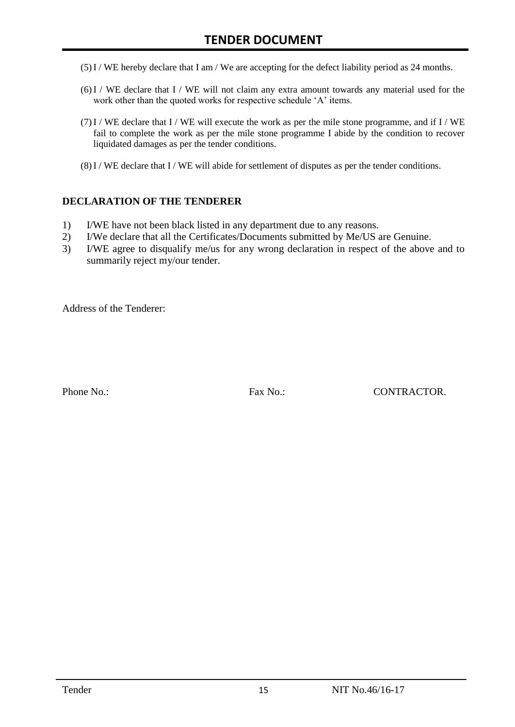(5) I / WE hereby declare that I am / We are accepting for the defect liability period as 24 months.

(6) I / WE declare that I / WE will not claim any extra amount towards any material used for the work other than the quoted works for respective schedule 'A' items.

(7) I / WE declare that I / WE will execute the work as per the mile stone programme, and if I / WE fail to complete the work as per the mile stone programme I abide by the condition to recover liquidated damages as per the tender conditions.

(8) I / WE declare that I / WE will abide for settlement of disputes as per the tender conditions.

## DECLARATION OF THE TENDERER

1) I/WE have not been black listed in any department due to any reasons.
2) I/We declare that all the Certificates/Documents submitted by Me/US are Genuine.
3) I/WE agree to disqualify me/us for any wrong declaration in respect of the above and to summarily reject my/our tender.

Address of the Tenderer:

Phone No.: Fax No.: CONTRACTOR.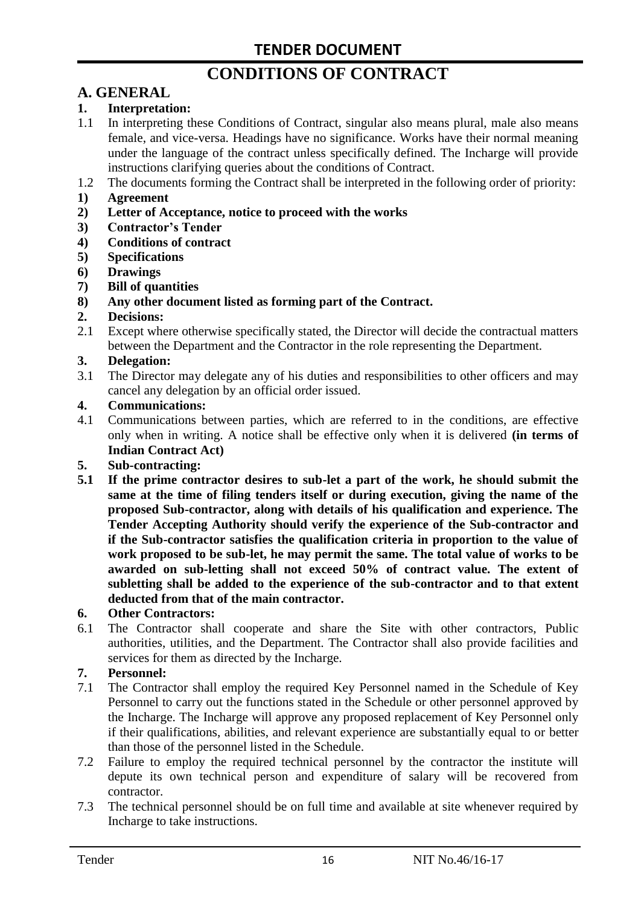# CONDITIONS OF CONTRACT

## A. GENERAL

**1. Interpretation:**

1.1 In interpreting these Conditions of Contract, singular also means plural, male also means female, and vice-versa. Headings have no significance. Works have their normal meaning under the language of the contract unless specifically defined. The Incharge will provide instructions clarifying queries about the conditions of Contract.

1.2 The documents forming the Contract shall be interpreted in the following order of priority:

**1) Agreement**

**2) Letter of Acceptance, notice to proceed with the works**

**3) Contractor's Tender**

**4) Conditions of contract**

**5) Specifications**

**6) Drawings**

**7) Bill of quantities**

**8) Any other document listed as forming part of the Contract.**

**2. Decisions:**

2.1 Except where otherwise specifically stated, the Director will decide the contractual matters between the Department and the Contractor in the role representing the Department.

**3. Delegation:**

3.1 The Director may delegate any of his duties and responsibilities to other officers and may cancel any delegation by an official order issued.

**4. Communications:**

4.1 Communications between parties, which are referred to in the conditions, are effective only when in writing. A notice shall be effective only when it is delivered **(in terms of Indian Contract Act)**

**5. Sub-contracting:**

**5.1 If the prime contractor desires to sub-let a part of the work, he should submit the same at the time of filing tenders itself or during execution, giving the name of the proposed Sub-contractor, along with details of his qualification and experience. The Tender Accepting Authority should verify the experience of the Sub-contractor and if the Sub-contractor satisfies the qualification criteria in proportion to the value of work proposed to be sub-let, he may permit the same. The total value of works to be awarded on sub-letting shall not exceed 50% of contract value. The extent of subletting shall be added to the experience of the sub-contractor and to that extent deducted from that of the main contractor.**

**6. Other Contractors:**

6.1 The Contractor shall cooperate and share the Site with other contractors, Public authorities, utilities, and the Department. The Contractor shall also provide facilities and services for them as directed by the Incharge.

**7. Personnel:**

7.1 The Contractor shall employ the required Key Personnel named in the Schedule of Key Personnel to carry out the functions stated in the Schedule or other personnel approved by the Incharge. The Incharge will approve any proposed replacement of Key Personnel only if their qualifications, abilities, and relevant experience are substantially equal to or better than those of the personnel listed in the Schedule.

7.2 Failure to employ the required technical personnel by the contractor the institute will depute its own technical person and expenditure of salary will be recovered from contractor.

7.3 The technical personnel should be on full time and available at site whenever required by Incharge to take instructions.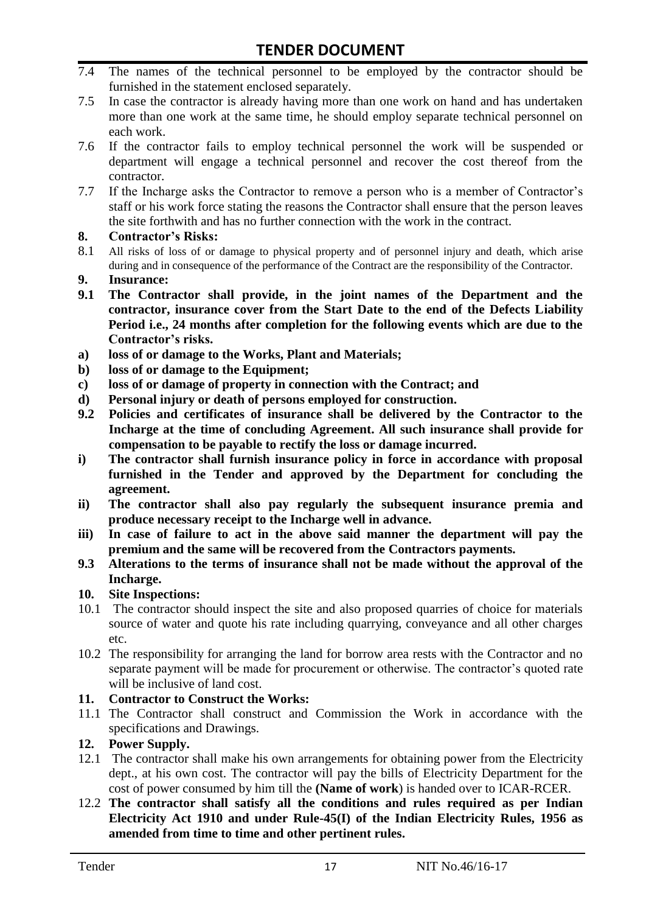7.4 The names of the technical personnel to be employed by the contractor should be furnished in the statement enclosed separately.

7.5 In case the contractor is already having more than one work on hand and has undertaken more than one work at the same time, he should employ separate technical personnel on each work.

7.6 If the contractor fails to employ technical personnel the work will be suspended or department will engage a technical personnel and recover the cost thereof from the contractor.

7.7 If the Incharge asks the Contractor to remove a person who is a member of Contractor's staff or his work force stating the reasons the Contractor shall ensure that the person leaves the site forthwith and has no further connection with the work in the contract.

**8. Contractor's Risks:**

8.1 All risks of loss of or damage to physical property and of personnel injury and death, which arise during and in consequence of the performance of the Contract are the responsibility of the Contractor.

**9. Insurance:**

**9.1 The Contractor shall provide, in the joint names of the Department and the contractor, insurance cover from the Start Date to the end of the Defects Liability Period i.e., 24 months after completion for the following events which are due to the Contractor's risks.**

**a) loss of or damage to the Works, Plant and Materials;**

**b) loss of or damage to the Equipment;**

**c) loss of or damage of property in connection with the Contract; and**

**d) Personal injury or death of persons employed for construction.**

**9.2 Policies and certificates of insurance shall be delivered by the Contractor to the Incharge at the time of concluding Agreement. All such insurance shall provide for compensation to be payable to rectify the loss or damage incurred.**

**i) The contractor shall furnish insurance policy in force in accordance with proposal furnished in the Tender and approved by the Department for concluding the agreement.**

**ii) The contractor shall also pay regularly the subsequent insurance premia and produce necessary receipt to the Incharge well in advance.**

**iii) In case of failure to act in the above said manner the department will pay the premium and the same will be recovered from the Contractors payments.**

**9.3 Alterations to the terms of insurance shall not be made without the approval of the Incharge.**

**10. Site Inspections:**

10.1 The contractor should inspect the site and also proposed quarries of choice for materials source of water and quote his rate including quarrying, conveyance and all other charges etc.

10.2 The responsibility for arranging the land for borrow area rests with the Contractor and no separate payment will be made for procurement or otherwise. The contractor's quoted rate will be inclusive of land cost.

**11. Contractor to Construct the Works:**

11.1 The Contractor shall construct and Commission the Work in accordance with the specifications and Drawings.

**12. Power Supply.**

12.1 The contractor shall make his own arrangements for obtaining power from the Electricity dept., at his own cost. The contractor will pay the bills of Electricity Department for the cost of power consumed by him till the **(Name of work)** is handed over to ICAR-RCER.

12.2 **The contractor shall satisfy all the conditions and rules required as per Indian Electricity Act 1910 and under Rule-45(I) of the Indian Electricity Rules, 1956 as amended from time to time and other pertinent rules.**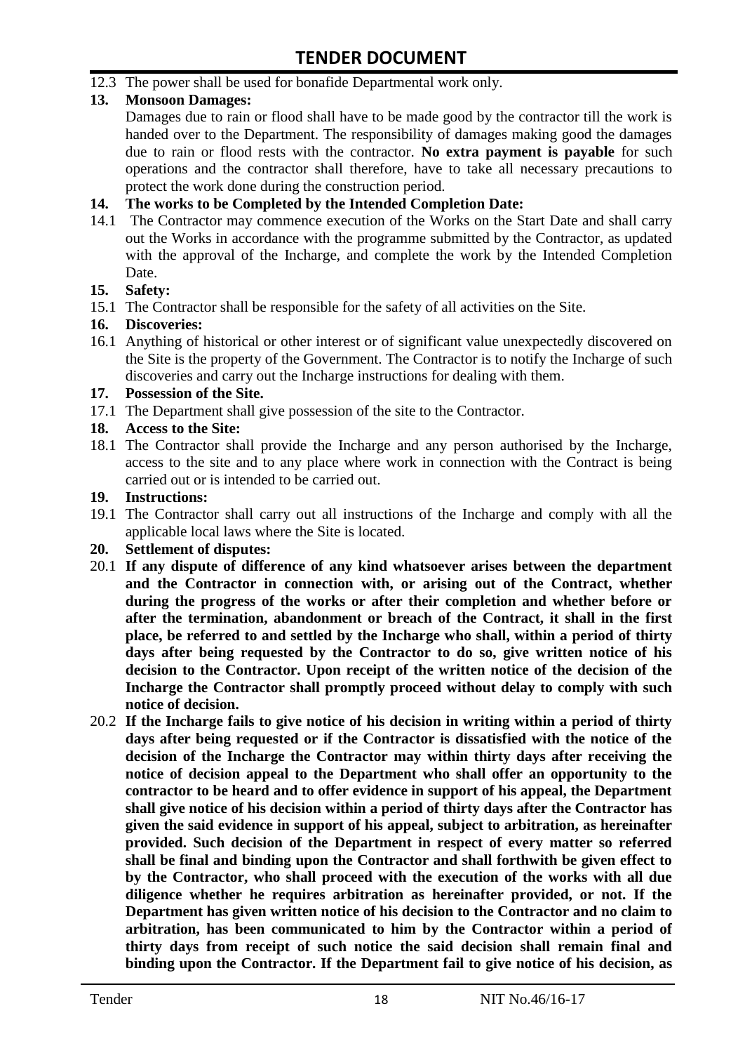12.3 The power shall be used for bonafide Departmental work only.

**13. Monsoon Damages:**

Damages due to rain or flood shall have to be made good by the contractor till the work is handed over to the Department. The responsibility of damages making good the damages due to rain or flood rests with the contractor. **No extra payment is payable** for such operations and the contractor shall therefore, have to take all necessary precautions to protect the work done during the construction period.

**14. The works to be Completed by the Intended Completion Date:**

14.1 The Contractor may commence execution of the Works on the Start Date and shall carry out the Works in accordance with the programme submitted by the Contractor, as updated with the approval of the Incharge, and complete the work by the Intended Completion Date.

**15. Safety:**

15.1 The Contractor shall be responsible for the safety of all activities on the Site.

**16. Discoveries:**

16.1 Anything of historical or other interest or of significant value unexpectedly discovered on the Site is the property of the Government. The Contractor is to notify the Incharge of such discoveries and carry out the Incharge instructions for dealing with them.

**17. Possession of the Site.**

17.1 The Department shall give possession of the site to the Contractor.

**18. Access to the Site:**

18.1 The Contractor shall provide the Incharge and any person authorised by the Incharge, access to the site and to any place where work in connection with the Contract is being carried out or is intended to be carried out.

**19. Instructions:**

19.1 The Contractor shall carry out all instructions of the Incharge and comply with all the applicable local laws where the Site is located.

**20. Settlement of disputes:**

20.1 **If any dispute of difference of any kind whatsoever arises between the department and the Contractor in connection with, or arising out of the Contract, whether during the progress of the works or after their completion and whether before or after the termination, abandonment or breach of the Contract, it shall in the first place, be referred to and settled by the Incharge who shall, within a period of thirty days after being requested by the Contractor to do so, give written notice of his decision to the Contractor. Upon receipt of the written notice of the decision of the Incharge the Contractor shall promptly proceed without delay to comply with such notice of decision.**

20.2 **If the Incharge fails to give notice of his decision in writing within a period of thirty days after being requested or if the Contractor is dissatisfied with the notice of the decision of the Incharge the Contractor may within thirty days after receiving the notice of decision appeal to the Department who shall offer an opportunity to the contractor to be heard and to offer evidence in support of his appeal, the Department shall give notice of his decision within a period of thirty days after the Contractor has given the said evidence in support of his appeal, subject to arbitration, as hereinafter provided. Such decision of the Department in respect of every matter so referred shall be final and binding upon the Contractor and shall forthwith be given effect to by the Contractor, who shall proceed with the execution of the works with all due diligence whether he requires arbitration as hereinafter provided, or not. If the Department has given written notice of his decision to the Contractor and no claim to arbitration, has been communicated to him by the Contractor within a period of thirty days from receipt of such notice the said decision shall remain final and binding upon the Contractor. If the Department fail to give notice of his decision, as**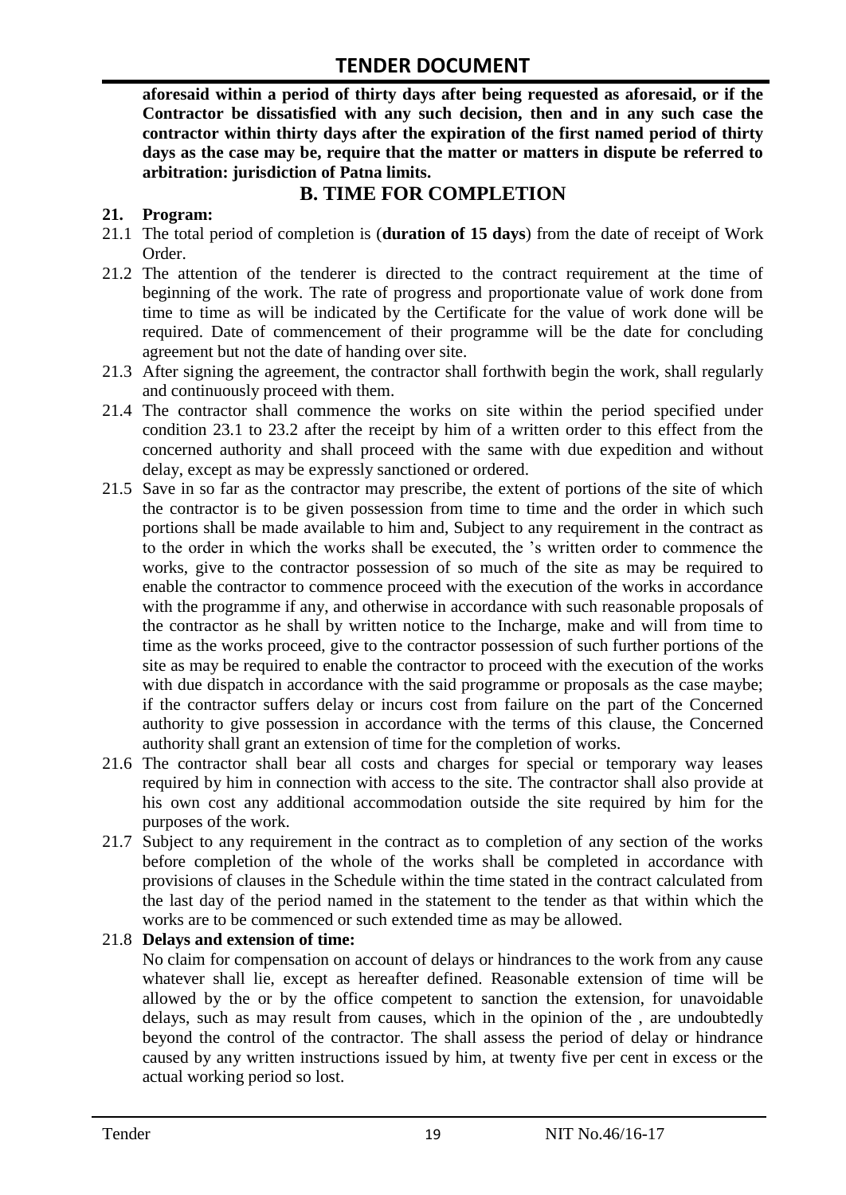**aforesaid within a period of thirty days after being requested as aforesaid, or if the Contractor be dissatisfied with any such decision, then and in any such case the contractor within thirty days after the expiration of the first named period of thirty days as the case may be, require that the matter or matters in dispute be referred to arbitration: jurisdiction of Patna limits.**

## B. TIME FOR COMPLETION

**21. Program:**

21.1 The total period of completion is (**duration of 15 days**) from the date of receipt of Work Order.

21.2 The attention of the tenderer is directed to the contract requirement at the time of beginning of the work. The rate of progress and proportionate value of work done from time to time as will be indicated by the Certificate for the value of work done will be required. Date of commencement of their programme will be the date for concluding agreement but not the date of handing over site.

21.3 After signing the agreement, the contractor shall forthwith begin the work, shall regularly and continuously proceed with them.

21.4 The contractor shall commence the works on site within the period specified under condition 23.1 to 23.2 after the receipt by him of a written order to this effect from the concerned authority and shall proceed with the same with due expedition and without delay, except as may be expressly sanctioned or ordered.

21.5 Save in so far as the contractor may prescribe, the extent of portions of the site of which the contractor is to be given possession from time to time and the order in which such portions shall be made available to him and, Subject to any requirement in the contract as to the order in which the works shall be executed, the 's written order to commence the works, give to the contractor possession of so much of the site as may be required to enable the contractor to commence proceed with the execution of the works in accordance with the programme if any, and otherwise in accordance with such reasonable proposals of the contractor as he shall by written notice to the Incharge, make and will from time to time as the works proceed, give to the contractor possession of such further portions of the site as may be required to enable the contractor to proceed with the execution of the works with due dispatch in accordance with the said programme or proposals as the case maybe; if the contractor suffers delay or incurs cost from failure on the part of the Concerned authority to give possession in accordance with the terms of this clause, the Concerned authority shall grant an extension of time for the completion of works.

21.6 The contractor shall bear all costs and charges for special or temporary way leases required by him in connection with access to the site. The contractor shall also provide at his own cost any additional accommodation outside the site required by him for the purposes of the work.

21.7 Subject to any requirement in the contract as to completion of any section of the works before completion of the whole of the works shall be completed in accordance with provisions of clauses in the Schedule within the time stated in the contract calculated from the last day of the period named in the statement to the tender as that within which the works are to be commenced or such extended time as may be allowed.

21.8 **Delays and extension of time:**

No claim for compensation on account of delays or hindrances to the work from any cause whatever shall lie, except as hereafter defined. Reasonable extension of time will be allowed by the or by the office competent to sanction the extension, for unavoidable delays, such as may result from causes, which in the opinion of the , are undoubtedly beyond the control of the contractor. The shall assess the period of delay or hindrance caused by any written instructions issued by him, at twenty five per cent in excess or the actual working period so lost.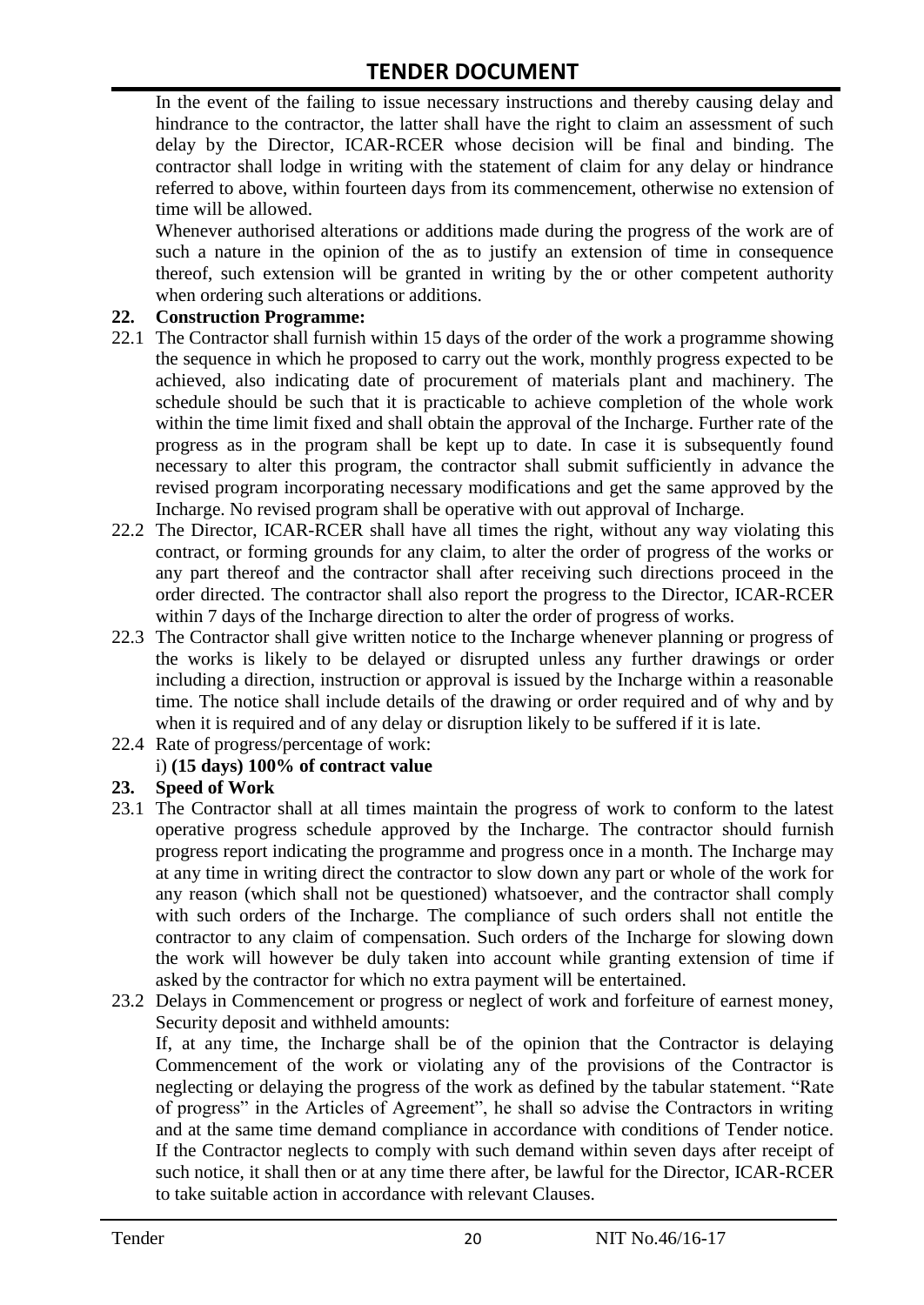In the event of the failing to issue necessary instructions and thereby causing delay and hindrance to the contractor, the latter shall have the right to claim an assessment of such delay by the Director, ICAR-RCER whose decision will be final and binding. The contractor shall lodge in writing with the statement of claim for any delay or hindrance referred to above, within fourteen days from its commencement, otherwise no extension of time will be allowed.

Whenever authorised alterations or additions made during the progress of the work are of such a nature in the opinion of the as to justify an extension of time in consequence thereof, such extension will be granted in writing by the or other competent authority when ordering such alterations or additions.

**22. Construction Programme:**

22.1 The Contractor shall furnish within 15 days of the order of the work a programme showing the sequence in which he proposed to carry out the work, monthly progress expected to be achieved, also indicating date of procurement of materials plant and machinery. The schedule should be such that it is practicable to achieve completion of the whole work within the time limit fixed and shall obtain the approval of the Incharge. Further rate of the progress as in the program shall be kept up to date. In case it is subsequently found necessary to alter this program, the contractor shall submit sufficiently in advance the revised program incorporating necessary modifications and get the same approved by the Incharge. No revised program shall be operative with out approval of Incharge.

22.2 The Director, ICAR-RCER shall have all times the right, without any way violating this contract, or forming grounds for any claim, to alter the order of progress of the works or any part thereof and the contractor shall after receiving such directions proceed in the order directed. The contractor shall also report the progress to the Director, ICAR-RCER within 7 days of the Incharge direction to alter the order of progress of works.

22.3 The Contractor shall give written notice to the Incharge whenever planning or progress of the works is likely to be delayed or disrupted unless any further drawings or order including a direction, instruction or approval is issued by the Incharge within a reasonable time. The notice shall include details of the drawing or order required and of why and by when it is required and of any delay or disruption likely to be suffered if it is late.

22.4 Rate of progress/percentage of work:

i) **(15 days) 100% of contract value**

**23. Speed of Work**

23.1 The Contractor shall at all times maintain the progress of work to conform to the latest operative progress schedule approved by the Incharge. The contractor should furnish progress report indicating the programme and progress once in a month. The Incharge may at any time in writing direct the contractor to slow down any part or whole of the work for any reason (which shall not be questioned) whatsoever, and the contractor shall comply with such orders of the Incharge. The compliance of such orders shall not entitle the contractor to any claim of compensation. Such orders of the Incharge for slowing down the work will however be duly taken into account while granting extension of time if asked by the contractor for which no extra payment will be entertained.

23.2 Delays in Commencement or progress or neglect of work and forfeiture of earnest money, Security deposit and withheld amounts:

If, at any time, the Incharge shall be of the opinion that the Contractor is delaying Commencement of the work or violating any of the provisions of the Contractor is neglecting or delaying the progress of the work as defined by the tabular statement. "Rate of progress" in the Articles of Agreement", he shall so advise the Contractors in writing and at the same time demand compliance in accordance with conditions of Tender notice. If the Contractor neglects to comply with such demand within seven days after receipt of such notice, it shall then or at any time there after, be lawful for the Director, ICAR-RCER to take suitable action in accordance with relevant Clauses.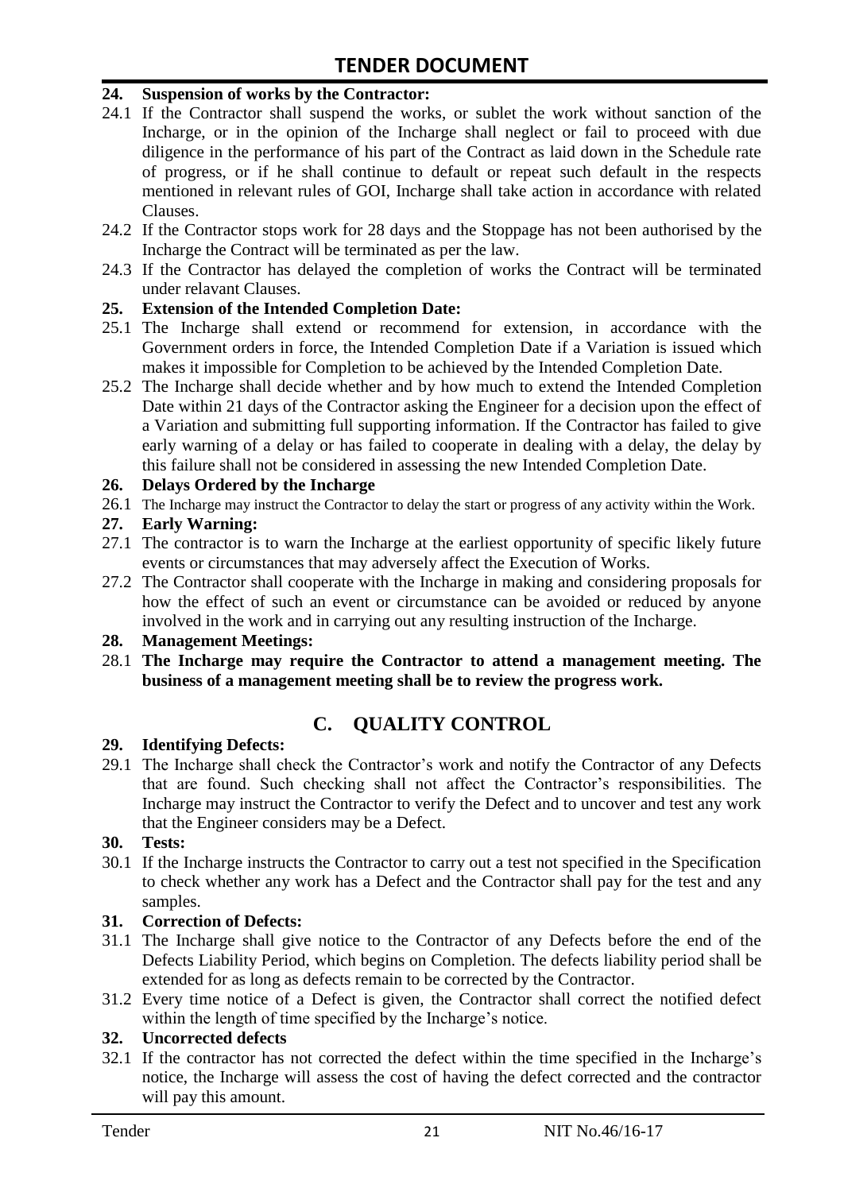**24. Suspension of works by the Contractor:**

24.1 If the Contractor shall suspend the works, or sublet the work without sanction of the Incharge, or in the opinion of the Incharge shall neglect or fail to proceed with due diligence in the performance of his part of the Contract as laid down in the Schedule rate of progress, or if he shall continue to default or repeat such default in the respects mentioned in relevant rules of GOI, Incharge shall take action in accordance with related Clauses.

24.2 If the Contractor stops work for 28 days and the Stoppage has not been authorised by the Incharge the Contract will be terminated as per the law.

24.3 If the Contractor has delayed the completion of works the Contract will be terminated under relavant Clauses.

**25. Extension of the Intended Completion Date:**

25.1 The Incharge shall extend or recommend for extension, in accordance with the Government orders in force, the Intended Completion Date if a Variation is issued which makes it impossible for Completion to be achieved by the Intended Completion Date.

25.2 The Incharge shall decide whether and by how much to extend the Intended Completion Date within 21 days of the Contractor asking the Engineer for a decision upon the effect of a Variation and submitting full supporting information. If the Contractor has failed to give early warning of a delay or has failed to cooperate in dealing with a delay, the delay by this failure shall not be considered in assessing the new Intended Completion Date.

**26. Delays Ordered by the Incharge**

26.1 The Incharge may instruct the Contractor to delay the start or progress of any activity within the Work.

**27. Early Warning:**

27.1 The contractor is to warn the Incharge at the earliest opportunity of specific likely future events or circumstances that may adversely affect the Execution of Works.

27.2 The Contractor shall cooperate with the Incharge in making and considering proposals for how the effect of such an event or circumstance can be avoided or reduced by anyone involved in the work and in carrying out any resulting instruction of the Incharge.

**28. Management Meetings:**

28.1 **The Incharge may require the Contractor to attend a management meeting. The business of a management meeting shall be to review the progress work.**

## C. QUALITY CONTROL

**29. Identifying Defects:**

29.1 The Incharge shall check the Contractor's work and notify the Contractor of any Defects that are found. Such checking shall not affect the Contractor's responsibilities. The Incharge may instruct the Contractor to verify the Defect and to uncover and test any work that the Engineer considers may be a Defect.

**30. Tests:**

30.1 If the Incharge instructs the Contractor to carry out a test not specified in the Specification to check whether any work has a Defect and the Contractor shall pay for the test and any samples.

**31. Correction of Defects:**

31.1 The Incharge shall give notice to the Contractor of any Defects before the end of the Defects Liability Period, which begins on Completion. The defects liability period shall be extended for as long as defects remain to be corrected by the Contractor.

31.2 Every time notice of a Defect is given, the Contractor shall correct the notified defect within the length of time specified by the Incharge's notice.

**32. Uncorrected defects**

32.1 If the contractor has not corrected the defect within the time specified in the Incharge's notice, the Incharge will assess the cost of having the defect corrected and the contractor will pay this amount.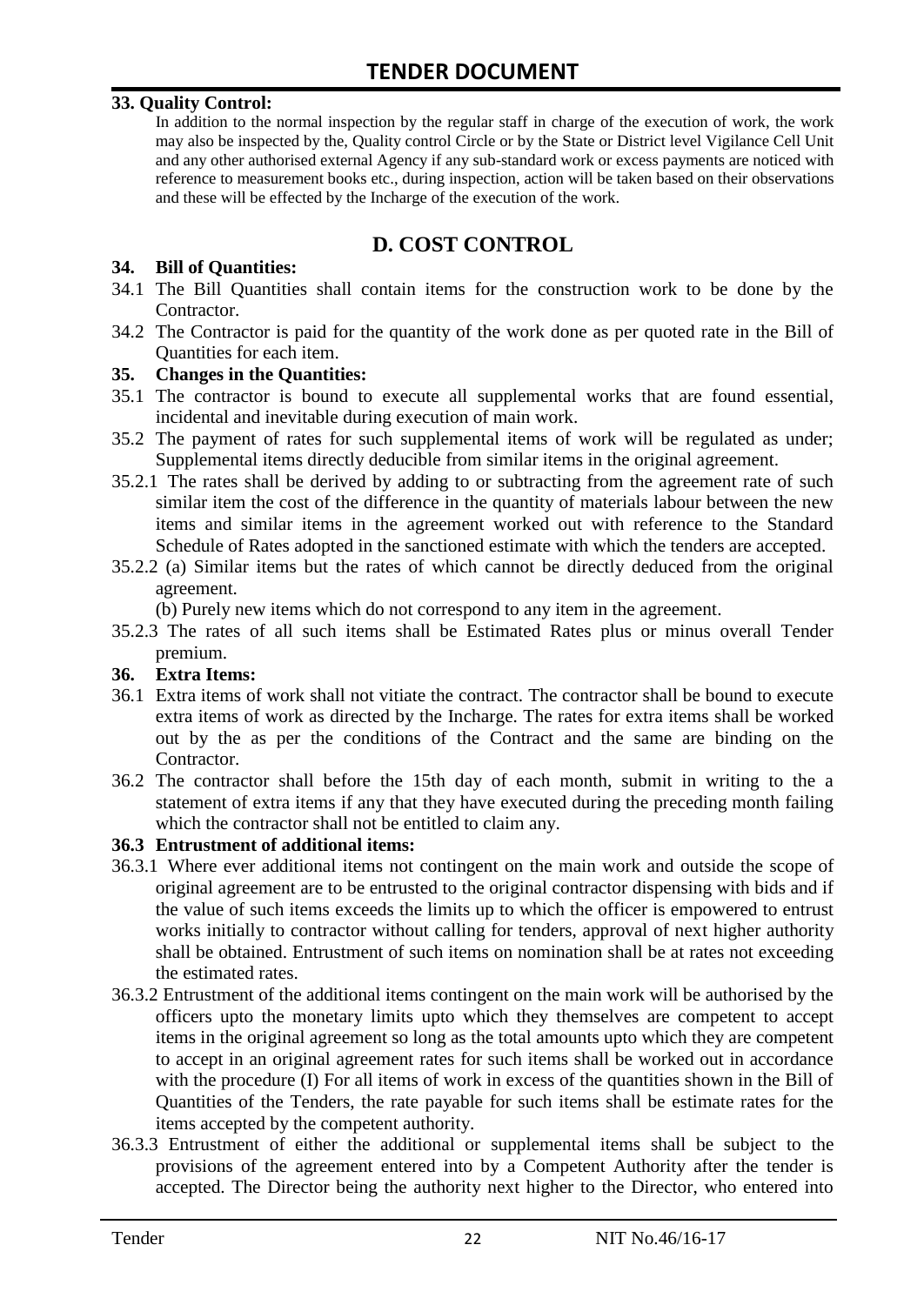### 33. Quality Control:

In addition to the normal inspection by the regular staff in charge of the execution of work, the work may also be inspected by the, Quality control Circle or by the State or District level Vigilance Cell Unit and any other authorised external Agency if any sub-standard work or excess payments are noticed with reference to measurement books etc., during inspection, action will be taken based on their observations and these will be effected by the Incharge of the execution of the work.

## D. COST CONTROL

### 34. Bill of Quantities:

34.1 The Bill Quantities shall contain items for the construction work to be done by the Contractor.

34.2 The Contractor is paid for the quantity of the work done as per quoted rate in the Bill of Quantities for each item.

### 35. Changes in the Quantities:

35.1 The contractor is bound to execute all supplemental works that are found essential, incidental and inevitable during execution of main work.

35.2 The payment of rates for such supplemental items of work will be regulated as under; Supplemental items directly deducible from similar items in the original agreement.

35.2.1 The rates shall be derived by adding to or subtracting from the agreement rate of such similar item the cost of the difference in the quantity of materials labour between the new items and similar items in the agreement worked out with reference to the Standard Schedule of Rates adopted in the sanctioned estimate with which the tenders are accepted.

35.2.2 (a) Similar items but the rates of which cannot be directly deduced from the original agreement.

(b) Purely new items which do not correspond to any item in the agreement.

35.2.3 The rates of all such items shall be Estimated Rates plus or minus overall Tender premium.

### 36. Extra Items:

36.1 Extra items of work shall not vitiate the contract. The contractor shall be bound to execute extra items of work as directed by the Incharge. The rates for extra items shall be worked out by the as per the conditions of the Contract and the same are binding on the Contractor.

36.2 The contractor shall before the 15th day of each month, submit in writing to the a statement of extra items if any that they have executed during the preceding month failing which the contractor shall not be entitled to claim any.

### 36.3 Entrustment of additional items:

36.3.1 Where ever additional items not contingent on the main work and outside the scope of original agreement are to be entrusted to the original contractor dispensing with bids and if the value of such items exceeds the limits up to which the officer is empowered to entrust works initially to contractor without calling for tenders, approval of next higher authority shall be obtained. Entrustment of such items on nomination shall be at rates not exceeding the estimated rates.

36.3.2 Entrustment of the additional items contingent on the main work will be authorised by the officers upto the monetary limits upto which they themselves are competent to accept items in the original agreement so long as the total amounts upto which they are competent to accept in an original agreement rates for such items shall be worked out in accordance with the procedure (I) For all items of work in excess of the quantities shown in the Bill of Quantities of the Tenders, the rate payable for such items shall be estimate rates for the items accepted by the competent authority.

36.3.3 Entrustment of either the additional or supplemental items shall be subject to the provisions of the agreement entered into by a Competent Authority after the tender is accepted. The Director being the authority next higher to the Director, who entered into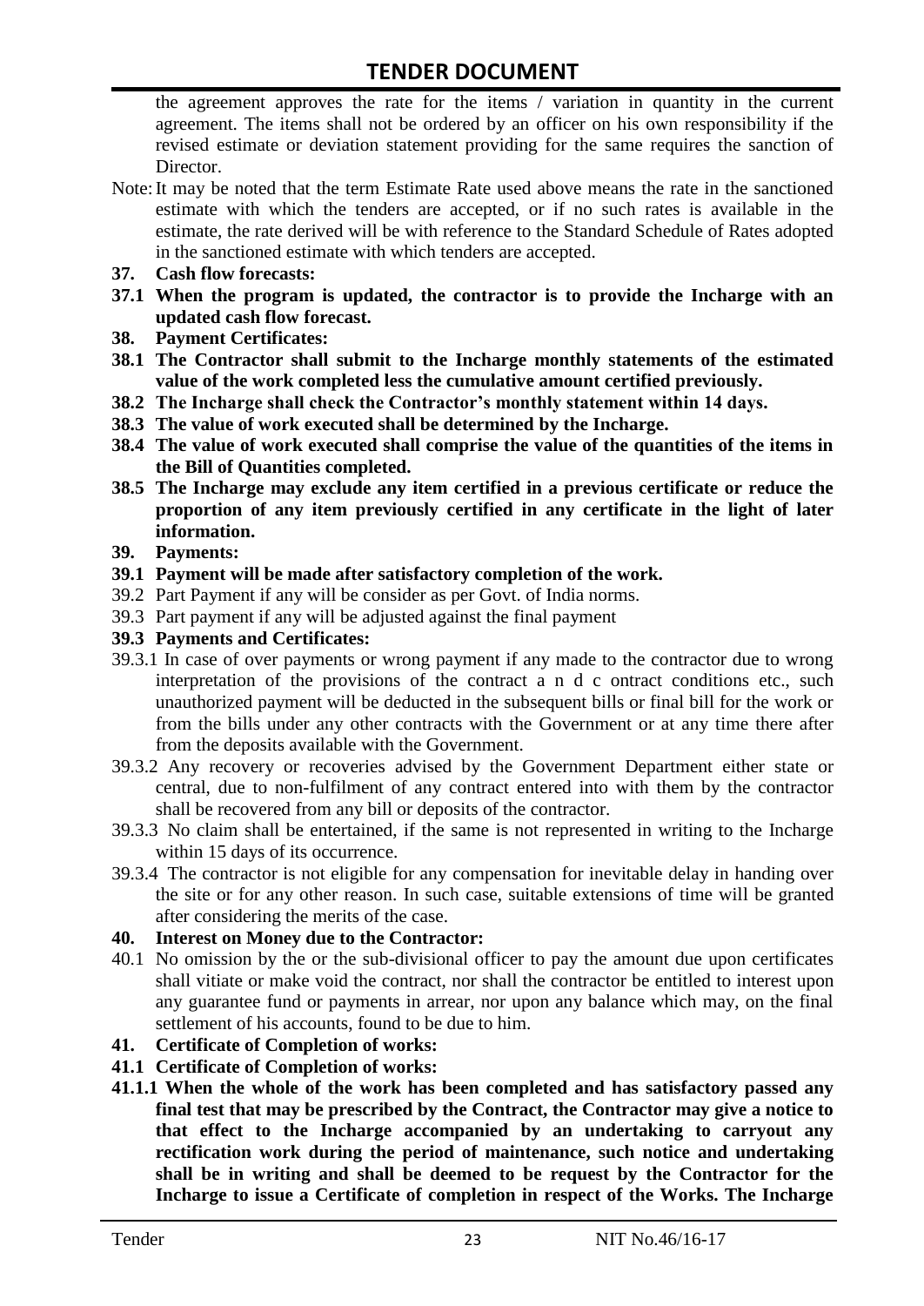the agreement approves the rate for the items / variation in quantity in the current agreement. The items shall not be ordered by an officer on his own responsibility if the revised estimate or deviation statement providing for the same requires the sanction of Director.

Note: It may be noted that the term Estimate Rate used above means the rate in the sanctioned estimate with which the tenders are accepted, or if no such rates is available in the estimate, the rate derived will be with reference to the Standard Schedule of Rates adopted in the sanctioned estimate with which tenders are accepted.

**37. Cash flow forecasts:**

**37.1 When the program is updated, the contractor is to provide the Incharge with an updated cash flow forecast.**

**38. Payment Certificates:**

**38.1 The Contractor shall submit to the Incharge monthly statements of the estimated value of the work completed less the cumulative amount certified previously.**

**38.2 The Incharge shall check the Contractor's monthly statement within 14 days.**

**38.3 The value of work executed shall be determined by the Incharge.**

**38.4 The value of work executed shall comprise the value of the quantities of the items in the Bill of Quantities completed.**

**38.5 The Incharge may exclude any item certified in a previous certificate or reduce the proportion of any item previously certified in any certificate in the light of later information.**

**39. Payments:**

**39.1 Payment will be made after satisfactory completion of the work.**

39.2 Part Payment if any will be consider as per Govt. of India norms.

39.3 Part payment if any will be adjusted against the final payment

**39.3 Payments and Certificates:**

39.3.1 In case of over payments or wrong payment if any made to the contractor due to wrong interpretation of the provisions of the contract a n d c ontract conditions etc., such unauthorized payment will be deducted in the subsequent bills or final bill for the work or from the bills under any other contracts with the Government or at any time there after from the deposits available with the Government.

39.3.2 Any recovery or recoveries advised by the Government Department either state or central, due to non-fulfilment of any contract entered into with them by the contractor shall be recovered from any bill or deposits of the contractor.

39.3.3 No claim shall be entertained, if the same is not represented in writing to the Incharge within 15 days of its occurrence.

39.3.4 The contractor is not eligible for any compensation for inevitable delay in handing over the site or for any other reason. In such case, suitable extensions of time will be granted after considering the merits of the case.

**40. Interest on Money due to the Contractor:**

40.1 No omission by the or the sub-divisional officer to pay the amount due upon certificates shall vitiate or make void the contract, nor shall the contractor be entitled to interest upon any guarantee fund or payments in arrear, nor upon any balance which may, on the final settlement of his accounts, found to be due to him.

**41. Certificate of Completion of works:**

**41.1 Certificate of Completion of works:**

**41.1.1 When the whole of the work has been completed and has satisfactory passed any final test that may be prescribed by the Contract, the Contractor may give a notice to that effect to the Incharge accompanied by an undertaking to carryout any rectification work during the period of maintenance, such notice and undertaking shall be in writing and shall be deemed to be request by the Contractor for the Incharge to issue a Certificate of completion in respect of the Works. The Incharge**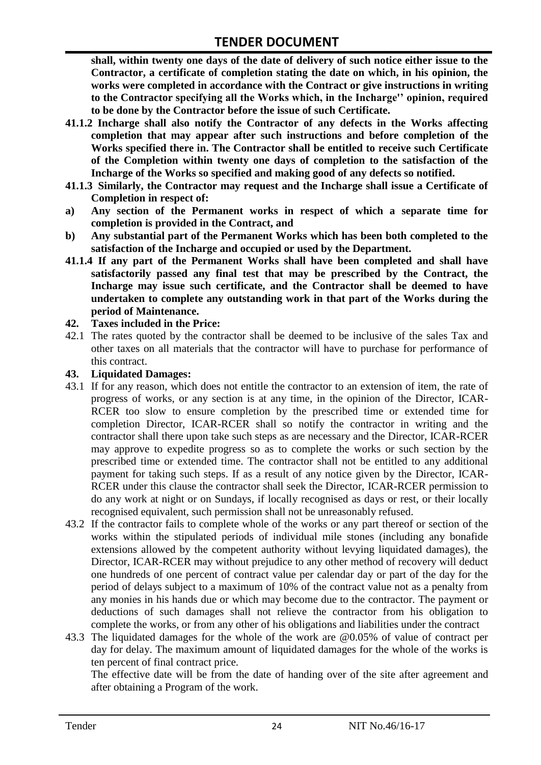**shall, within twenty one days of the date of delivery of such notice either issue to the Contractor, a certificate of completion stating the date on which, in his opinion, the works were completed in accordance with the Contract or give instructions in writing to the Contractor specifying all the Works which, in the Incharge'' opinion, required to be done by the Contractor before the issue of such Certificate.**

**41.1.2 Incharge shall also notify the Contractor of any defects in the Works affecting completion that may appear after such instructions and before completion of the Works specified there in. The Contractor shall be entitled to receive such Certificate of the Completion within twenty one days of completion to the satisfaction of the Incharge of the Works so specified and making good of any defects so notified.**

**41.1.3 Similarly, the Contractor may request and the Incharge shall issue a Certificate of Completion in respect of:**

**a) Any section of the Permanent works in respect of which a separate time for completion is provided in the Contract, and**

**b) Any substantial part of the Permanent Works which has been both completed to the satisfaction of the Incharge and occupied or used by the Department.**

**41.1.4 If any part of the Permanent Works shall have been completed and shall have satisfactorily passed any final test that may be prescribed by the Contract, the Incharge may issue such certificate, and the Contractor shall be deemed to have undertaken to complete any outstanding work in that part of the Works during the period of Maintenance.**

**42. Taxes included in the Price:**

42.1 The rates quoted by the contractor shall be deemed to be inclusive of the sales Tax and other taxes on all materials that the contractor will have to purchase for performance of this contract.

**43. Liquidated Damages:**

43.1 If for any reason, which does not entitle the contractor to an extension of item, the rate of progress of works, or any section is at any time, in the opinion of the Director, ICAR-RCER too slow to ensure completion by the prescribed time or extended time for completion Director, ICAR-RCER shall so notify the contractor in writing and the contractor shall there upon take such steps as are necessary and the Director, ICAR-RCER may approve to expedite progress so as to complete the works or such section by the prescribed time or extended time. The contractor shall not be entitled to any additional payment for taking such steps. If as a result of any notice given by the Director, ICAR-RCER under this clause the contractor shall seek the Director, ICAR-RCER permission to do any work at night or on Sundays, if locally recognised as days or rest, or their locally recognised equivalent, such permission shall not be unreasonably refused.

43.2 If the contractor fails to complete whole of the works or any part thereof or section of the works within the stipulated periods of individual mile stones (including any bonafide extensions allowed by the competent authority without levying liquidated damages), the Director, ICAR-RCER may without prejudice to any other method of recovery will deduct one hundreds of one percent of contract value per calendar day or part of the day for the period of delays subject to a maximum of 10% of the contract value not as a penalty from any monies in his hands due or which may become due to the contractor. The payment or deductions of such damages shall not relieve the contractor from his obligation to complete the works, or from any other of his obligations and liabilities under the contract

43.3 The liquidated damages for the whole of the work are @0.05% of value of contract per day for delay. The maximum amount of liquidated damages for the whole of the works is ten percent of final contract price.

The effective date will be from the date of handing over of the site after agreement and after obtaining a Program of the work.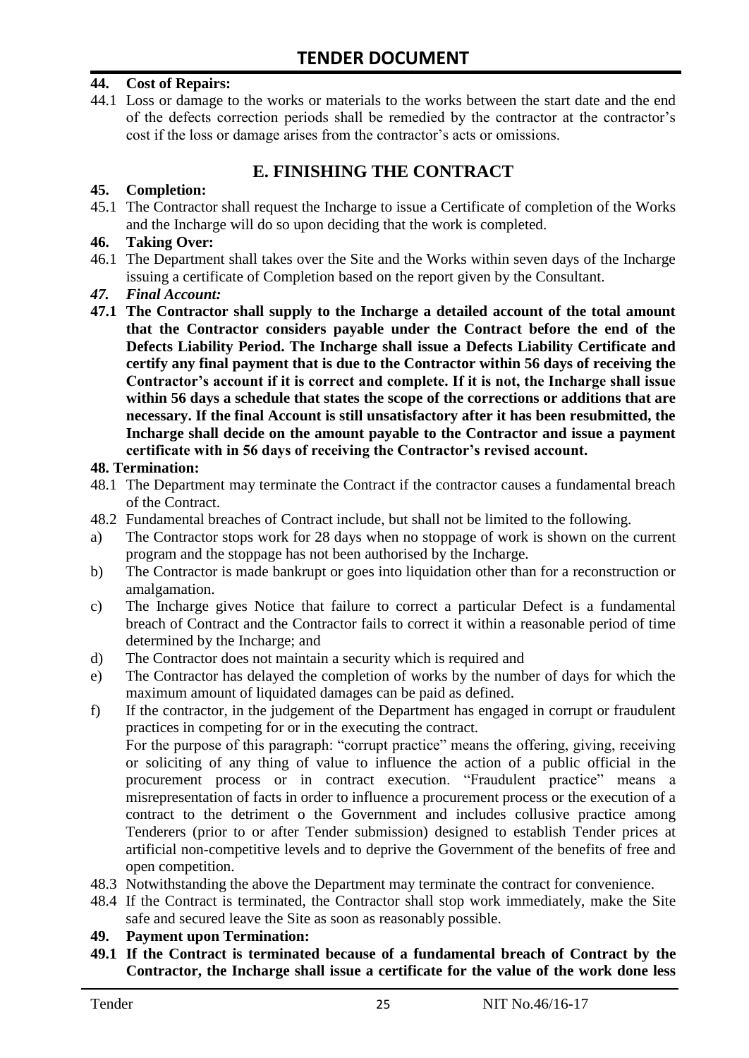**44. Cost of Repairs:**

44.1 Loss or damage to the works or materials to the works between the start date and the end of the defects correction periods shall be remedied by the contractor at the contractor's cost if the loss or damage arises from the contractor's acts or omissions.

## E. FINISHING THE CONTRACT

**45. Completion:**

45.1 The Contractor shall request the Incharge to issue a Certificate of completion of the Works and the Incharge will do so upon deciding that the work is completed.

**46. Taking Over:**

46.1 The Department shall takes over the Site and the Works within seven days of the Incharge issuing a certificate of Completion based on the report given by the Consultant.

***47. Final Account:***

**47.1 The Contractor shall supply to the Incharge a detailed account of the total amount that the Contractor considers payable under the Contract before the end of the Defects Liability Period. The Incharge shall issue a Defects Liability Certificate and certify any final payment that is due to the Contractor within 56 days of receiving the Contractor's account if it is correct and complete. If it is not, the Incharge shall issue within 56 days a schedule that states the scope of the corrections or additions that are necessary. If the final Account is still unsatisfactory after it has been resubmitted, the Incharge shall decide on the amount payable to the Contractor and issue a payment certificate with in 56 days of receiving the Contractor's revised account.**

**48. Termination:**

48.1 The Department may terminate the Contract if the contractor causes a fundamental breach of the Contract.

48.2 Fundamental breaches of Contract include, but shall not be limited to the following.

a) The Contractor stops work for 28 days when no stoppage of work is shown on the current program and the stoppage has not been authorised by the Incharge.

b) The Contractor is made bankrupt or goes into liquidation other than for a reconstruction or amalgamation.

c) The Incharge gives Notice that failure to correct a particular Defect is a fundamental breach of Contract and the Contractor fails to correct it within a reasonable period of time determined by the Incharge; and

d) The Contractor does not maintain a security which is required and

e) The Contractor has delayed the completion of works by the number of days for which the maximum amount of liquidated damages can be paid as defined.

f) If the contractor, in the judgement of the Department has engaged in corrupt or fraudulent practices in competing for or in the executing the contract.
For the purpose of this paragraph: "corrupt practice" means the offering, giving, receiving or soliciting of any thing of value to influence the action of a public official in the procurement process or in contract execution. "Fraudulent practice" means a misrepresentation of facts in order to influence a procurement process or the execution of a contract to the detriment o the Government and includes collusive practice among Tenderers (prior to or after Tender submission) designed to establish Tender prices at artificial non-competitive levels and to deprive the Government of the benefits of free and open competition.

48.3 Notwithstanding the above the Department may terminate the contract for convenience.

48.4 If the Contract is terminated, the Contractor shall stop work immediately, make the Site safe and secured leave the Site as soon as reasonably possible.

**49. Payment upon Termination:**

**49.1 If the Contract is terminated because of a fundamental breach of Contract by the Contractor, the Incharge shall issue a certificate for the value of the work done less**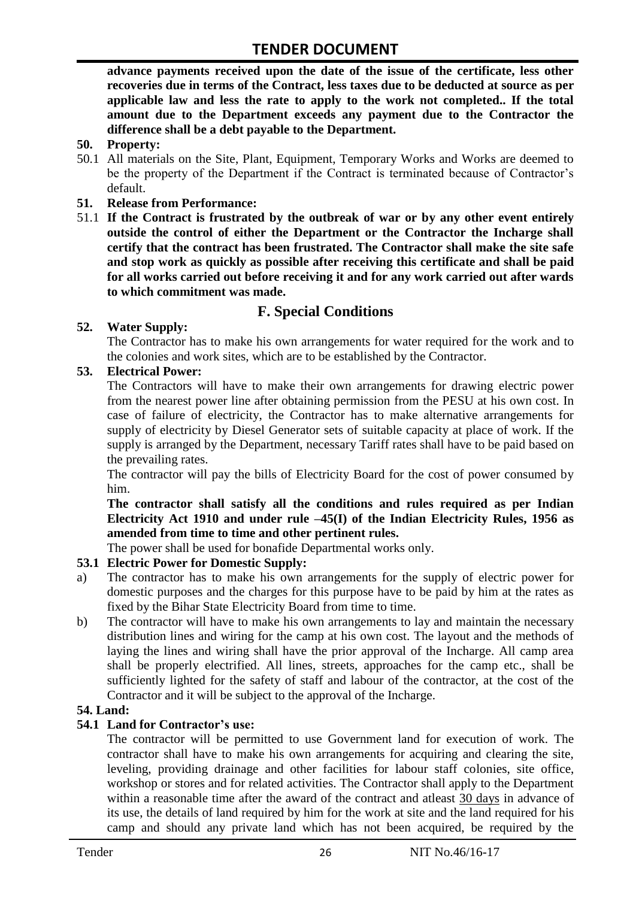**advance payments received upon the date of the issue of the certificate, less other recoveries due in terms of the Contract, less taxes due to be deducted at source as per applicable law and less the rate to apply to the work not completed.. If the total amount due to the Department exceeds any payment due to the Contractor the difference shall be a debt payable to the Department.**

**50. Property:**

50.1 All materials on the Site, Plant, Equipment, Temporary Works and Works are deemed to be the property of the Department if the Contract is terminated because of Contractor's default.

**51. Release from Performance:**

51.1 **If the Contract is frustrated by the outbreak of war or by any other event entirely outside the control of either the Department or the Contractor the Incharge shall certify that the contract has been frustrated. The Contractor shall make the site safe and stop work as quickly as possible after receiving this certificate and shall be paid for all works carried out before receiving it and for any work carried out after wards to which commitment was made.**

## F. Special Conditions

**52. Water Supply:**

The Contractor has to make his own arrangements for water required for the work and to the colonies and work sites, which are to be established by the Contractor.

**53. Electrical Power:**

The Contractors will have to make their own arrangements for drawing electric power from the nearest power line after obtaining permission from the PESU at his own cost. In case of failure of electricity, the Contractor has to make alternative arrangements for supply of electricity by Diesel Generator sets of suitable capacity at place of work. If the supply is arranged by the Department, necessary Tariff rates shall have to be paid based on the prevailing rates.

The contractor will pay the bills of Electricity Board for the cost of power consumed by him.

**The contractor shall satisfy all the conditions and rules required as per Indian Electricity Act 1910 and under rule –45(I) of the Indian Electricity Rules, 1956 as amended from time to time and other pertinent rules.**

The power shall be used for bonafide Departmental works only.

**53.1 Electric Power for Domestic Supply:**

a) The contractor has to make his own arrangements for the supply of electric power for domestic purposes and the charges for this purpose have to be paid by him at the rates as fixed by the Bihar State Electricity Board from time to time.

b) The contractor will have to make his own arrangements to lay and maintain the necessary distribution lines and wiring for the camp at his own cost. The layout and the methods of laying the lines and wiring shall have the prior approval of the Incharge. All camp area shall be properly electrified. All lines, streets, approaches for the camp etc., shall be sufficiently lighted for the safety of staff and labour of the contractor, at the cost of the Contractor and it will be subject to the approval of the Incharge.

**54. Land:**

**54.1 Land for Contractor's use:**

The contractor will be permitted to use Government land for execution of work. The contractor shall have to make his own arrangements for acquiring and clearing the site, leveling, providing drainage and other facilities for labour staff colonies, site office, workshop or stores and for related activities. The Contractor shall apply to the Department within a reasonable time after the award of the contract and atleast 30 days in advance of its use, the details of land required by him for the work at site and the land required for his camp and should any private land which has not been acquired, be required by the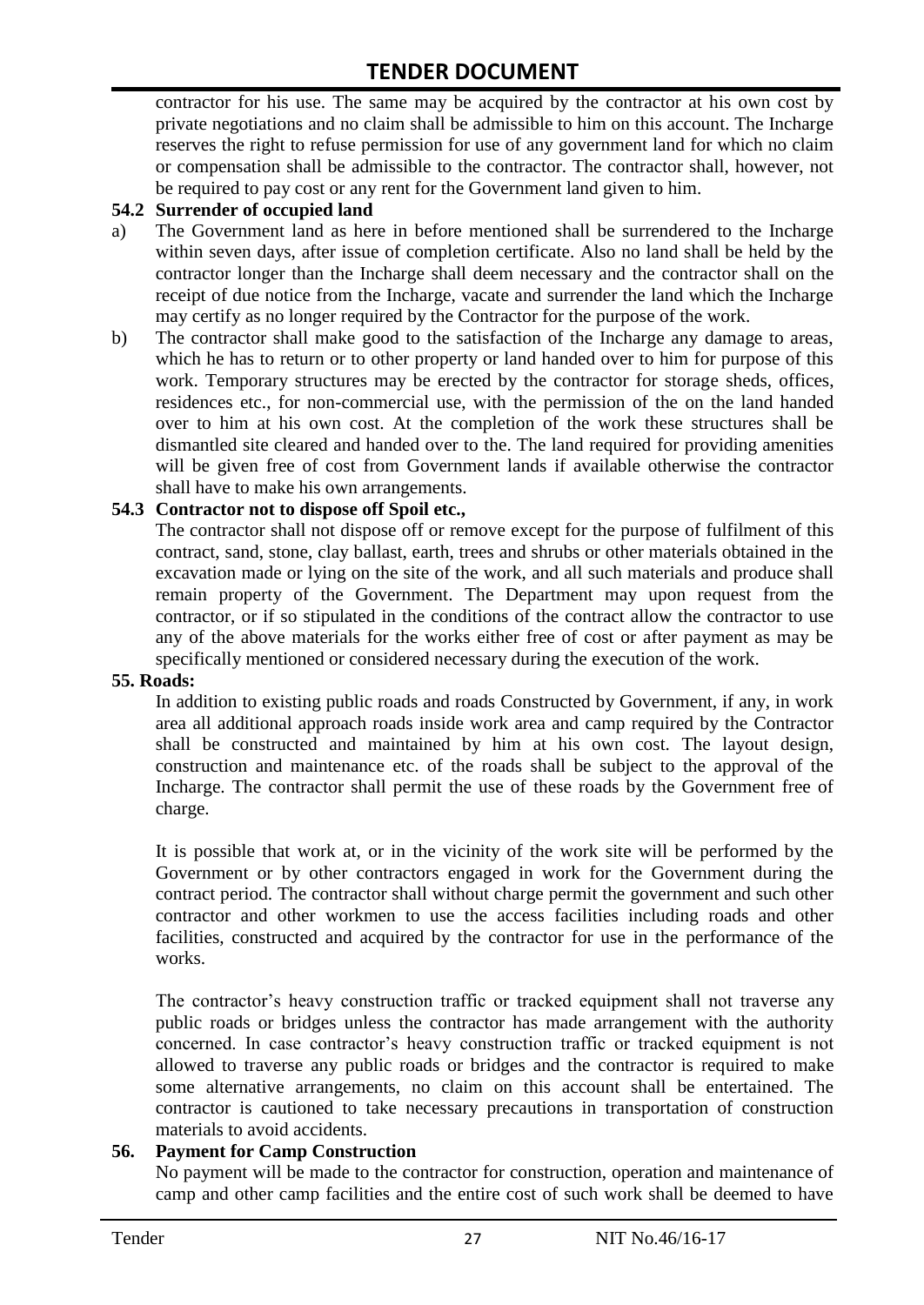contractor for his use. The same may be acquired by the contractor at his own cost by private negotiations and no claim shall be admissible to him on this account. The Incharge reserves the right to refuse permission for use of any government land for which no claim or compensation shall be admissible to the contractor. The contractor shall, however, not be required to pay cost or any rent for the Government land given to him.

**54.2 Surrender of occupied land**

a) The Government land as here in before mentioned shall be surrendered to the Incharge within seven days, after issue of completion certificate. Also no land shall be held by the contractor longer than the Incharge shall deem necessary and the contractor shall on the receipt of due notice from the Incharge, vacate and surrender the land which the Incharge may certify as no longer required by the Contractor for the purpose of the work.

b) The contractor shall make good to the satisfaction of the Incharge any damage to areas, which he has to return or to other property or land handed over to him for purpose of this work. Temporary structures may be erected by the contractor for storage sheds, offices, residences etc., for non-commercial use, with the permission of the on the land handed over to him at his own cost. At the completion of the work these structures shall be dismantled site cleared and handed over to the. The land required for providing amenities will be given free of cost from Government lands if available otherwise the contractor shall have to make his own arrangements.

**54.3 Contractor not to dispose off Spoil etc.,**

The contractor shall not dispose off or remove except for the purpose of fulfilment of this contract, sand, stone, clay ballast, earth, trees and shrubs or other materials obtained in the excavation made or lying on the site of the work, and all such materials and produce shall remain property of the Government. The Department may upon request from the contractor, or if so stipulated in the conditions of the contract allow the contractor to use any of the above materials for the works either free of cost or after payment as may be specifically mentioned or considered necessary during the execution of the work.

**55. Roads:**

In addition to existing public roads and roads Constructed by Government, if any, in work area all additional approach roads inside work area and camp required by the Contractor shall be constructed and maintained by him at his own cost. The layout design, construction and maintenance etc. of the roads shall be subject to the approval of the Incharge. The contractor shall permit the use of these roads by the Government free of charge.

It is possible that work at, or in the vicinity of the work site will be performed by the Government or by other contractors engaged in work for the Government during the contract period. The contractor shall without charge permit the government and such other contractor and other workmen to use the access facilities including roads and other facilities, constructed and acquired by the contractor for use in the performance of the works.

The contractor's heavy construction traffic or tracked equipment shall not traverse any public roads or bridges unless the contractor has made arrangement with the authority concerned. In case contractor's heavy construction traffic or tracked equipment is not allowed to traverse any public roads or bridges and the contractor is required to make some alternative arrangements, no claim on this account shall be entertained. The contractor is cautioned to take necessary precautions in transportation of construction materials to avoid accidents.

**56. Payment for Camp Construction**

No payment will be made to the contractor for construction, operation and maintenance of camp and other camp facilities and the entire cost of such work shall be deemed to have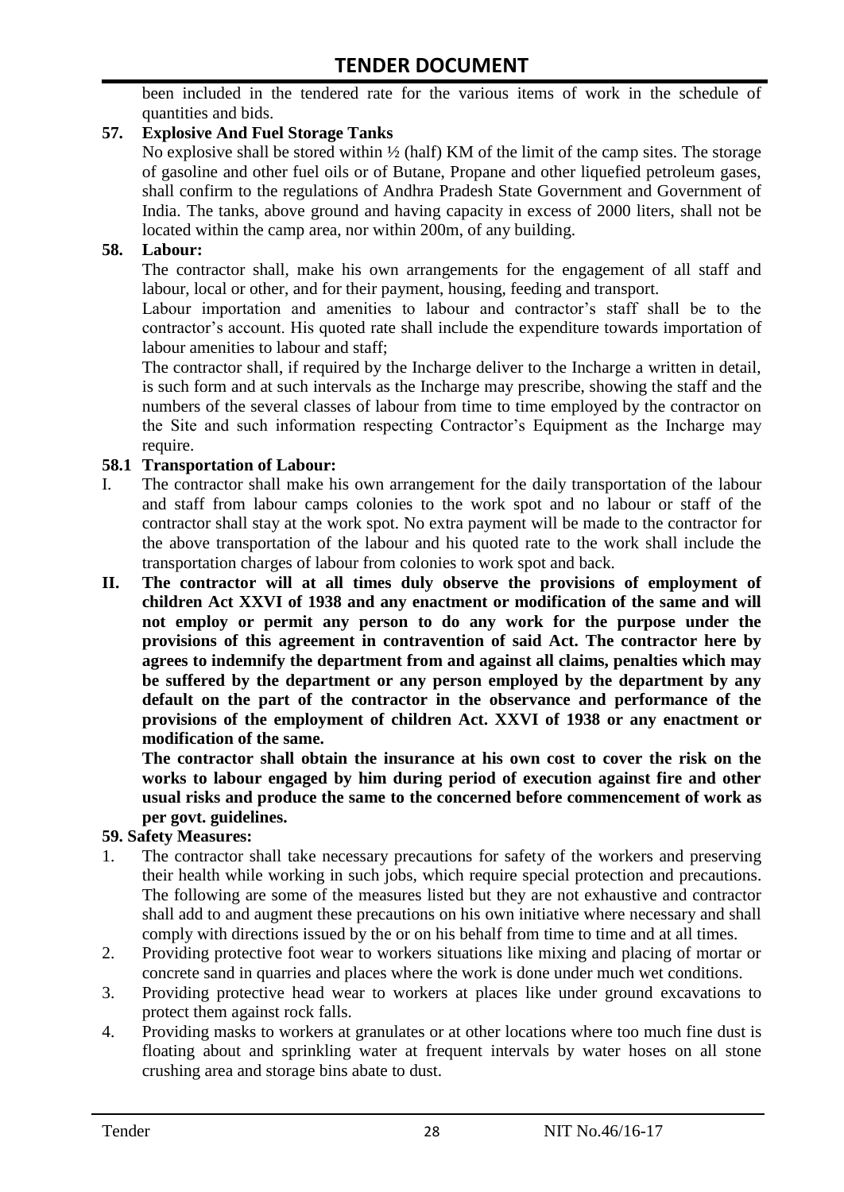been included in the tendered rate for the various items of work in the schedule of quantities and bids.

**57. Explosive And Fuel Storage Tanks**

No explosive shall be stored within ½ (half) KM of the limit of the camp sites. The storage of gasoline and other fuel oils or of Butane, Propane and other liquefied petroleum gases, shall confirm to the regulations of Andhra Pradesh State Government and Government of India. The tanks, above ground and having capacity in excess of 2000 liters, shall not be located within the camp area, nor within 200m, of any building.

**58. Labour:**

The contractor shall, make his own arrangements for the engagement of all staff and labour, local or other, and for their payment, housing, feeding and transport.

Labour importation and amenities to labour and contractor's staff shall be to the contractor's account. His quoted rate shall include the expenditure towards importation of labour amenities to labour and staff;

The contractor shall, if required by the Incharge deliver to the Incharge a written in detail, is such form and at such intervals as the Incharge may prescribe, showing the staff and the numbers of the several classes of labour from time to time employed by the contractor on the Site and such information respecting Contractor's Equipment as the Incharge may require.

**58.1 Transportation of Labour:**

I. The contractor shall make his own arrangement for the daily transportation of the labour and staff from labour camps colonies to the work spot and no labour or staff of the contractor shall stay at the work spot. No extra payment will be made to the contractor for the above transportation of the labour and his quoted rate to the work shall include the transportation charges of labour from colonies to work spot and back.

**II. The contractor will at all times duly observe the provisions of employment of children Act XXVI of 1938 and any enactment or modification of the same and will not employ or permit any person to do any work for the purpose under the provisions of this agreement in contravention of said Act. The contractor here by agrees to indemnify the department from and against all claims, penalties which may be suffered by the department or any person employed by the department by any default on the part of the contractor in the observance and performance of the provisions of the employment of children Act. XXVI of 1938 or any enactment or modification of the same.**

**The contractor shall obtain the insurance at his own cost to cover the risk on the works to labour engaged by him during period of execution against fire and other usual risks and produce the same to the concerned before commencement of work as per govt. guidelines.**

**59. Safety Measures:**

1. The contractor shall take necessary precautions for safety of the workers and preserving their health while working in such jobs, which require special protection and precautions. The following are some of the measures listed but they are not exhaustive and contractor shall add to and augment these precautions on his own initiative where necessary and shall comply with directions issued by the or on his behalf from time to time and at all times.
2. Providing protective foot wear to workers situations like mixing and placing of mortar or concrete sand in quarries and places where the work is done under much wet conditions.
3. Providing protective head wear to workers at places like under ground excavations to protect them against rock falls.
4. Providing masks to workers at granulates or at other locations where too much fine dust is floating about and sprinkling water at frequent intervals by water hoses on all stone crushing area and storage bins abate to dust.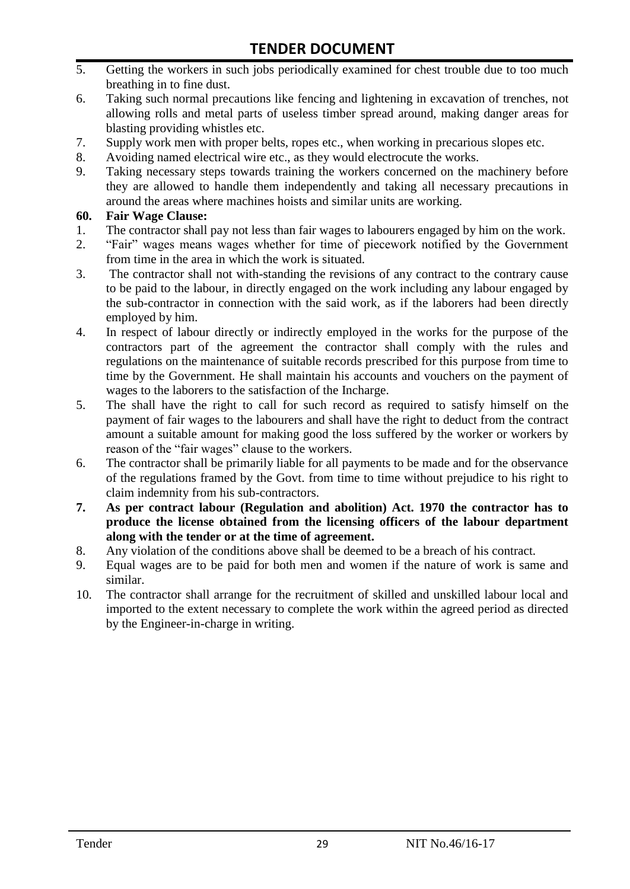5. Getting the workers in such jobs periodically examined for chest trouble due to too much breathing in to fine dust.
6. Taking such normal precautions like fencing and lightening in excavation of trenches, not allowing rolls and metal parts of useless timber spread around, making danger areas for blasting providing whistles etc.
7. Supply work men with proper belts, ropes etc., when working in precarious slopes etc.
8. Avoiding named electrical wire etc., as they would electrocute the works.
9. Taking necessary steps towards training the workers concerned on the machinery before they are allowed to handle them independently and taking all necessary precautions in around the areas where machines hoists and similar units are working.

**60. Fair Wage Clause:**

1. The contractor shall pay not less than fair wages to labourers engaged by him on the work.
2. "Fair" wages means wages whether for time of piecework notified by the Government from time in the area in which the work is situated.
3. The contractor shall not with-standing the revisions of any contract to the contrary cause to be paid to the labour, in directly engaged on the work including any labour engaged by the sub-contractor in connection with the said work, as if the laborers had been directly employed by him.
4. In respect of labour directly or indirectly employed in the works for the purpose of the contractors part of the agreement the contractor shall comply with the rules and regulations on the maintenance of suitable records prescribed for this purpose from time to time by the Government. He shall maintain his accounts and vouchers on the payment of wages to the laborers to the satisfaction of the Incharge.
5. The shall have the right to call for such record as required to satisfy himself on the payment of fair wages to the labourers and shall have the right to deduct from the contract amount a suitable amount for making good the loss suffered by the worker or workers by reason of the "fair wages" clause to the workers.
6. The contractor shall be primarily liable for all payments to be made and for the observance of the regulations framed by the Govt. from time to time without prejudice to his right to claim indemnity from his sub-contractors.
7. **As per contract labour (Regulation and abolition) Act. 1970 the contractor has to produce the license obtained from the licensing officers of the labour department along with the tender or at the time of agreement.**
8. Any violation of the conditions above shall be deemed to be a breach of his contract.
9. Equal wages are to be paid for both men and women if the nature of work is same and similar.
10. The contractor shall arrange for the recruitment of skilled and unskilled labour local and imported to the extent necessary to complete the work within the agreed period as directed by the Engineer-in-charge in writing.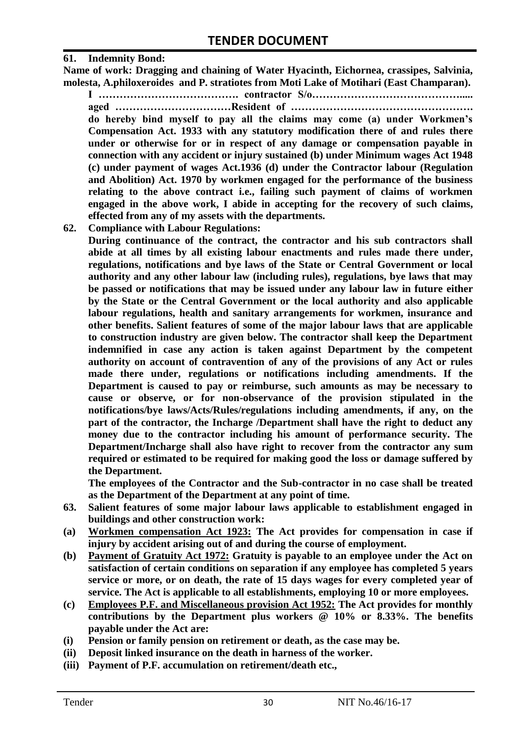**61. Indemnity Bond:**

**Name of work: Dragging and chaining of Water Hyacinth, Eichornea, crassipes, Salvinia, molesta, A.philoxeroides and P. stratiotes from Moti Lake of Motihari (East Champaran).**

**I …………………………………. contractor S/o…………………………………….... aged ……………………………Resident of ……………………………………………. do hereby bind myself to pay all the claims may come (a) under Workmen's Compensation Act. 1933 with any statutory modification there of and rules there under or otherwise for or in respect of any damage or compensation payable in connection with any accident or injury sustained (b) under Minimum wages Act 1948 (c) under payment of wages Act.1936 (d) under the Contractor labour (Regulation and Abolition) Act. 1970 by workmen engaged for the performance of the business relating to the above contract i.e., failing such payment of claims of workmen engaged in the above work, I abide in accepting for the recovery of such claims, effected from any of my assets with the departments.**

**62. Compliance with Labour Regulations:**

**During continuance of the contract, the contractor and his sub contractors shall abide at all times by all existing labour enactments and rules made there under, regulations, notifications and bye laws of the State or Central Government or local authority and any other labour law (including rules), regulations, bye laws that may be passed or notifications that may be issued under any labour law in future either by the State or the Central Government or the local authority and also applicable labour regulations, health and sanitary arrangements for workmen, insurance and other benefits. Salient features of some of the major labour laws that are applicable to construction industry are given below. The contractor shall keep the Department indemnified in case any action is taken against Department by the competent authority on account of contravention of any of the provisions of any Act or rules made there under, regulations or notifications including amendments. If the Department is caused to pay or reimburse, such amounts as may be necessary to cause or observe, or for non-observance of the provision stipulated in the notifications/bye laws/Acts/Rules/regulations including amendments, if any, on the part of the contractor, the Incharge /Department shall have the right to deduct any money due to the contractor including his amount of performance security. The Department/Incharge shall also have right to recover from the contractor any sum required or estimated to be required for making good the loss or damage suffered by the Department.**

**The employees of the Contractor and the Sub-contractor in no case shall be treated as the Department of the Department at any point of time.**

**63. Salient features of some major labour laws applicable to establishment engaged in buildings and other construction work:**

**(a) <u>Workmen compensation Act 1923:</u> The Act provides for compensation in case if injury by accident arising out of and during the course of employment.**

**(b) <u>Payment of Gratuity Act 1972:</u> Gratuity is payable to an employee under the Act on satisfaction of certain conditions on separation if any employee has completed 5 years service or more, or on death, the rate of 15 days wages for every completed year of service. The Act is applicable to all establishments, employing 10 or more employees.**

**(c) <u>Employees P.F. and Miscellaneous provision Act 1952:</u> The Act provides for monthly contributions by the Department plus workers @ 10% or 8.33%. The benefits payable under the Act are:**

**(i) Pension or family pension on retirement or death, as the case may be.**

**(ii) Deposit linked insurance on the death in harness of the worker.**

**(iii) Payment of P.F. accumulation on retirement/death etc.,**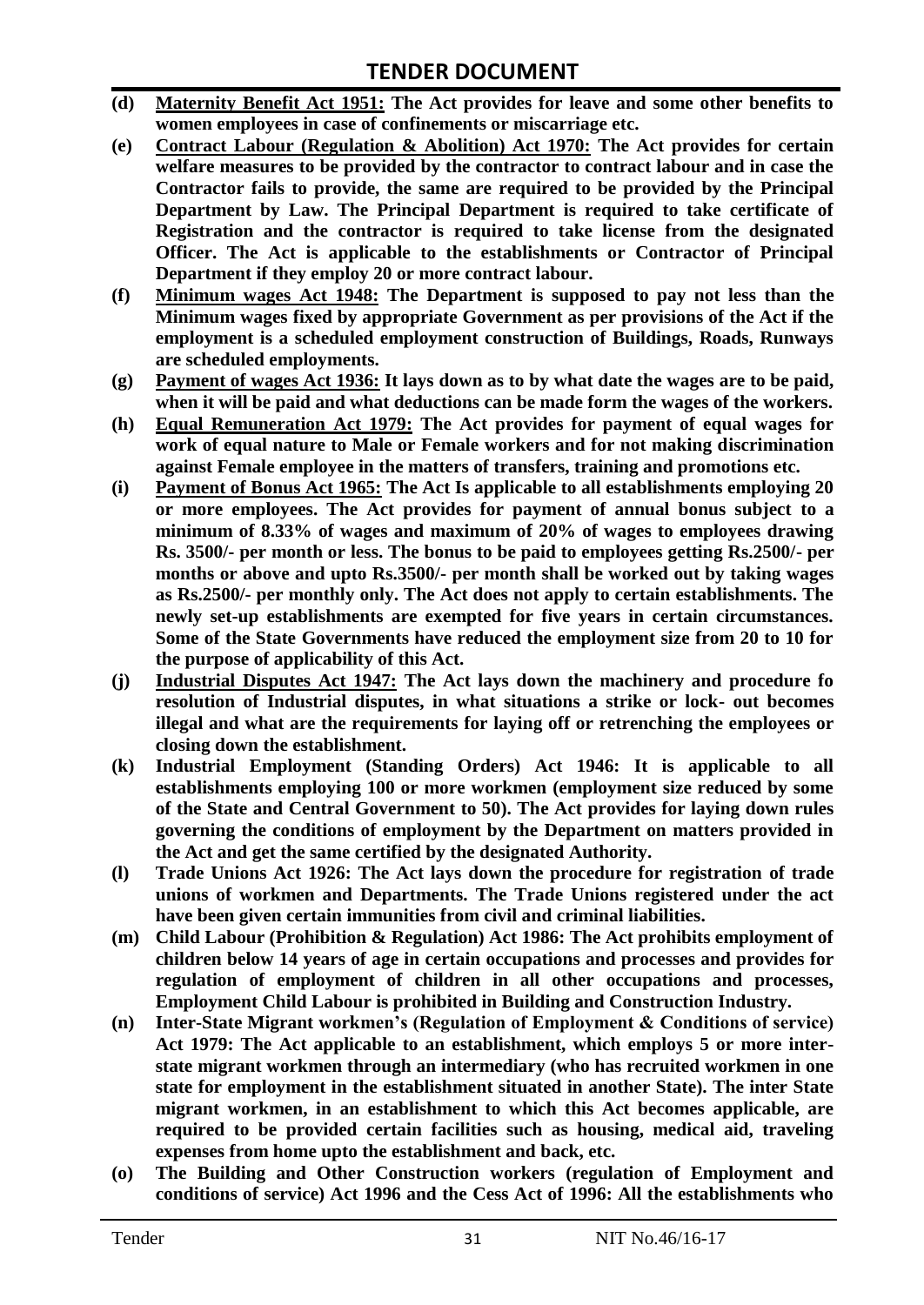**(d)** **<u>Maternity Benefit Act 1951:</u> The Act provides for leave and some other benefits to women employees in case of confinements or miscarriage etc.**

**(e)** **<u>Contract Labour (Regulation & Abolition) Act 1970:</u> The Act provides for certain welfare measures to be provided by the contractor to contract labour and in case the Contractor fails to provide, the same are required to be provided by the Principal Department by Law. The Principal Department is required to take certificate of Registration and the contractor is required to take license from the designated Officer. The Act is applicable to the establishments or Contractor of Principal Department if they employ 20 or more contract labour.**

**(f)** **<u>Minimum wages Act 1948:</u> The Department is supposed to pay not less than the Minimum wages fixed by appropriate Government as per provisions of the Act if the employment is a scheduled employment construction of Buildings, Roads, Runways are scheduled employments.**

**(g)** **<u>Payment of wages Act 1936:</u> It lays down as to by what date the wages are to be paid, when it will be paid and what deductions can be made form the wages of the workers.**

**(h)** **<u>Equal Remuneration Act 1979:</u> The Act provides for payment of equal wages for work of equal nature to Male or Female workers and for not making discrimination against Female employee in the matters of transfers, training and promotions etc.**

**(i)** **<u>Payment of Bonus Act 1965:</u> The Act Is applicable to all establishments employing 20 or more employees. The Act provides for payment of annual bonus subject to a minimum of 8.33% of wages and maximum of 20% of wages to employees drawing Rs. 3500/- per month or less. The bonus to be paid to employees getting Rs.2500/- per months or above and upto Rs.3500/- per month shall be worked out by taking wages as Rs.2500/- per monthly only. The Act does not apply to certain establishments. The newly set-up establishments are exempted for five years in certain circumstances. Some of the State Governments have reduced the employment size from 20 to 10 for the purpose of applicability of this Act.**

**(j)** **<u>Industrial Disputes Act 1947:</u> The Act lays down the machinery and procedure fo resolution of Industrial disputes, in what situations a strike or lock- out becomes illegal and what are the requirements for laying off or retrenching the employees or closing down the establishment.**

**(k)** **Industrial Employment (Standing Orders) Act 1946: It is applicable to all establishments employing 100 or more workmen (employment size reduced by some of the State and Central Government to 50). The Act provides for laying down rules governing the conditions of employment by the Department on matters provided in the Act and get the same certified by the designated Authority.**

**(l)** **Trade Unions Act 1926: The Act lays down the procedure for registration of trade unions of workmen and Departments. The Trade Unions registered under the act have been given certain immunities from civil and criminal liabilities.**

**(m)** **Child Labour (Prohibition & Regulation) Act 1986: The Act prohibits employment of children below 14 years of age in certain occupations and processes and provides for regulation of employment of children in all other occupations and processes, Employment Child Labour is prohibited in Building and Construction Industry.**

**(n)** **Inter-State Migrant workmen's (Regulation of Employment & Conditions of service) Act 1979: The Act applicable to an establishment, which employs 5 or more inter-state migrant workmen through an intermediary (who has recruited workmen in one state for employment in the establishment situated in another State). The inter State migrant workmen, in an establishment to which this Act becomes applicable, are required to be provided certain facilities such as housing, medical aid, traveling expenses from home upto the establishment and back, etc.**

**(o)** **The Building and Other Construction workers (regulation of Employment and conditions of service) Act 1996 and the Cess Act of 1996: All the establishments who**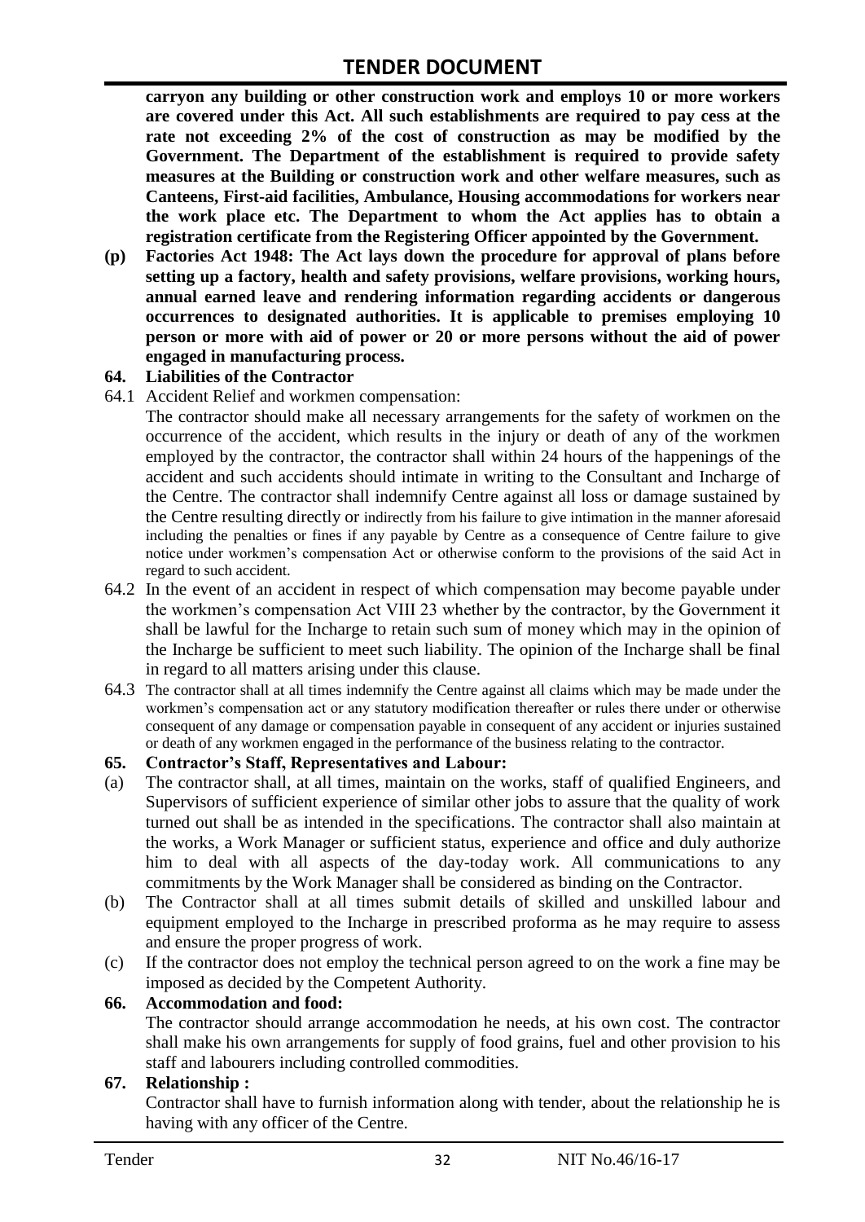**carryon any building or other construction work and employs 10 or more workers are covered under this Act. All such establishments are required to pay cess at the rate not exceeding 2% of the cost of construction as may be modified by the Government. The Department of the establishment is required to provide safety measures at the Building or construction work and other welfare measures, such as Canteens, First-aid facilities, Ambulance, Housing accommodations for workers near the work place etc. The Department to whom the Act applies has to obtain a registration certificate from the Registering Officer appointed by the Government.**

**(p) Factories Act 1948: The Act lays down the procedure for approval of plans before setting up a factory, health and safety provisions, welfare provisions, working hours, annual earned leave and rendering information regarding accidents or dangerous occurrences to designated authorities. It is applicable to premises employing 10 person or more with aid of power or 20 or more persons without the aid of power engaged in manufacturing process.**

**64. Liabilities of the Contractor**

64.1 Accident Relief and workmen compensation:

The contractor should make all necessary arrangements for the safety of workmen on the occurrence of the accident, which results in the injury or death of any of the workmen employed by the contractor, the contractor shall within 24 hours of the happenings of the accident and such accidents should intimate in writing to the Consultant and Incharge of the Centre. The contractor shall indemnify Centre against all loss or damage sustained by the Centre resulting directly or indirectly from his failure to give intimation in the manner aforesaid including the penalties or fines if any payable by Centre as a consequence of Centre failure to give notice under workmen's compensation Act or otherwise conform to the provisions of the said Act in regard to such accident.

64.2 In the event of an accident in respect of which compensation may become payable under the workmen's compensation Act VIII 23 whether by the contractor, by the Government it shall be lawful for the Incharge to retain such sum of money which may in the opinion of the Incharge be sufficient to meet such liability. The opinion of the Incharge shall be final in regard to all matters arising under this clause.

64.3 The contractor shall at all times indemnify the Centre against all claims which may be made under the workmen's compensation act or any statutory modification thereafter or rules there under or otherwise consequent of any damage or compensation payable in consequent of any accident or injuries sustained or death of any workmen engaged in the performance of the business relating to the contractor.

**65. Contractor's Staff, Representatives and Labour:**

(a) The contractor shall, at all times, maintain on the works, staff of qualified Engineers, and Supervisors of sufficient experience of similar other jobs to assure that the quality of work turned out shall be as intended in the specifications. The contractor shall also maintain at the works, a Work Manager or sufficient status, experience and office and duly authorize him to deal with all aspects of the day-today work. All communications to any commitments by the Work Manager shall be considered as binding on the Contractor.

(b) The Contractor shall at all times submit details of skilled and unskilled labour and equipment employed to the Incharge in prescribed proforma as he may require to assess and ensure the proper progress of work.

(c) If the contractor does not employ the technical person agreed to on the work a fine may be imposed as decided by the Competent Authority.

**66. Accommodation and food:**

The contractor should arrange accommodation he needs, at his own cost. The contractor shall make his own arrangements for supply of food grains, fuel and other provision to his staff and labourers including controlled commodities.

**67. Relationship :**

Contractor shall have to furnish information along with tender, about the relationship he is having with any officer of the Centre.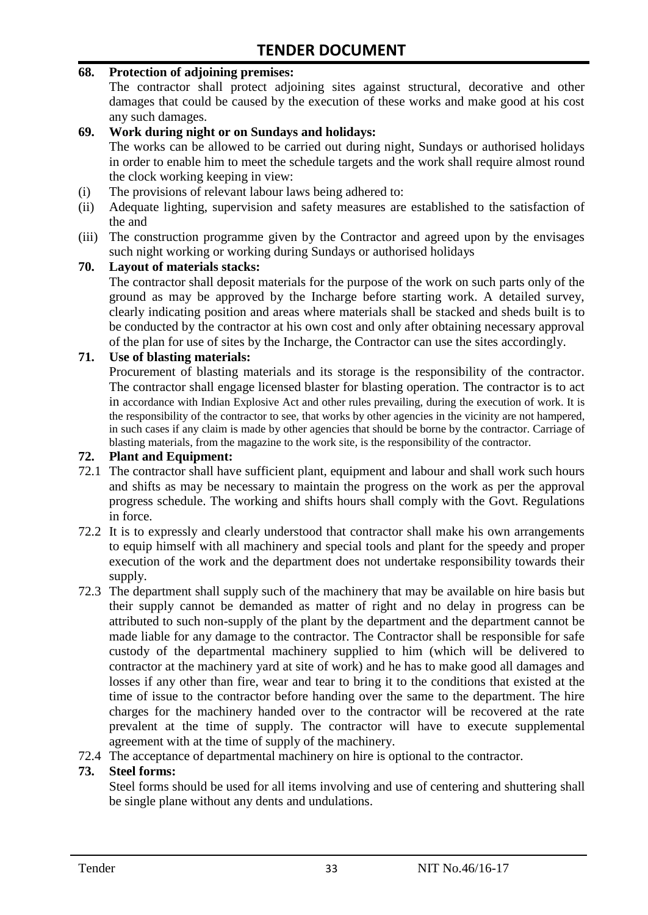**68. Protection of adjoining premises:**

The contractor shall protect adjoining sites against structural, decorative and other damages that could be caused by the execution of these works and make good at his cost any such damages.

**69. Work during night or on Sundays and holidays:**

The works can be allowed to be carried out during night, Sundays or authorised holidays in order to enable him to meet the schedule targets and the work shall require almost round the clock working keeping in view:

(i) The provisions of relevant labour laws being adhered to:

(ii) Adequate lighting, supervision and safety measures are established to the satisfaction of the and

(iii) The construction programme given by the Contractor and agreed upon by the envisages such night working or working during Sundays or authorised holidays

**70. Layout of materials stacks:**

The contractor shall deposit materials for the purpose of the work on such parts only of the ground as may be approved by the Incharge before starting work. A detailed survey, clearly indicating position and areas where materials shall be stacked and sheds built is to be conducted by the contractor at his own cost and only after obtaining necessary approval of the plan for use of sites by the Incharge, the Contractor can use the sites accordingly.

**71. Use of blasting materials:**

Procurement of blasting materials and its storage is the responsibility of the contractor. The contractor shall engage licensed blaster for blasting operation. The contractor is to act in accordance with Indian Explosive Act and other rules prevailing, during the execution of work. It is the responsibility of the contractor to see, that works by other agencies in the vicinity are not hampered, in such cases if any claim is made by other agencies that should be borne by the contractor. Carriage of blasting materials, from the magazine to the work site, is the responsibility of the contractor.

**72. Plant and Equipment:**

72.1 The contractor shall have sufficient plant, equipment and labour and shall work such hours and shifts as may be necessary to maintain the progress on the work as per the approval progress schedule. The working and shifts hours shall comply with the Govt. Regulations in force.

72.2 It is to expressly and clearly understood that contractor shall make his own arrangements to equip himself with all machinery and special tools and plant for the speedy and proper execution of the work and the department does not undertake responsibility towards their supply.

72.3 The department shall supply such of the machinery that may be available on hire basis but their supply cannot be demanded as matter of right and no delay in progress can be attributed to such non-supply of the plant by the department and the department cannot be made liable for any damage to the contractor. The Contractor shall be responsible for safe custody of the departmental machinery supplied to him (which will be delivered to contractor at the machinery yard at site of work) and he has to make good all damages and losses if any other than fire, wear and tear to bring it to the conditions that existed at the time of issue to the contractor before handing over the same to the department. The hire charges for the machinery handed over to the contractor will be recovered at the rate prevalent at the time of supply. The contractor will have to execute supplemental agreement with at the time of supply of the machinery.

72.4 The acceptance of departmental machinery on hire is optional to the contractor.

**73. Steel forms:**

Steel forms should be used for all items involving and use of centering and shuttering shall be single plane without any dents and undulations.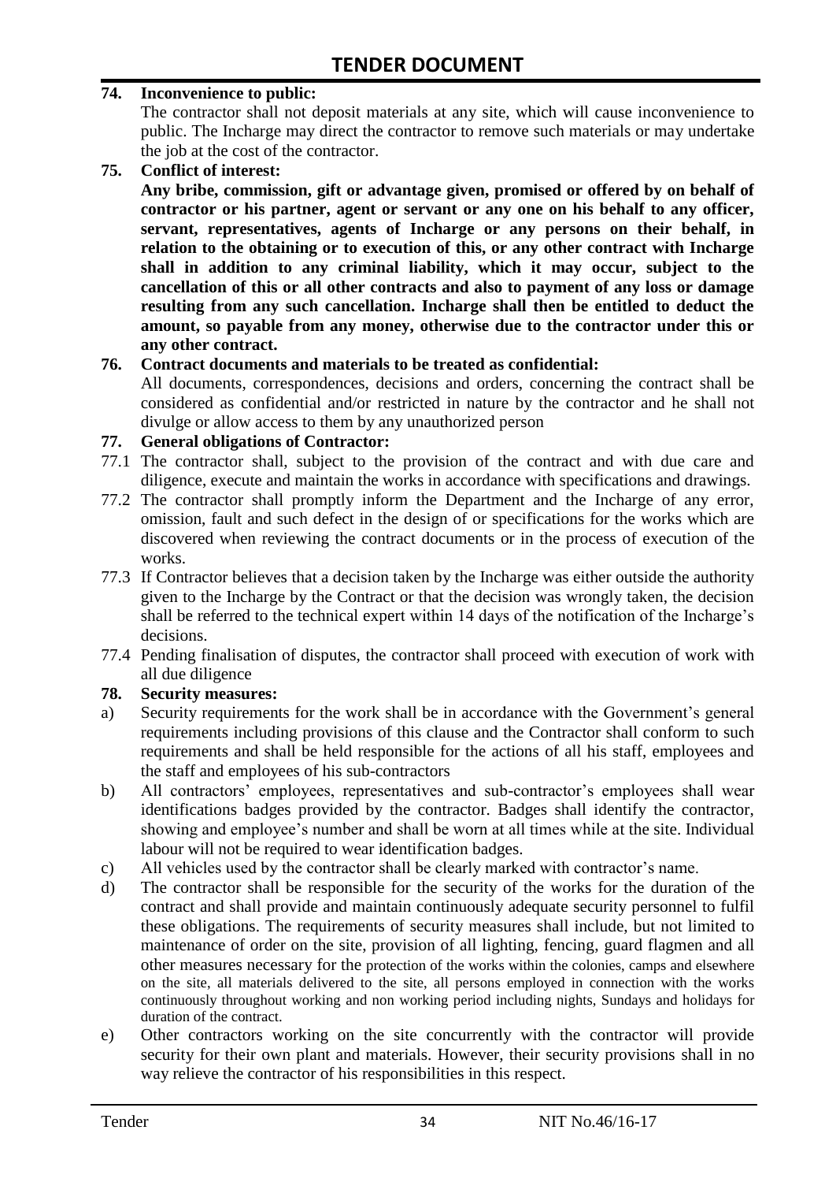**74. Inconvenience to public:**

The contractor shall not deposit materials at any site, which will cause inconvenience to public. The Incharge may direct the contractor to remove such materials or may undertake the job at the cost of the contractor.

**75. Conflict of interest:**

**Any bribe, commission, gift or advantage given, promised or offered by on behalf of contractor or his partner, agent or servant or any one on his behalf to any officer, servant, representatives, agents of Incharge or any persons on their behalf, in relation to the obtaining or to execution of this, or any other contract with Incharge shall in addition to any criminal liability, which it may occur, subject to the cancellation of this or all other contracts and also to payment of any loss or damage resulting from any such cancellation. Incharge shall then be entitled to deduct the amount, so payable from any money, otherwise due to the contractor under this or any other contract.**

**76. Contract documents and materials to be treated as confidential:**

All documents, correspondences, decisions and orders, concerning the contract shall be considered as confidential and/or restricted in nature by the contractor and he shall not divulge or allow access to them by any unauthorized person

**77. General obligations of Contractor:**

77.1 The contractor shall, subject to the provision of the contract and with due care and diligence, execute and maintain the works in accordance with specifications and drawings.

77.2 The contractor shall promptly inform the Department and the Incharge of any error, omission, fault and such defect in the design of or specifications for the works which are discovered when reviewing the contract documents or in the process of execution of the works.

77.3 If Contractor believes that a decision taken by the Incharge was either outside the authority given to the Incharge by the Contract or that the decision was wrongly taken, the decision shall be referred to the technical expert within 14 days of the notification of the Incharge's decisions.

77.4 Pending finalisation of disputes, the contractor shall proceed with execution of work with all due diligence

**78. Security measures:**

a) Security requirements for the work shall be in accordance with the Government's general requirements including provisions of this clause and the Contractor shall conform to such requirements and shall be held responsible for the actions of all his staff, employees and the staff and employees of his sub-contractors

b) All contractors' employees, representatives and sub-contractor's employees shall wear identifications badges provided by the contractor. Badges shall identify the contractor, showing and employee's number and shall be worn at all times while at the site. Individual labour will not be required to wear identification badges.

c) All vehicles used by the contractor shall be clearly marked with contractor's name.

d) The contractor shall be responsible for the security of the works for the duration of the contract and shall provide and maintain continuously adequate security personnel to fulfil these obligations. The requirements of security measures shall include, but not limited to maintenance of order on the site, provision of all lighting, fencing, guard flagmen and all other measures necessary for the protection of the works within the colonies, camps and elsewhere on the site, all materials delivered to the site, all persons employed in connection with the works continuously throughout working and non working period including nights, Sundays and holidays for duration of the contract.

e) Other contractors working on the site concurrently with the contractor will provide security for their own plant and materials. However, their security provisions shall in no way relieve the contractor of his responsibilities in this respect.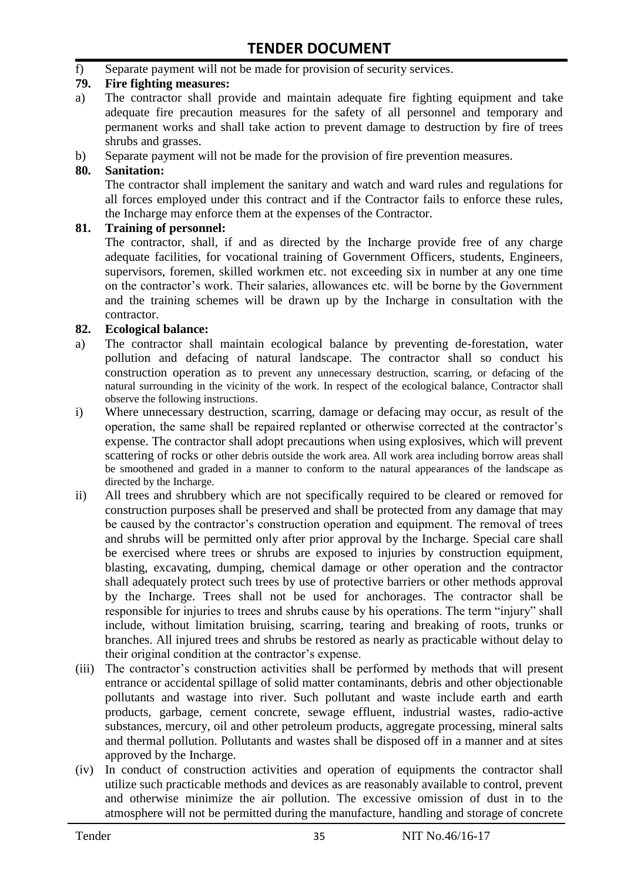f) Separate payment will not be made for provision of security services.

**79. Fire fighting measures:**

a) The contractor shall provide and maintain adequate fire fighting equipment and take adequate fire precaution measures for the safety of all personnel and temporary and permanent works and shall take action to prevent damage to destruction by fire of trees shrubs and grasses.

b) Separate payment will not be made for the provision of fire prevention measures.

**80. Sanitation:**

The contractor shall implement the sanitary and watch and ward rules and regulations for all forces employed under this contract and if the Contractor fails to enforce these rules, the Incharge may enforce them at the expenses of the Contractor.

**81. Training of personnel:**

The contractor, shall, if and as directed by the Incharge provide free of any charge adequate facilities, for vocational training of Government Officers, students, Engineers, supervisors, foremen, skilled workmen etc. not exceeding six in number at any one time on the contractor's work. Their salaries, allowances etc. will be borne by the Government and the training schemes will be drawn up by the Incharge in consultation with the contractor.

**82. Ecological balance:**

a) The contractor shall maintain ecological balance by preventing de-forestation, water pollution and defacing of natural landscape. The contractor shall so conduct his construction operation as to prevent any unnecessary destruction, scarring, or defacing of the natural surrounding in the vicinity of the work. In respect of the ecological balance, Contractor shall observe the following instructions.

i) Where unnecessary destruction, scarring, damage or defacing may occur, as result of the operation, the same shall be repaired replanted or otherwise corrected at the contractor's expense. The contractor shall adopt precautions when using explosives, which will prevent scattering of rocks or other debris outside the work area. All work area including borrow areas shall be smoothened and graded in a manner to conform to the natural appearances of the landscape as directed by the Incharge.

ii) All trees and shrubbery which are not specifically required to be cleared or removed for construction purposes shall be preserved and shall be protected from any damage that may be caused by the contractor's construction operation and equipment. The removal of trees and shrubs will be permitted only after prior approval by the Incharge. Special care shall be exercised where trees or shrubs are exposed to injuries by construction equipment, blasting, excavating, dumping, chemical damage or other operation and the contractor shall adequately protect such trees by use of protective barriers or other methods approval by the Incharge. Trees shall not be used for anchorages. The contractor shall be responsible for injuries to trees and shrubs cause by his operations. The term "injury" shall include, without limitation bruising, scarring, tearing and breaking of roots, trunks or branches. All injured trees and shrubs be restored as nearly as practicable without delay to their original condition at the contractor's expense.

(iii) The contractor's construction activities shall be performed by methods that will present entrance or accidental spillage of solid matter contaminants, debris and other objectionable pollutants and wastage into river. Such pollutant and waste include earth and earth products, garbage, cement concrete, sewage effluent, industrial wastes, radio-active substances, mercury, oil and other petroleum products, aggregate processing, mineral salts and thermal pollution. Pollutants and wastes shall be disposed off in a manner and at sites approved by the Incharge.

(iv) In conduct of construction activities and operation of equipments the contractor shall utilize such practicable methods and devices as are reasonably available to control, prevent and otherwise minimize the air pollution. The excessive omission of dust in to the atmosphere will not be permitted during the manufacture, handling and storage of concrete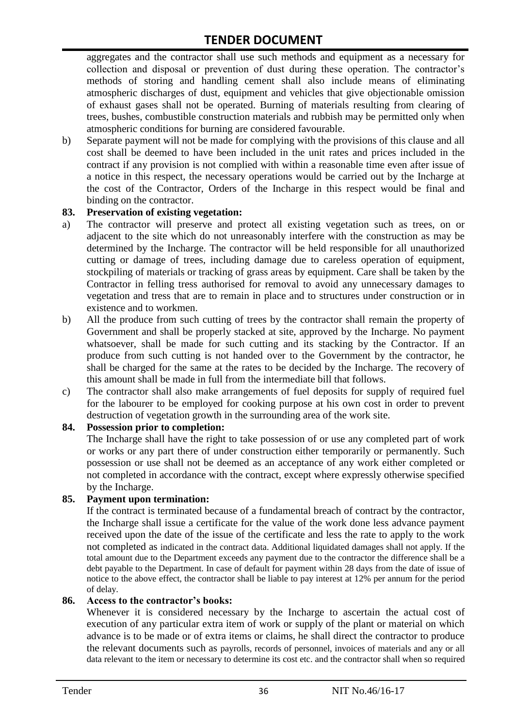aggregates and the contractor shall use such methods and equipment as a necessary for collection and disposal or prevention of dust during these operation. The contractor's methods of storing and handling cement shall also include means of eliminating atmospheric discharges of dust, equipment and vehicles that give objectionable omission of exhaust gases shall not be operated. Burning of materials resulting from clearing of trees, bushes, combustible construction materials and rubbish may be permitted only when atmospheric conditions for burning are considered favourable.

b) Separate payment will not be made for complying with the provisions of this clause and all cost shall be deemed to have been included in the unit rates and prices included in the contract if any provision is not complied with within a reasonable time even after issue of a notice in this respect, the necessary operations would be carried out by the Incharge at the cost of the Contractor, Orders of the Incharge in this respect would be final and binding on the contractor.

**83. Preservation of existing vegetation:**

a) The contractor will preserve and protect all existing vegetation such as trees, on or adjacent to the site which do not unreasonably interfere with the construction as may be determined by the Incharge. The contractor will be held responsible for all unauthorized cutting or damage of trees, including damage due to careless operation of equipment, stockpiling of materials or tracking of grass areas by equipment. Care shall be taken by the Contractor in felling tress authorised for removal to avoid any unnecessary damages to vegetation and tress that are to remain in place and to structures under construction or in existence and to workmen.

b) All the produce from such cutting of trees by the contractor shall remain the property of Government and shall be properly stacked at site, approved by the Incharge. No payment whatsoever, shall be made for such cutting and its stacking by the Contractor. If an produce from such cutting is not handed over to the Government by the contractor, he shall be charged for the same at the rates to be decided by the Incharge. The recovery of this amount shall be made in full from the intermediate bill that follows.

c) The contractor shall also make arrangements of fuel deposits for supply of required fuel for the labourer to be employed for cooking purpose at his own cost in order to prevent destruction of vegetation growth in the surrounding area of the work site.

**84. Possession prior to completion:**

The Incharge shall have the right to take possession of or use any completed part of work or works or any part there of under construction either temporarily or permanently. Such possession or use shall not be deemed as an acceptance of any work either completed or not completed in accordance with the contract, except where expressly otherwise specified by the Incharge.

**85. Payment upon termination:**

If the contract is terminated because of a fundamental breach of contract by the contractor, the Incharge shall issue a certificate for the value of the work done less advance payment received upon the date of the issue of the certificate and less the rate to apply to the work not completed as indicated in the contract data. Additional liquidated damages shall not apply. If the total amount due to the Department exceeds any payment due to the contractor the difference shall be a debt payable to the Department. In case of default for payment within 28 days from the date of issue of notice to the above effect, the contractor shall be liable to pay interest at 12% per annum for the period of delay.

**86. Access to the contractor's books:**

Whenever it is considered necessary by the Incharge to ascertain the actual cost of execution of any particular extra item of work or supply of the plant or material on which advance is to be made or of extra items or claims, he shall direct the contractor to produce the relevant documents such as payrolls, records of personnel, invoices of materials and any or all data relevant to the item or necessary to determine its cost etc. and the contractor shall when so required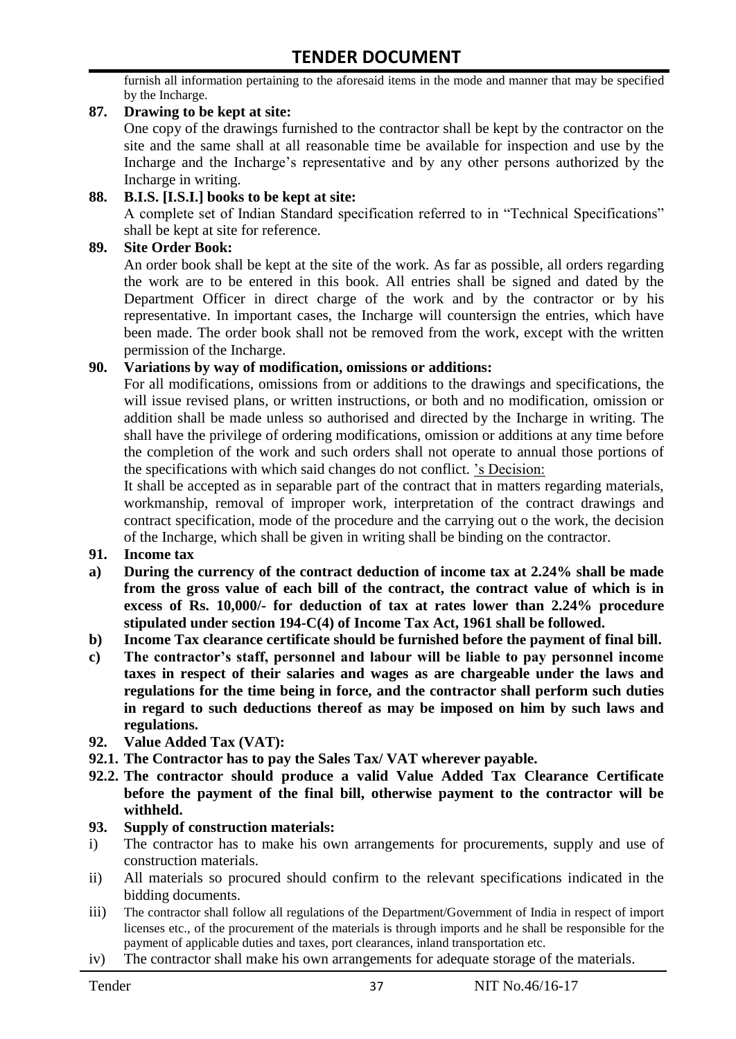furnish all information pertaining to the aforesaid items in the mode and manner that may be specified by the Incharge.

**87. Drawing to be kept at site:**

One copy of the drawings furnished to the contractor shall be kept by the contractor on the site and the same shall at all reasonable time be available for inspection and use by the Incharge and the Incharge's representative and by any other persons authorized by the Incharge in writing.

**88. B.I.S. [I.S.I.] books to be kept at site:**

A complete set of Indian Standard specification referred to in "Technical Specifications" shall be kept at site for reference.

**89. Site Order Book:**

An order book shall be kept at the site of the work. As far as possible, all orders regarding the work are to be entered in this book. All entries shall be signed and dated by the Department Officer in direct charge of the work and by the contractor or by his representative. In important cases, the Incharge will countersign the entries, which have been made. The order book shall not be removed from the work, except with the written permission of the Incharge.

**90. Variations by way of modification, omissions or additions:**

For all modifications, omissions from or additions to the drawings and specifications, the will issue revised plans, or written instructions, or both and no modification, omission or addition shall be made unless so authorised and directed by the Incharge in writing. The shall have the privilege of ordering modifications, omission or additions at any time before the completion of the work and such orders shall not operate to annual those portions of the specifications with which said changes do not conflict. 's Decision:

It shall be accepted as in separable part of the contract that in matters regarding materials, workmanship, removal of improper work, interpretation of the contract drawings and contract specification, mode of the procedure and the carrying out o the work, the decision of the Incharge, which shall be given in writing shall be binding on the contractor.

**91. Income tax**

**a) During the currency of the contract deduction of income tax at 2.24% shall be made from the gross value of each bill of the contract, the contract value of which is in excess of Rs. 10,000/- for deduction of tax at rates lower than 2.24% procedure stipulated under section 194-C(4) of Income Tax Act, 1961 shall be followed.**

**b) Income Tax clearance certificate should be furnished before the payment of final bill.**

**c) The contractor's staff, personnel and labour will be liable to pay personnel income taxes in respect of their salaries and wages as are chargeable under the laws and regulations for the time being in force, and the contractor shall perform such duties in regard to such deductions thereof as may be imposed on him by such laws and regulations.**

**92. Value Added Tax (VAT):**

**92.1. The Contractor has to pay the Sales Tax/ VAT wherever payable.**

**92.2. The contractor should produce a valid Value Added Tax Clearance Certificate before the payment of the final bill, otherwise payment to the contractor will be withheld.**

**93. Supply of construction materials:**

i) The contractor has to make his own arrangements for procurements, supply and use of construction materials.

ii) All materials so procured should confirm to the relevant specifications indicated in the bidding documents.

iii) The contractor shall follow all regulations of the Department/Government of India in respect of import licenses etc., of the procurement of the materials is through imports and he shall be responsible for the payment of applicable duties and taxes, port clearances, inland transportation etc.

iv) The contractor shall make his own arrangements for adequate storage of the materials.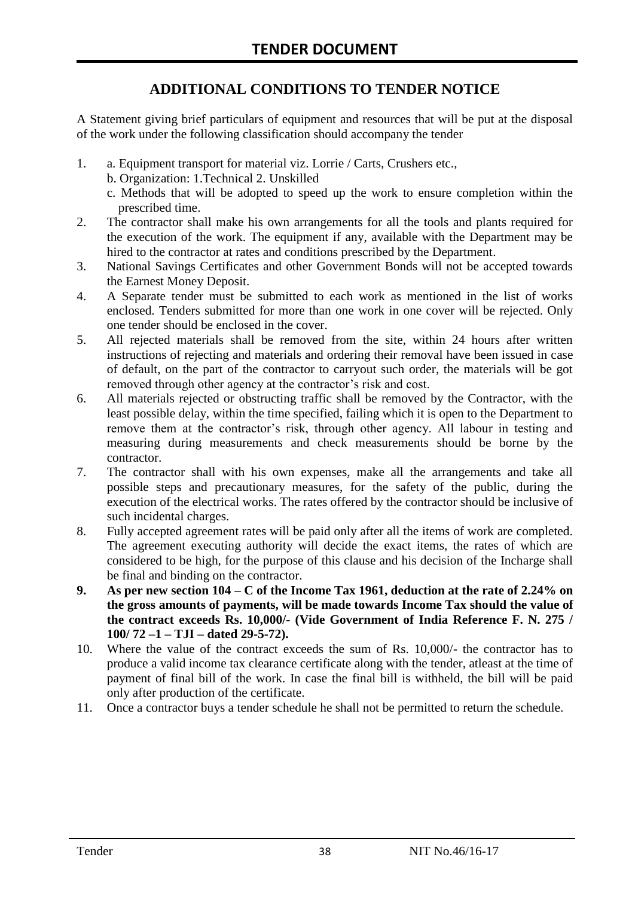# TENDER DOCUMENT

## ADDITIONAL CONDITIONS TO TENDER NOTICE

A Statement giving brief particulars of equipment and resources that will be put at the disposal of the work under the following classification should accompany the tender

1. a. Equipment transport for material viz. Lorrie / Carts, Crushers etc.,
   b. Organization: 1.Technical 2. Unskilled
   c. Methods that will be adopted to speed up the work to ensure completion within the prescribed time.
2. The contractor shall make his own arrangements for all the tools and plants required for the execution of the work. The equipment if any, available with the Department may be hired to the contractor at rates and conditions prescribed by the Department.
3. National Savings Certificates and other Government Bonds will not be accepted towards the Earnest Money Deposit.
4. A Separate tender must be submitted to each work as mentioned in the list of works enclosed. Tenders submitted for more than one work in one cover will be rejected. Only one tender should be enclosed in the cover.
5. All rejected materials shall be removed from the site, within 24 hours after written instructions of rejecting and materials and ordering their removal have been issued in case of default, on the part of the contractor to carryout such order, the materials will be got removed through other agency at the contractor's risk and cost.
6. All materials rejected or obstructing traffic shall be removed by the Contractor, with the least possible delay, within the time specified, failing which it is open to the Department to remove them at the contractor's risk, through other agency. All labour in testing and measuring during measurements and check measurements should be borne by the contractor.
7. The contractor shall with his own expenses, make all the arrangements and take all possible steps and precautionary measures, for the safety of the public, during the execution of the electrical works. The rates offered by the contractor should be inclusive of such incidental charges.
8. Fully accepted agreement rates will be paid only after all the items of work are completed. The agreement executing authority will decide the exact items, the rates of which are considered to be high, for the purpose of this clause and his decision of the Incharge shall be final and binding on the contractor.
9. **As per new section 104 – C of the Income Tax 1961, deduction at the rate of 2.24% on the gross amounts of payments, will be made towards Income Tax should the value of the contract exceeds Rs. 10,000/- (Vide Government of India Reference F. N. 275 / 100/ 72 –1 – TJI – dated 29-5-72).**
10. Where the value of the contract exceeds the sum of Rs. 10,000/- the contractor has to produce a valid income tax clearance certificate along with the tender, atleast at the time of payment of final bill of the work. In case the final bill is withheld, the bill will be paid only after production of the certificate.
11. Once a contractor buys a tender schedule he shall not be permitted to return the schedule.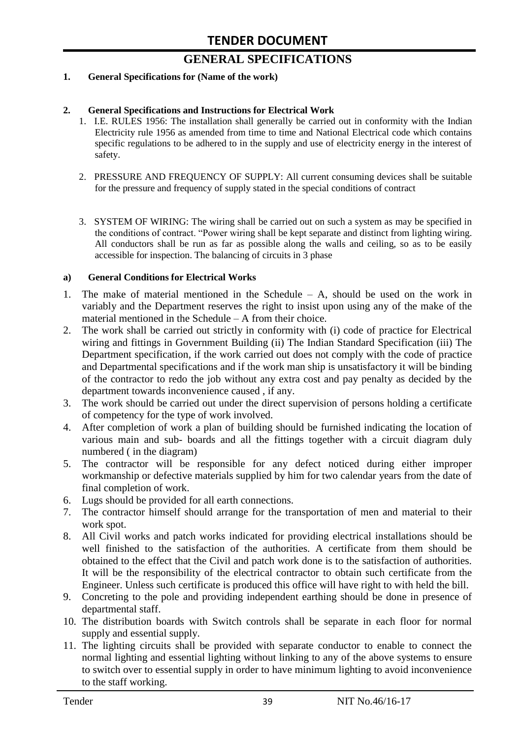# TENDER DOCUMENT

## GENERAL SPECIFICATIONS

**1. General Specifications for (Name of the work)**

**2. General Specifications and Instructions for Electrical Work**

1. I.E. RULES 1956: The installation shall generally be carried out in conformity with the Indian Electricity rule 1956 as amended from time to time and National Electrical code which contains specific regulations to be adhered to in the supply and use of electricity energy in the interest of safety.

2. PRESSURE AND FREQUENCY OF SUPPLY: All current consuming devices shall be suitable for the pressure and frequency of supply stated in the special conditions of contract

3. SYSTEM OF WIRING: The wiring shall be carried out on such a system as may be specified in the conditions of contract. "Power wiring shall be kept separate and distinct from lighting wiring. All conductors shall be run as far as possible along the walls and ceiling, so as to be easily accessible for inspection. The balancing of circuits in 3 phase

**a) General Conditions for Electrical Works**

1. The make of material mentioned in the Schedule – A, should be used on the work in variably and the Department reserves the right to insist upon using any of the make of the material mentioned in the Schedule – A from their choice.
2. The work shall be carried out strictly in conformity with (i) code of practice for Electrical wiring and fittings in Government Building (ii) The Indian Standard Specification (iii) The Department specification, if the work carried out does not comply with the code of practice and Departmental specifications and if the work man ship is unsatisfactory it will be binding of the contractor to redo the job without any extra cost and pay penalty as decided by the department towards inconvenience caused , if any.
3. The work should be carried out under the direct supervision of persons holding a certificate of competency for the type of work involved.
4. After completion of work a plan of building should be furnished indicating the location of various main and sub- boards and all the fittings together with a circuit diagram duly numbered ( in the diagram)
5. The contractor will be responsible for any defect noticed during either improper workmanship or defective materials supplied by him for two calendar years from the date of final completion of work.
6. Lugs should be provided for all earth connections.
7. The contractor himself should arrange for the transportation of men and material to their work spot.
8. All Civil works and patch works indicated for providing electrical installations should be well finished to the satisfaction of the authorities. A certificate from them should be obtained to the effect that the Civil and patch work done is to the satisfaction of authorities. It will be the responsibility of the electrical contractor to obtain such certificate from the Engineer. Unless such certificate is produced this office will have right to with held the bill.
9. Concreting to the pole and providing independent earthing should be done in presence of departmental staff.
10. The distribution boards with Switch controls shall be separate in each floor for normal supply and essential supply.
11. The lighting circuits shall be provided with separate conductor to enable to connect the normal lighting and essential lighting without linking to any of the above systems to ensure to switch over to essential supply in order to have minimum lighting to avoid inconvenience to the staff working.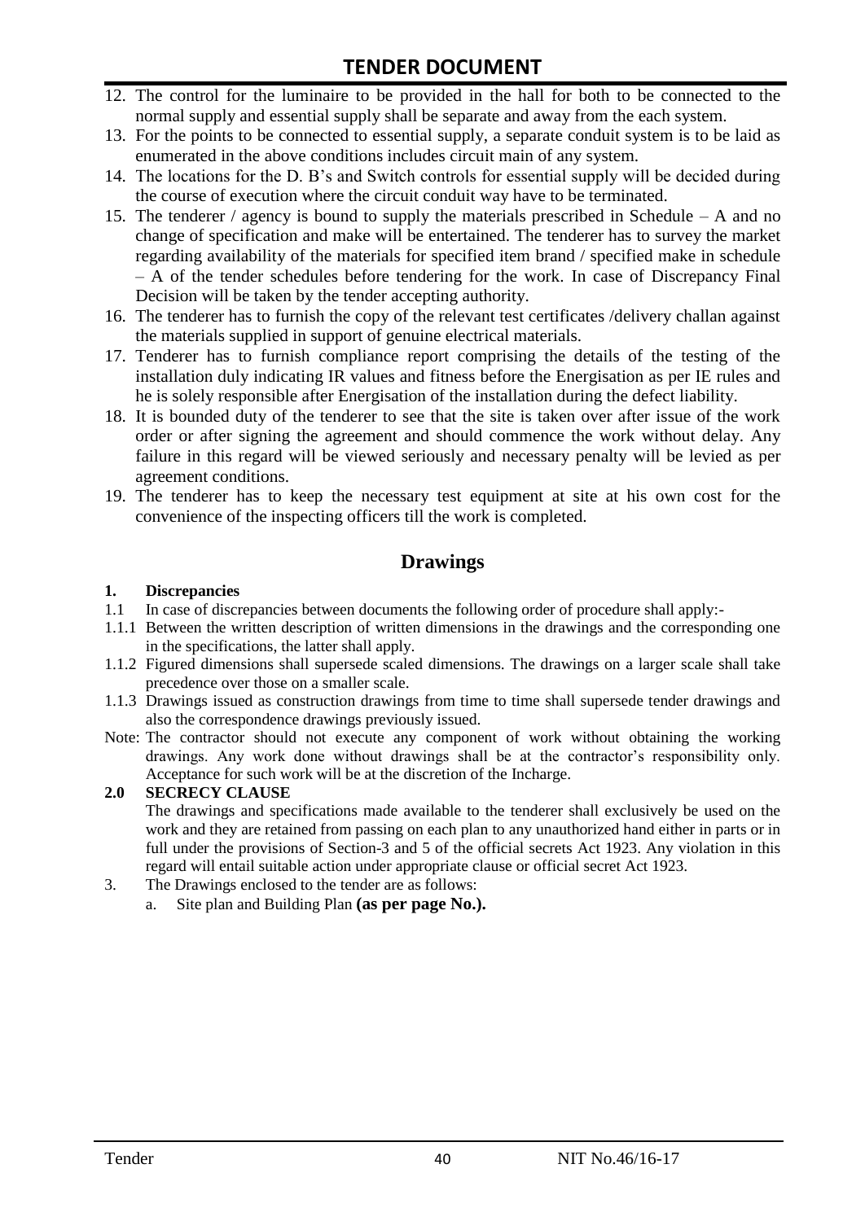12. The control for the luminaire to be provided in the hall for both to be connected to the normal supply and essential supply shall be separate and away from the each system.
13. For the points to be connected to essential supply, a separate conduit system is to be laid as enumerated in the above conditions includes circuit main of any system.
14. The locations for the D. B's and Switch controls for essential supply will be decided during the course of execution where the circuit conduit way have to be terminated.
15. The tenderer / agency is bound to supply the materials prescribed in Schedule – A and no change of specification and make will be entertained. The tenderer has to survey the market regarding availability of the materials for specified item brand / specified make in schedule – A of the tender schedules before tendering for the work. In case of Discrepancy Final Decision will be taken by the tender accepting authority.
16. The tenderer has to furnish the copy of the relevant test certificates /delivery challan against the materials supplied in support of genuine electrical materials.
17. Tenderer has to furnish compliance report comprising the details of the testing of the installation duly indicating IR values and fitness before the Energisation as per IE rules and he is solely responsible after Energisation of the installation during the defect liability.
18. It is bounded duty of the tenderer to see that the site is taken over after issue of the work order or after signing the agreement and should commence the work without delay. Any failure in this regard will be viewed seriously and necessary penalty will be levied as per agreement conditions.
19. The tenderer has to keep the necessary test equipment at site at his own cost for the convenience of the inspecting officers till the work is completed.

## Drawings

**1. Discrepancies**

1.1 In case of discrepancies between documents the following order of procedure shall apply:-

1.1.1 Between the written description of written dimensions in the drawings and the corresponding one in the specifications, the latter shall apply.

1.1.2 Figured dimensions shall supersede scaled dimensions. The drawings on a larger scale shall take precedence over those on a smaller scale.

1.1.3 Drawings issued as construction drawings from time to time shall supersede tender drawings and also the correspondence drawings previously issued.

Note: The contractor should not execute any component of work without obtaining the working drawings. Any work done without drawings shall be at the contractor's responsibility only. Acceptance for such work will be at the discretion of the Incharge.

**2.0 SECRECY CLAUSE**

The drawings and specifications made available to the tenderer shall exclusively be used on the work and they are retained from passing on each plan to any unauthorized hand either in parts or in full under the provisions of Section-3 and 5 of the official secrets Act 1923. Any violation in this regard will entail suitable action under appropriate clause or official secret Act 1923.

3. The Drawings enclosed to the tender are as follows:
   a. Site plan and Building Plan **(as per page No.).**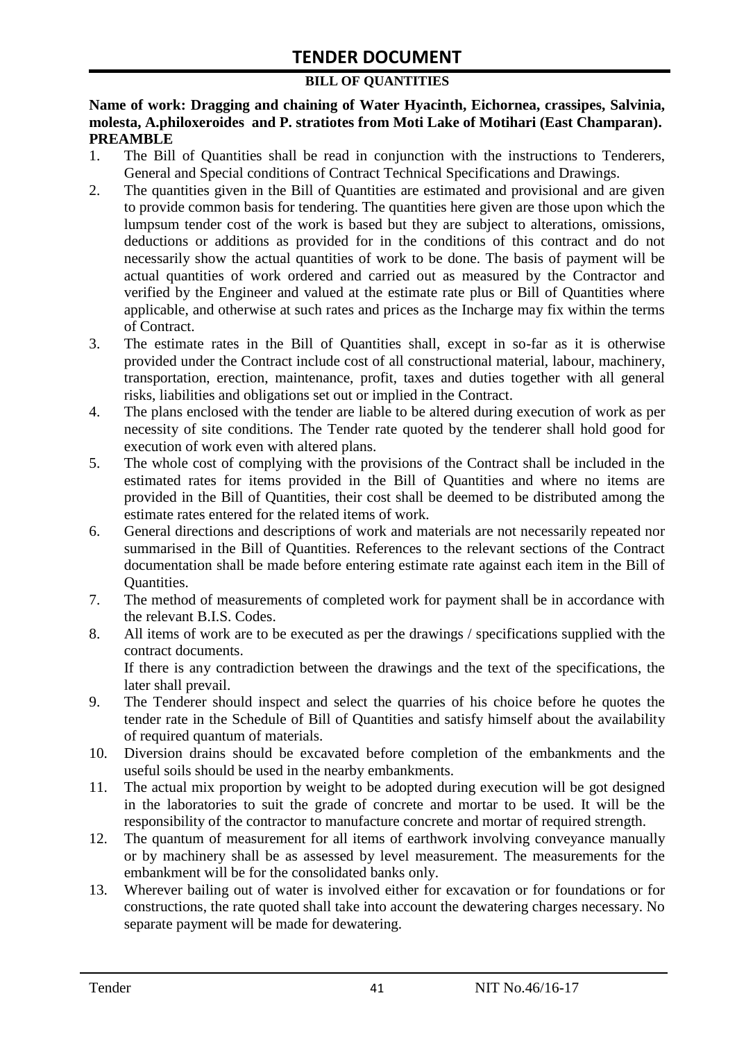# TENDER DOCUMENT

**BILL OF QUANTITIES**

**Name of work: Dragging and chaining of Water Hyacinth, Eichornea, crassipes, Salvinia, molesta, A.philoxeroides and P. stratiotes from Moti Lake of Motihari (East Champaran).**

**PREAMBLE**

1. The Bill of Quantities shall be read in conjunction with the instructions to Tenderers, General and Special conditions of Contract Technical Specifications and Drawings.
2. The quantities given in the Bill of Quantities are estimated and provisional and are given to provide common basis for tendering. The quantities here given are those upon which the lumpsum tender cost of the work is based but they are subject to alterations, omissions, deductions or additions as provided for in the conditions of this contract and do not necessarily show the actual quantities of work to be done. The basis of payment will be actual quantities of work ordered and carried out as measured by the Contractor and verified by the Engineer and valued at the estimate rate plus or Bill of Quantities where applicable, and otherwise at such rates and prices as the Incharge may fix within the terms of Contract.
3. The estimate rates in the Bill of Quantities shall, except in so-far as it is otherwise provided under the Contract include cost of all constructional material, labour, machinery, transportation, erection, maintenance, profit, taxes and duties together with all general risks, liabilities and obligations set out or implied in the Contract.
4. The plans enclosed with the tender are liable to be altered during execution of work as per necessity of site conditions. The Tender rate quoted by the tenderer shall hold good for execution of work even with altered plans.
5. The whole cost of complying with the provisions of the Contract shall be included in the estimated rates for items provided in the Bill of Quantities and where no items are provided in the Bill of Quantities, their cost shall be deemed to be distributed among the estimate rates entered for the related items of work.
6. General directions and descriptions of work and materials are not necessarily repeated nor summarised in the Bill of Quantities. References to the relevant sections of the Contract documentation shall be made before entering estimate rate against each item in the Bill of Quantities.
7. The method of measurements of completed work for payment shall be in accordance with the relevant B.I.S. Codes.
8. All items of work are to be executed as per the drawings / specifications supplied with the contract documents.

   If there is any contradiction between the drawings and the text of the specifications, the later shall prevail.
9. The Tenderer should inspect and select the quarries of his choice before he quotes the tender rate in the Schedule of Bill of Quantities and satisfy himself about the availability of required quantum of materials.
10. Diversion drains should be excavated before completion of the embankments and the useful soils should be used in the nearby embankments.
11. The actual mix proportion by weight to be adopted during execution will be got designed in the laboratories to suit the grade of concrete and mortar to be used. It will be the responsibility of the contractor to manufacture concrete and mortar of required strength.
12. The quantum of measurement for all items of earthwork involving conveyance manually or by machinery shall be as assessed by level measurement. The measurements for the embankment will be for the consolidated banks only.
13. Wherever bailing out of water is involved either for excavation or for foundations or for constructions, the rate quoted shall take into account the dewatering charges necessary. No separate payment will be made for dewatering.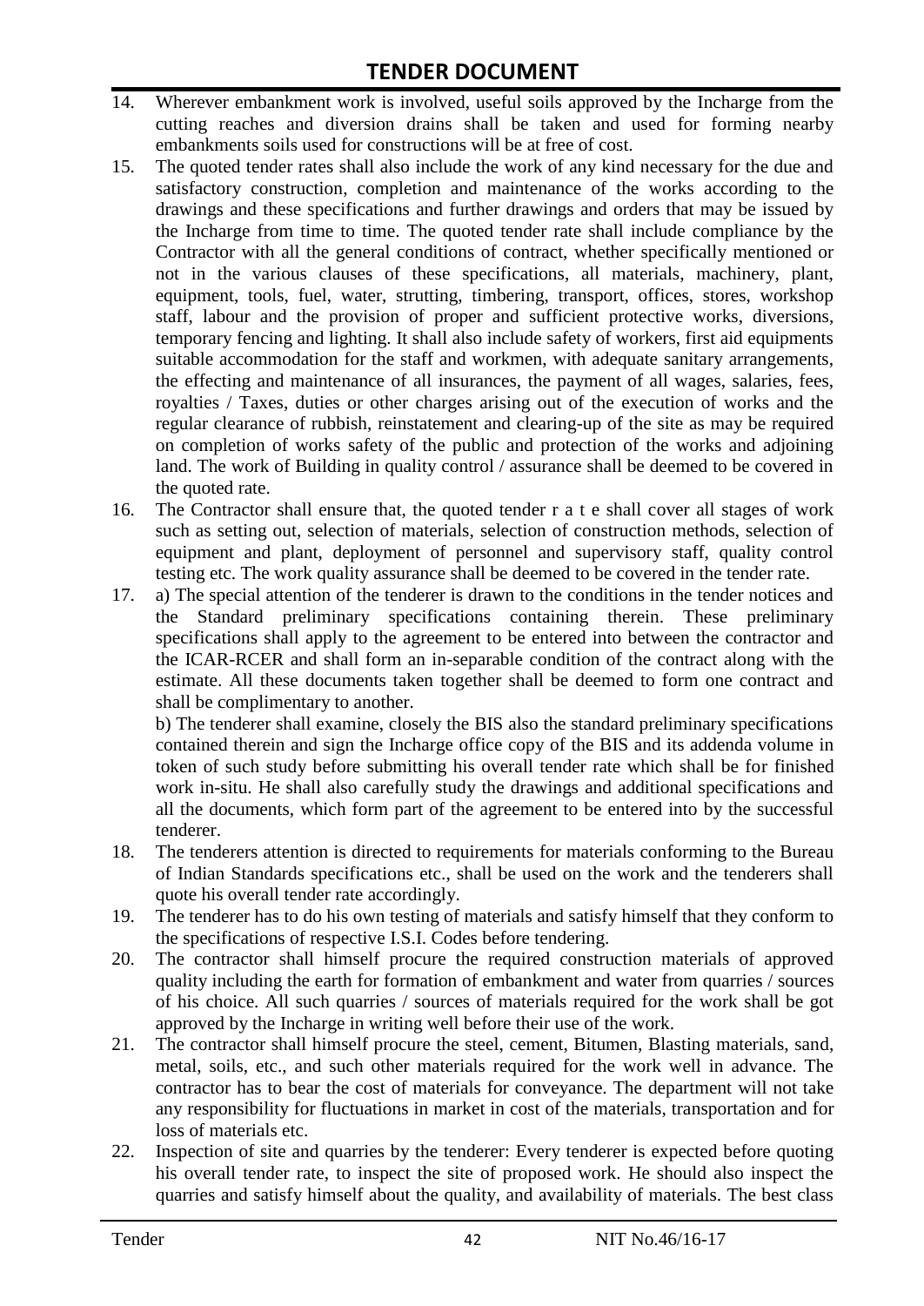14. Wherever embankment work is involved, useful soils approved by the Incharge from the cutting reaches and diversion drains shall be taken and used for forming nearby embankments soils used for constructions will be at free of cost.
15. The quoted tender rates shall also include the work of any kind necessary for the due and satisfactory construction, completion and maintenance of the works according to the drawings and these specifications and further drawings and orders that may be issued by the Incharge from time to time. The quoted tender rate shall include compliance by the Contractor with all the general conditions of contract, whether specifically mentioned or not in the various clauses of these specifications, all materials, machinery, plant, equipment, tools, fuel, water, strutting, timbering, transport, offices, stores, workshop staff, labour and the provision of proper and sufficient protective works, diversions, temporary fencing and lighting. It shall also include safety of workers, first aid equipments suitable accommodation for the staff and workmen, with adequate sanitary arrangements, the effecting and maintenance of all insurances, the payment of all wages, salaries, fees, royalties / Taxes, duties or other charges arising out of the execution of works and the regular clearance of rubbish, reinstatement and clearing-up of the site as may be required on completion of works safety of the public and protection of the works and adjoining land. The work of Building in quality control / assurance shall be deemed to be covered in the quoted rate.
16. The Contractor shall ensure that, the quoted tender r a t e shall cover all stages of work such as setting out, selection of materials, selection of construction methods, selection of equipment and plant, deployment of personnel and supervisory staff, quality control testing etc. The work quality assurance shall be deemed to be covered in the tender rate.
17. a) The special attention of the tenderer is drawn to the conditions in the tender notices and the Standard preliminary specifications containing therein. These preliminary specifications shall apply to the agreement to be entered into between the contractor and the ICAR-RCER and shall form an in-separable condition of the contract along with the estimate. All these documents taken together shall be deemed to form one contract and shall be complimentary to another.

    b) The tenderer shall examine, closely the BIS also the standard preliminary specifications contained therein and sign the Incharge office copy of the BIS and its addenda volume in token of such study before submitting his overall tender rate which shall be for finished work in-situ. He shall also carefully study the drawings and additional specifications and all the documents, which form part of the agreement to be entered into by the successful tenderer.
18. The tenderers attention is directed to requirements for materials conforming to the Bureau of Indian Standards specifications etc., shall be used on the work and the tenderers shall quote his overall tender rate accordingly.
19. The tenderer has to do his own testing of materials and satisfy himself that they conform to the specifications of respective I.S.I. Codes before tendering.
20. The contractor shall himself procure the required construction materials of approved quality including the earth for formation of embankment and water from quarries / sources of his choice. All such quarries / sources of materials required for the work shall be got approved by the Incharge in writing well before their use of the work.
21. The contractor shall himself procure the steel, cement, Bitumen, Blasting materials, sand, metal, soils, etc., and such other materials required for the work well in advance. The contractor has to bear the cost of materials for conveyance. The department will not take any responsibility for fluctuations in market in cost of the materials, transportation and for loss of materials etc.
22. Inspection of site and quarries by the tenderer: Every tenderer is expected before quoting his overall tender rate, to inspect the site of proposed work. He should also inspect the quarries and satisfy himself about the quality, and availability of materials. The best class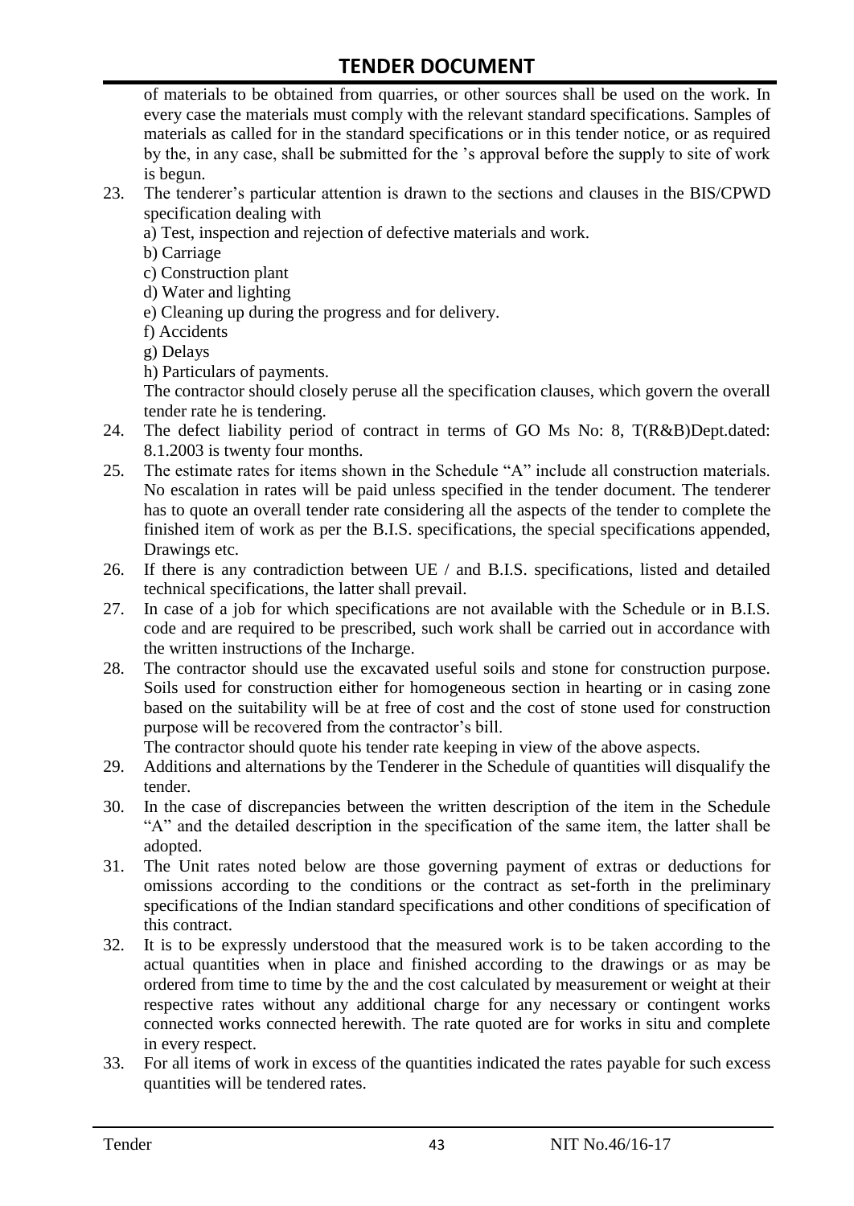of materials to be obtained from quarries, or other sources shall be used on the work. In every case the materials must comply with the relevant standard specifications. Samples of materials as called for in the standard specifications or in this tender notice, or as required by the, in any case, shall be submitted for the 's approval before the supply to site of work is begun.

23. The tenderer's particular attention is drawn to the sections and clauses in the BIS/CPWD specification dealing with
    a) Test, inspection and rejection of defective materials and work.
    b) Carriage
    c) Construction plant
    d) Water and lighting
    e) Cleaning up during the progress and for delivery.
    f) Accidents
    g) Delays
    h) Particulars of payments.

    The contractor should closely peruse all the specification clauses, which govern the overall tender rate he is tendering.
24. The defect liability period of contract in terms of GO Ms No: 8, T(R&B)Dept.dated: 8.1.2003 is twenty four months.
25. The estimate rates for items shown in the Schedule "A" include all construction materials. No escalation in rates will be paid unless specified in the tender document. The tenderer has to quote an overall tender rate considering all the aspects of the tender to complete the finished item of work as per the B.I.S. specifications, the special specifications appended, Drawings etc.
26. If there is any contradiction between UE / and B.I.S. specifications, listed and detailed technical specifications, the latter shall prevail.
27. In case of a job for which specifications are not available with the Schedule or in B.I.S. code and are required to be prescribed, such work shall be carried out in accordance with the written instructions of the Incharge.
28. The contractor should use the excavated useful soils and stone for construction purpose. Soils used for construction either for homogeneous section in hearting or in casing zone based on the suitability will be at free of cost and the cost of stone used for construction purpose will be recovered from the contractor's bill.

    The contractor should quote his tender rate keeping in view of the above aspects.
29. Additions and alternations by the Tenderer in the Schedule of quantities will disqualify the tender.
30. In the case of discrepancies between the written description of the item in the Schedule "A" and the detailed description in the specification of the same item, the latter shall be adopted.
31. The Unit rates noted below are those governing payment of extras or deductions for omissions according to the conditions or the contract as set-forth in the preliminary specifications of the Indian standard specifications and other conditions of specification of this contract.
32. It is to be expressly understood that the measured work is to be taken according to the actual quantities when in place and finished according to the drawings or as may be ordered from time to time by the and the cost calculated by measurement or weight at their respective rates without any additional charge for any necessary or contingent works connected works connected herewith. The rate quoted are for works in situ and complete in every respect.
33. For all items of work in excess of the quantities indicated the rates payable for such excess quantities will be tendered rates.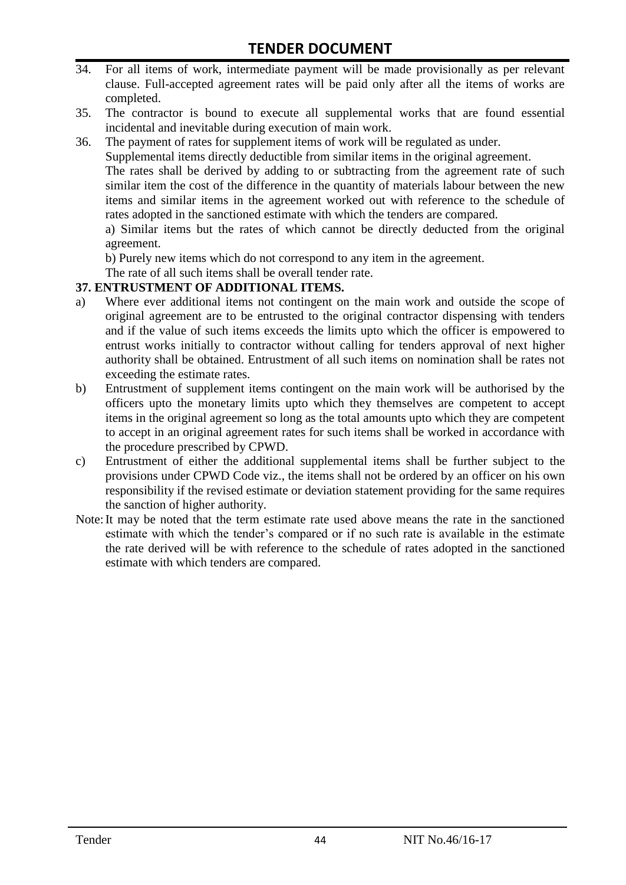34. For all items of work, intermediate payment will be made provisionally as per relevant clause. Full-accepted agreement rates will be paid only after all the items of works are completed.
35. The contractor is bound to execute all supplemental works that are found essential incidental and inevitable during execution of main work.
36. The payment of rates for supplement items of work will be regulated as under.

    Supplemental items directly deductible from similar items in the original agreement.

    The rates shall be derived by adding to or subtracting from the agreement rate of such similar item the cost of the difference in the quantity of materials labour between the new items and similar items in the agreement worked out with reference to the schedule of rates adopted in the sanctioned estimate with which the tenders are compared.

    a) Similar items but the rates of which cannot be directly deducted from the original agreement.

    b) Purely new items which do not correspond to any item in the agreement.

    The rate of all such items shall be overall tender rate.

**37. ENTRUSTMENT OF ADDITIONAL ITEMS.**

a) Where ever additional items not contingent on the main work and outside the scope of original agreement are to be entrusted to the original contractor dispensing with tenders and if the value of such items exceeds the limits upto which the officer is empowered to entrust works initially to contractor without calling for tenders approval of next higher authority shall be obtained. Entrustment of all such items on nomination shall be rates not exceeding the estimate rates.

b) Entrustment of supplement items contingent on the main work will be authorised by the officers upto the monetary limits upto which they themselves are competent to accept items in the original agreement so long as the total amounts upto which they are competent to accept in an original agreement rates for such items shall be worked in accordance with the procedure prescribed by CPWD.

c) Entrustment of either the additional supplemental items shall be further subject to the provisions under CPWD Code viz., the items shall not be ordered by an officer on his own responsibility if the revised estimate or deviation statement providing for the same requires the sanction of higher authority.

Note: It may be noted that the term estimate rate used above means the rate in the sanctioned estimate with which the tender's compared or if no such rate is available in the estimate the rate derived will be with reference to the schedule of rates adopted in the sanctioned estimate with which tenders are compared.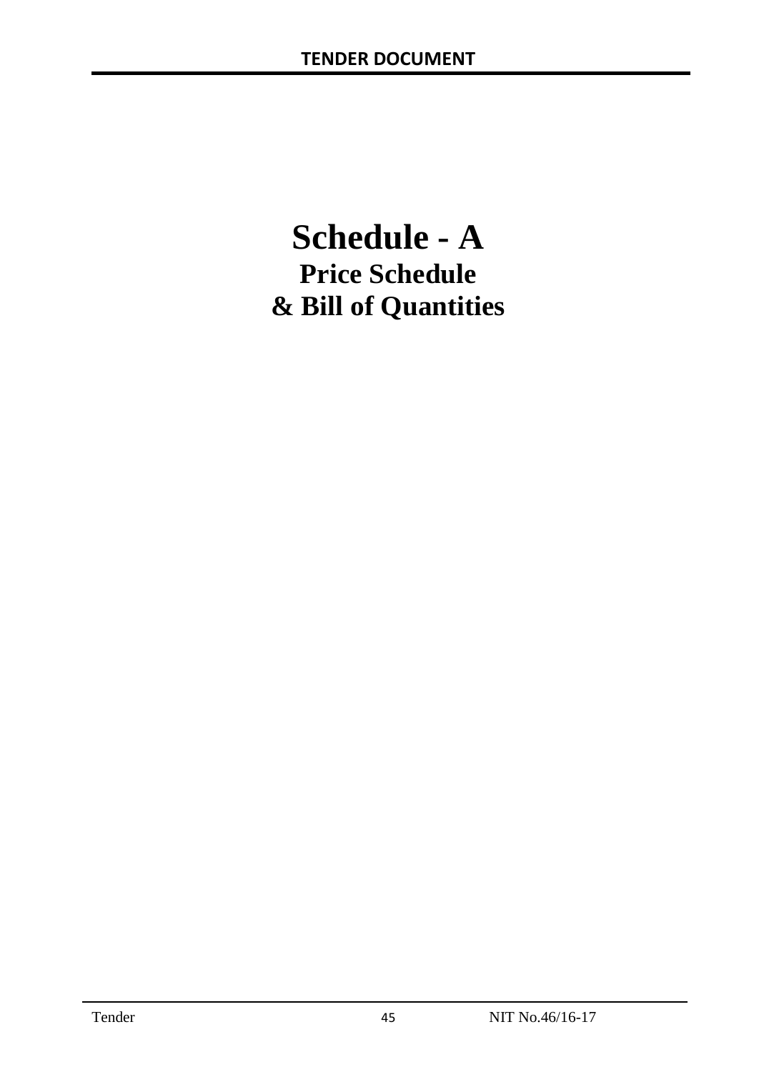# Schedule - A

## Price Schedule

## & Bill of Quantities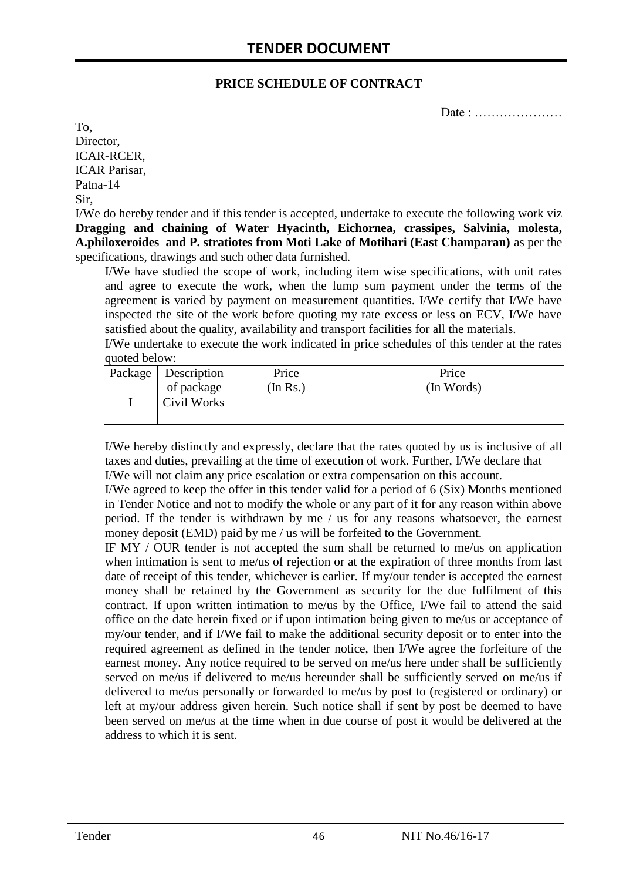# TENDER DOCUMENT

**PRICE SCHEDULE OF CONTRACT**

Date : …………………

To,
Director,
ICAR-RCER,
ICAR Parisar,
Patna-14
Sir,

I/We do hereby tender and if this tender is accepted, undertake to execute the following work viz **Dragging and chaining of Water Hyacinth, Eichornea, crassipes, Salvinia, molesta, A.philoxeroides and P. stratiotes from Moti Lake of Motihari (East Champaran)** as per the specifications, drawings and such other data furnished.

I/We have studied the scope of work, including item wise specifications, with unit rates and agree to execute the work, when the lump sum payment under the terms of the agreement is varied by payment on measurement quantities. I/We certify that I/We have inspected the site of the work before quoting my rate excess or less on ECV, I/We have satisfied about the quality, availability and transport facilities for all the materials.

I/We undertake to execute the work indicated in price schedules of this tender at the rates quoted below:

| Package | Description of package | Price (In Rs.) | Price (In Words) |
|---|---|---|---|
| I | Civil Works | | |

I/We hereby distinctly and expressly, declare that the rates quoted by us is inclusive of all taxes and duties, prevailing at the time of execution of work. Further, I/We declare that I/We will not claim any price escalation or extra compensation on this account.

I/We agreed to keep the offer in this tender valid for a period of 6 (Six) Months mentioned in Tender Notice and not to modify the whole or any part of it for any reason within above period. If the tender is withdrawn by me / us for any reasons whatsoever, the earnest money deposit (EMD) paid by me / us will be forfeited to the Government.

IF MY / OUR tender is not accepted the sum shall be returned to me/us on application when intimation is sent to me/us of rejection or at the expiration of three months from last date of receipt of this tender, whichever is earlier. If my/our tender is accepted the earnest money shall be retained by the Government as security for the due fulfilment of this contract. If upon written intimation to me/us by the Office, I/We fail to attend the said office on the date herein fixed or if upon intimation being given to me/us or acceptance of my/our tender, and if I/We fail to make the additional security deposit or to enter into the required agreement as defined in the tender notice, then I/We agree the forfeiture of the earnest money. Any notice required to be served on me/us here under shall be sufficiently served on me/us if delivered to me/us hereunder shall be sufficiently served on me/us if delivered to me/us personally or forwarded to me/us by post to (registered or ordinary) or left at my/our address given herein. Such notice shall if sent by post be deemed to have been served on me/us at the time when in due course of post it would be delivered at the address to which it is sent.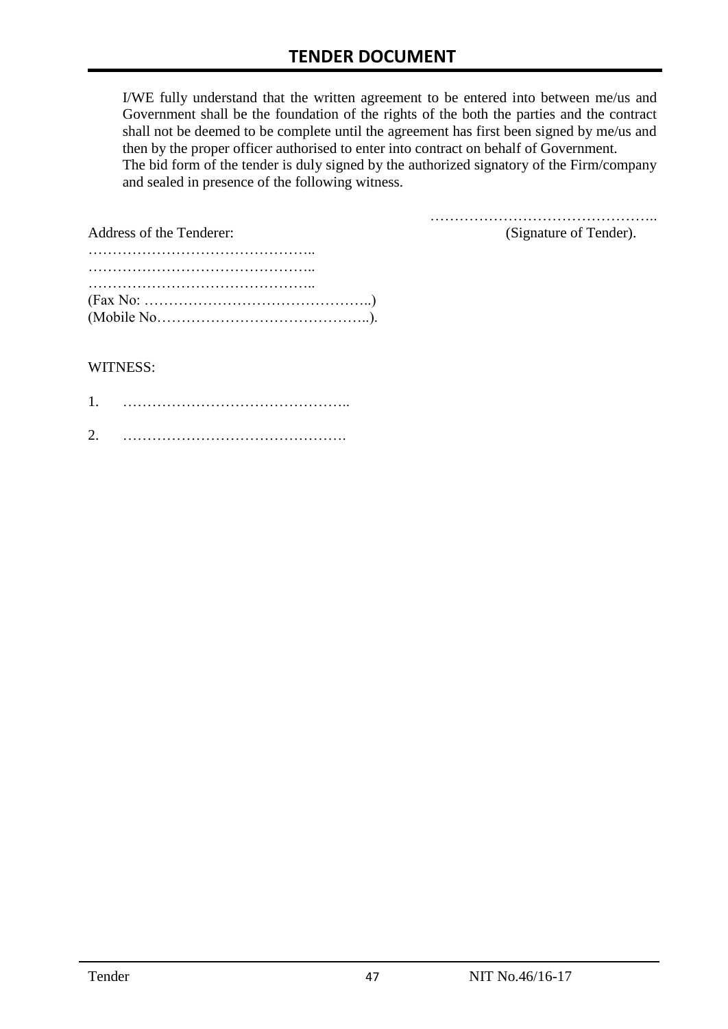I/WE fully understand that the written agreement to be entered into between me/us and Government shall be the foundation of the rights of the both the parties and the contract shall not be deemed to be complete until the agreement has first been signed by me/us and then by the proper officer authorised to enter into contract on behalf of Government.
The bid form of the tender is duly signed by the authorized signatory of the Firm/company and sealed in presence of the following witness.

………………………………………..
(Signature of Tender).

Address of the Tenderer:
………………………………………..
………………………………………..
………………………………………..
(Fax No: ………………………………………..)
(Mobile No……………………………………..).

WITNESS:

1. ………………………………………..

2. ……………………………………….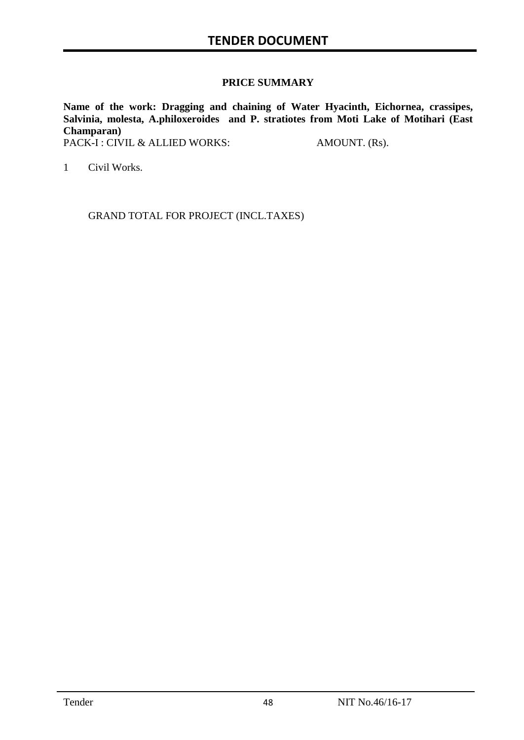## PRICE SUMMARY

**Name of the work: Dragging and chaining of Water Hyacinth, Eichornea, crassipes, Salvinia, molesta, A.philoxeroides and P. stratiotes from Moti Lake of Motihari (East Champaran)**

| PACK-I : CIVIL & ALLIED WORKS: | AMOUNT. (Rs). |
|---|---|
| 1 Civil Works. | |
| GRAND TOTAL FOR PROJECT (INCL.TAXES) | |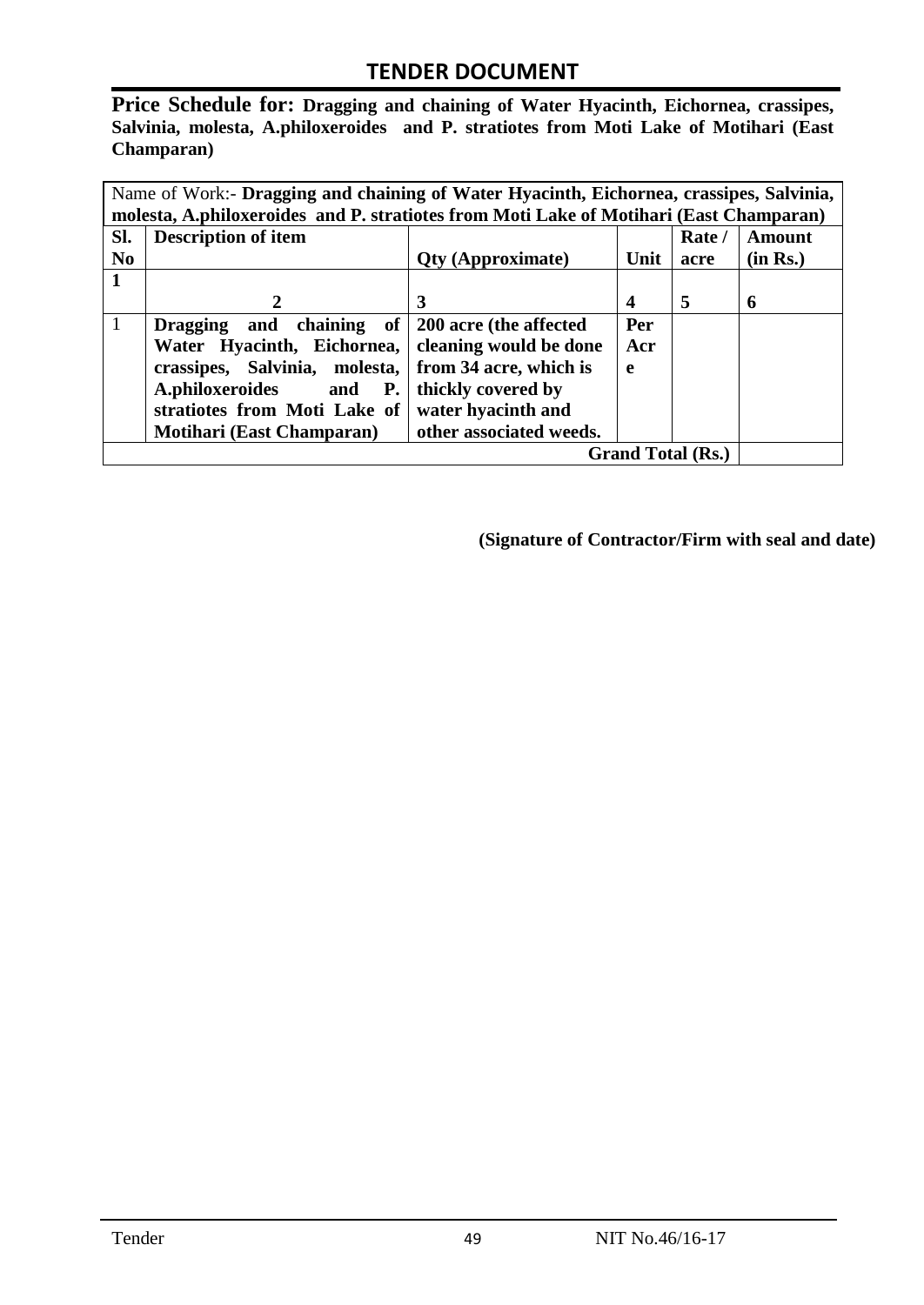## TENDER DOCUMENT

**Price Schedule for: Dragging and chaining of Water Hyacinth, Eichornea, crassipes, Salvinia, molesta, A.philoxeroides and P. stratiotes from Moti Lake of Motihari (East Champaran)**

| Name of Work:- **Dragging and chaining of Water Hyacinth, Eichornea, crassipes, Salvinia, molesta, A.philoxeroides and P. stratiotes from Moti Lake of Motihari (East Champaran)** | | | | | |
|---|---|---|---|---|---|
| **Sl. No** | **Description of item** | **Qty (Approximate)** | **Unit** | **Rate / acre** | **Amount (in Rs.)** |
| **1** | **2** | **3** | **4** | **5** | **6** |
| 1 | **Dragging and chaining of Water Hyacinth, Eichornea, crassipes, Salvinia, molesta, A.philoxeroides and P. stratiotes from Moti Lake of Motihari (East Champaran)** | **200 acre (the affected cleaning would be done from 34 acre, which is thickly covered by water hyacinth and other associated weeds.** | **Per Acre** | | |
| | | | | **Grand Total (Rs.)** | |

**(Signature of Contractor/Firm with seal and date)**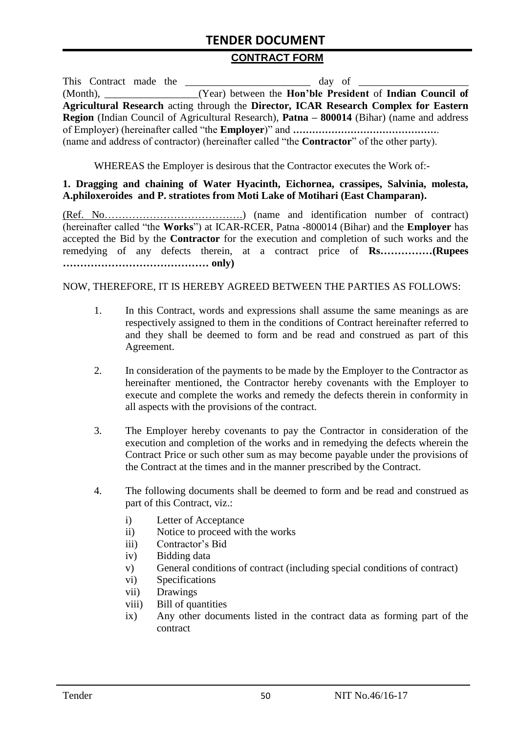## CONTRACT FORM

This Contract made the ________________________ day of ____________________ (Month), __________________(Year) between the **Hon'ble President** of **Indian Council of Agricultural Research** acting through the **Director, ICAR Research Complex for Eastern Region** (Indian Council of Agricultural Research), **Patna – 800014** (Bihar) (name and address of Employer) (hereinafter called "the **Employer**)" and **……………………………………….** (name and address of contractor) (hereinafter called "the **Contractor**" of the other party).

WHEREAS the Employer is desirous that the Contractor executes the Work of:-

**1. Dragging and chaining of Water Hyacinth, Eichornea, crassipes, Salvinia, molesta, A.philoxeroides and P. stratiotes from Moti Lake of Motihari (East Champaran).**

(Ref. No…………………………………) (name and identification number of contract) (hereinafter called "the **Works**") at ICAR-RCER, Patna -800014 (Bihar) and the **Employer** has accepted the Bid by the **Contractor** for the execution and completion of such works and the remedying of any defects therein, at a contract price of **Rs……………(Rupees …………………………………… only)**

NOW, THEREFORE, IT IS HEREBY AGREED BETWEEN THE PARTIES AS FOLLOWS:

1. In this Contract, words and expressions shall assume the same meanings as are respectively assigned to them in the conditions of Contract hereinafter referred to and they shall be deemed to form and be read and construed as part of this Agreement.

2. In consideration of the payments to be made by the Employer to the Contractor as hereinafter mentioned, the Contractor hereby covenants with the Employer to execute and complete the works and remedy the defects therein in conformity in all aspects with the provisions of the contract.

3. The Employer hereby covenants to pay the Contractor in consideration of the execution and completion of the works and in remedying the defects wherein the Contract Price or such other sum as may become payable under the provisions of the Contract at the times and in the manner prescribed by the Contract.

4. The following documents shall be deemed to form and be read and construed as part of this Contract, viz.:
   i) Letter of Acceptance
   ii) Notice to proceed with the works
   iii) Contractor's Bid
   iv) Bidding data
   v) General conditions of contract (including special conditions of contract)
   vi) Specifications
   vii) Drawings
   viii) Bill of quantities
   ix) Any other documents listed in the contract data as forming part of the contract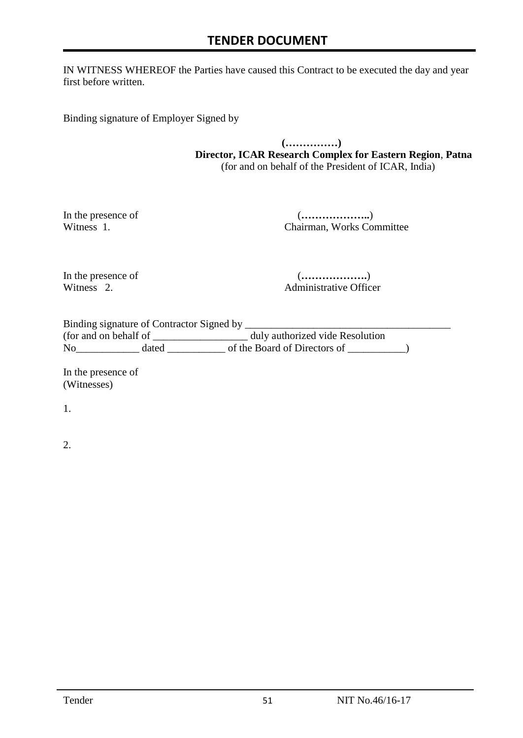IN WITNESS WHEREOF the Parties have caused this Contract to be executed the day and year first before written.

Binding signature of Employer Signed by

**(……………)**
**Director, ICAR Research Complex for Eastern Region**, **Patna**
(for and on behalf of the President of ICAR, India)

In the presence of
Witness 1.

(**………………..**)
Chairman, Works Committee

In the presence of
Witness 2.

(**……………….**)
Administrative Officer

Binding signature of Contractor Signed by _______________________________________
(for and on behalf of _________________ duly authorized vide Resolution
No____________ dated ___________ of the Board of Directors of ___________)

In the presence of
(Witnesses)

1.

2.